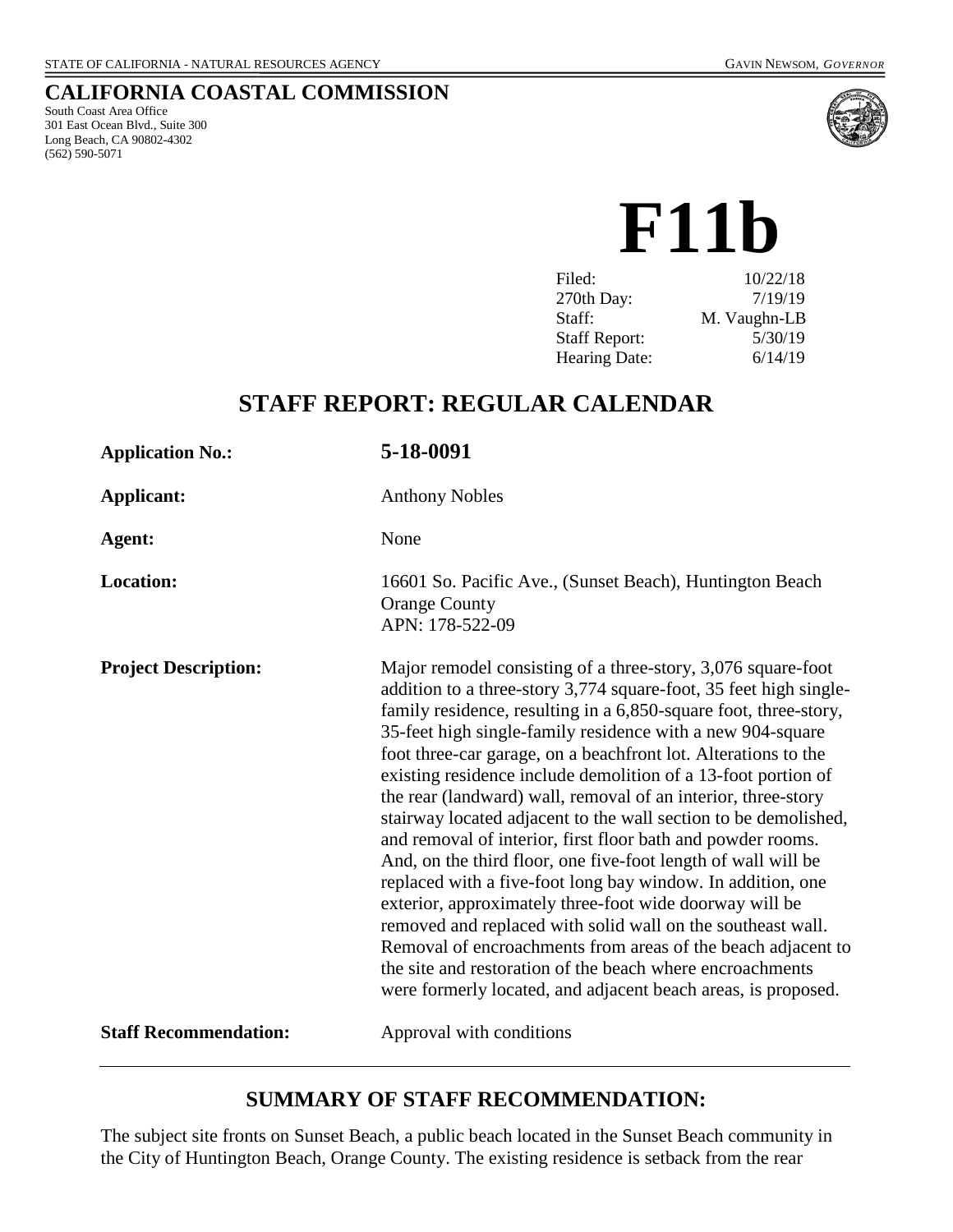STATE OF CALIFORNIA - NATURAL RESOURCES AGENCY GAVIN NEWSOM, *GOVERNOR*

## CALIFORNIA COASTAL COMMISSION

South Coast Area Office
301 East Ocean Blvd., Suite 300
Long Beach, CA 90802-4302
(562) 590-5071

# F11b

| | |
|---|---|
| Filed: | 10/22/18 |
| 270th Day: | 7/19/19 |
| Staff: | M. Vaughn-LB |
| Staff Report: | 5/30/19 |
| Hearing Date: | 6/14/19 |

## STAFF REPORT: REGULAR CALENDAR

**Application No.:** **5-18-0091**

**Applicant:** Anthony Nobles

**Agent:** None

**Location:** 16601 So. Pacific Ave., (Sunset Beach), Huntington Beach Orange County APN: 178-522-09

**Project Description:** Major remodel consisting of a three-story, 3,076 square-foot addition to a three-story 3,774 square-foot, 35 feet high single-family residence, resulting in a 6,850-square foot, three-story, 35-feet high single-family residence with a new 904-square foot three-car garage, on a beachfront lot. Alterations to the existing residence include demolition of a 13-foot portion of the rear (landward) wall, removal of an interior, three-story stairway located adjacent to the wall section to be demolished, and removal of interior, first floor bath and powder rooms. And, on the third floor, one five-foot length of wall will be replaced with a five-foot long bay window. In addition, one exterior, approximately three-foot wide doorway will be removed and replaced with solid wall on the southeast wall. Removal of encroachments from areas of the beach adjacent to the site and restoration of the beach where encroachments were formerly located, and adjacent beach areas, is proposed.

**Staff Recommendation:** Approval with conditions

## SUMMARY OF STAFF RECOMMENDATION:

The subject site fronts on Sunset Beach, a public beach located in the Sunset Beach community in the City of Huntington Beach, Orange County. The existing residence is setback from the rear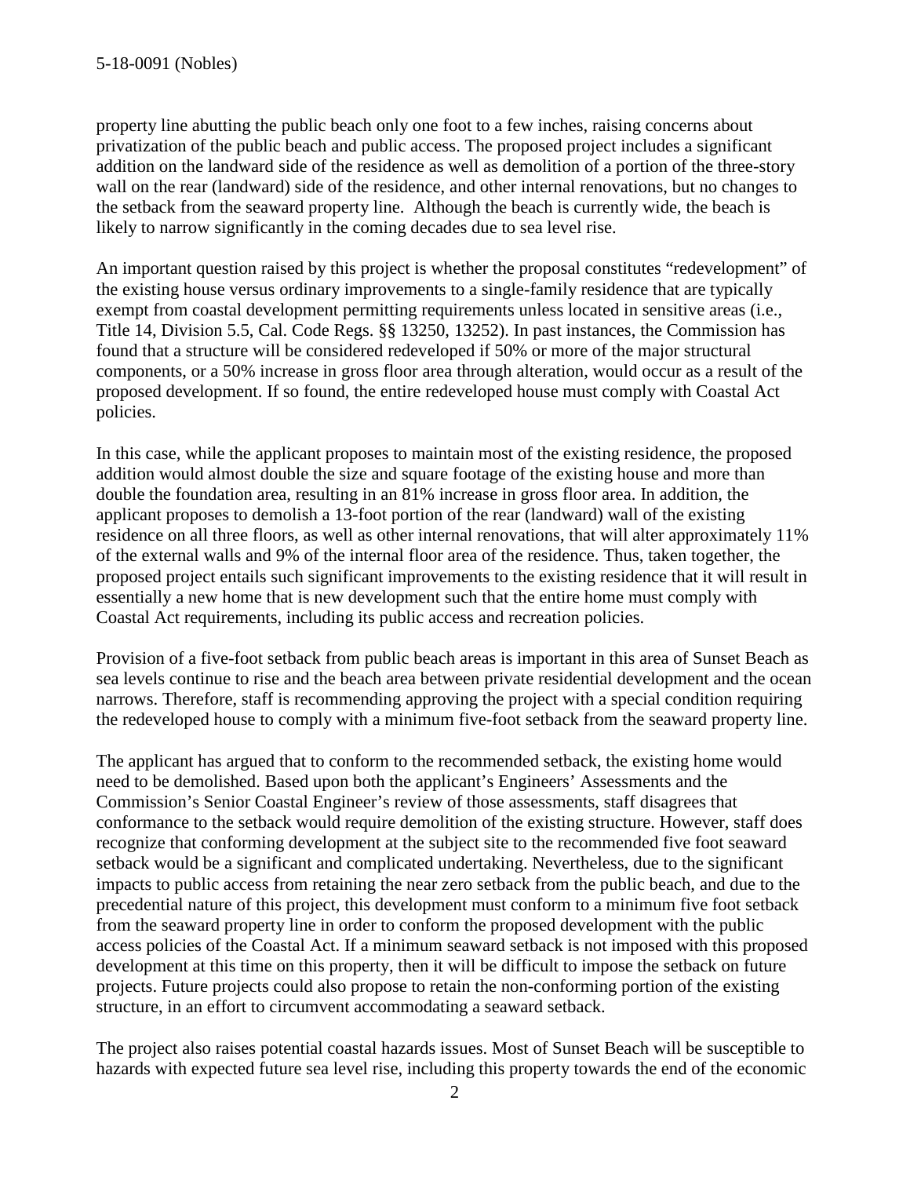property line abutting the public beach only one foot to a few inches, raising concerns about privatization of the public beach and public access. The proposed project includes a significant addition on the landward side of the residence as well as demolition of a portion of the three-story wall on the rear (landward) side of the residence, and other internal renovations, but no changes to the setback from the seaward property line. Although the beach is currently wide, the beach is likely to narrow significantly in the coming decades due to sea level rise.

An important question raised by this project is whether the proposal constitutes "redevelopment" of the existing house versus ordinary improvements to a single-family residence that are typically exempt from coastal development permitting requirements unless located in sensitive areas (i.e., Title 14, Division 5.5, Cal. Code Regs. §§ 13250, 13252). In past instances, the Commission has found that a structure will be considered redeveloped if 50% or more of the major structural components, or a 50% increase in gross floor area through alteration, would occur as a result of the proposed development. If so found, the entire redeveloped house must comply with Coastal Act policies.

In this case, while the applicant proposes to maintain most of the existing residence, the proposed addition would almost double the size and square footage of the existing house and more than double the foundation area, resulting in an 81% increase in gross floor area. In addition, the applicant proposes to demolish a 13-foot portion of the rear (landward) wall of the existing residence on all three floors, as well as other internal renovations, that will alter approximately 11% of the external walls and 9% of the internal floor area of the residence. Thus, taken together, the proposed project entails such significant improvements to the existing residence that it will result in essentially a new home that is new development such that the entire home must comply with Coastal Act requirements, including its public access and recreation policies.

Provision of a five-foot setback from public beach areas is important in this area of Sunset Beach as sea levels continue to rise and the beach area between private residential development and the ocean narrows. Therefore, staff is recommending approving the project with a special condition requiring the redeveloped house to comply with a minimum five-foot setback from the seaward property line.

The applicant has argued that to conform to the recommended setback, the existing home would need to be demolished. Based upon both the applicant's Engineers' Assessments and the Commission's Senior Coastal Engineer's review of those assessments, staff disagrees that conformance to the setback would require demolition of the existing structure. However, staff does recognize that conforming development at the subject site to the recommended five foot seaward setback would be a significant and complicated undertaking. Nevertheless, due to the significant impacts to public access from retaining the near zero setback from the public beach, and due to the precedential nature of this project, this development must conform to a minimum five foot setback from the seaward property line in order to conform the proposed development with the public access policies of the Coastal Act. If a minimum seaward setback is not imposed with this proposed development at this time on this property, then it will be difficult to impose the setback on future projects. Future projects could also propose to retain the non-conforming portion of the existing structure, in an effort to circumvent accommodating a seaward setback.

The project also raises potential coastal hazards issues. Most of Sunset Beach will be susceptible to hazards with expected future sea level rise, including this property towards the end of the economic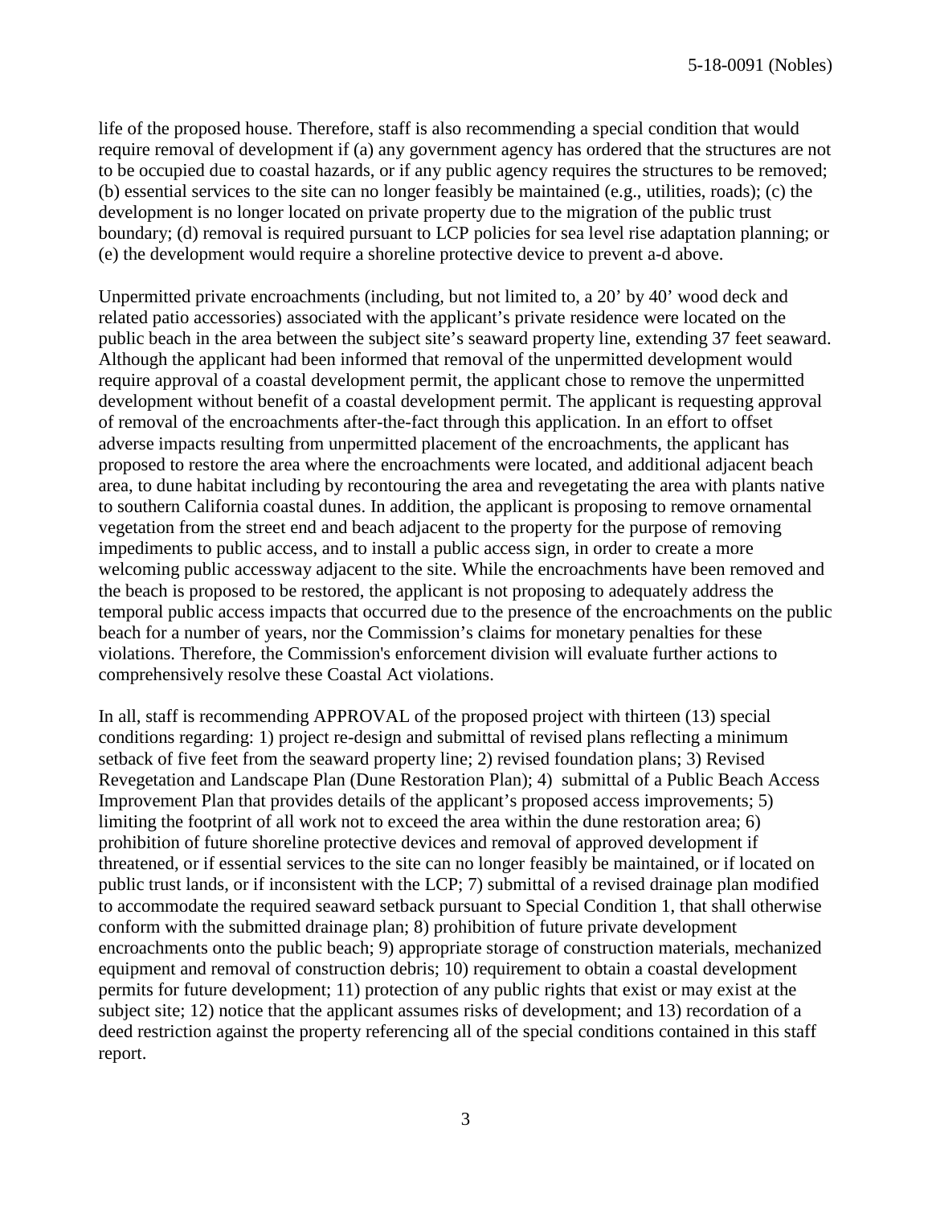life of the proposed house. Therefore, staff is also recommending a special condition that would require removal of development if (a) any government agency has ordered that the structures are not to be occupied due to coastal hazards, or if any public agency requires the structures to be removed; (b) essential services to the site can no longer feasibly be maintained (e.g., utilities, roads); (c) the development is no longer located on private property due to the migration of the public trust boundary; (d) removal is required pursuant to LCP policies for sea level rise adaptation planning; or (e) the development would require a shoreline protective device to prevent a-d above.

Unpermitted private encroachments (including, but not limited to, a 20' by 40' wood deck and related patio accessories) associated with the applicant's private residence were located on the public beach in the area between the subject site's seaward property line, extending 37 feet seaward. Although the applicant had been informed that removal of the unpermitted development would require approval of a coastal development permit, the applicant chose to remove the unpermitted development without benefit of a coastal development permit. The applicant is requesting approval of removal of the encroachments after-the-fact through this application. In an effort to offset adverse impacts resulting from unpermitted placement of the encroachments, the applicant has proposed to restore the area where the encroachments were located, and additional adjacent beach area, to dune habitat including by recontouring the area and revegetating the area with plants native to southern California coastal dunes. In addition, the applicant is proposing to remove ornamental vegetation from the street end and beach adjacent to the property for the purpose of removing impediments to public access, and to install a public access sign, in order to create a more welcoming public accessway adjacent to the site. While the encroachments have been removed and the beach is proposed to be restored, the applicant is not proposing to adequately address the temporal public access impacts that occurred due to the presence of the encroachments on the public beach for a number of years, nor the Commission's claims for monetary penalties for these violations. Therefore, the Commission's enforcement division will evaluate further actions to comprehensively resolve these Coastal Act violations.

In all, staff is recommending APPROVAL of the proposed project with thirteen (13) special conditions regarding: 1) project re-design and submittal of revised plans reflecting a minimum setback of five feet from the seaward property line; 2) revised foundation plans; 3) Revised Revegetation and Landscape Plan (Dune Restoration Plan); 4) submittal of a Public Beach Access Improvement Plan that provides details of the applicant's proposed access improvements; 5) limiting the footprint of all work not to exceed the area within the dune restoration area; 6) prohibition of future shoreline protective devices and removal of approved development if threatened, or if essential services to the site can no longer feasibly be maintained, or if located on public trust lands, or if inconsistent with the LCP; 7) submittal of a revised drainage plan modified to accommodate the required seaward setback pursuant to Special Condition 1, that shall otherwise conform with the submitted drainage plan; 8) prohibition of future private development encroachments onto the public beach; 9) appropriate storage of construction materials, mechanized equipment and removal of construction debris; 10) requirement to obtain a coastal development permits for future development; 11) protection of any public rights that exist or may exist at the subject site; 12) notice that the applicant assumes risks of development; and 13) recordation of a deed restriction against the property referencing all of the special conditions contained in this staff report.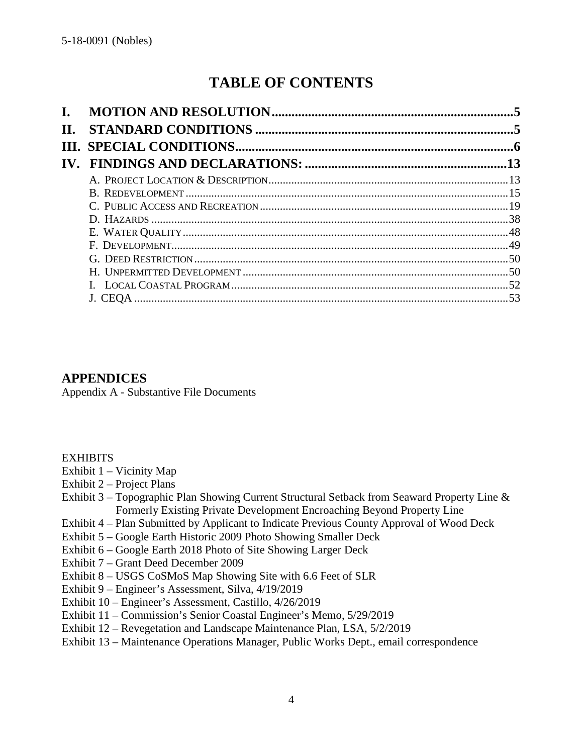# TABLE OF CONTENTS

**I. MOTION AND RESOLUTION** ........................................................................ 5
**II. STANDARD CONDITIONS** ........................................................................ 5
**III. SPECIAL CONDITIONS** ........................................................................ 6
**IV. FINDINGS AND DECLARATIONS:** ........................................................................ 13

- A. Project Location & Description ........................................................................ 13
- B. Redevelopment ........................................................................ 15
- C. Public Access and Recreation ........................................................................ 19
- D. Hazards ........................................................................ 38
- E. Water Quality ........................................................................ 48
- F. Development ........................................................................ 49
- G. Deed Restriction ........................................................................ 50
- H. Unpermitted Development ........................................................................ 50
- I. Local Coastal Program ........................................................................ 52
- J. CEQA ........................................................................ 53

## APPENDICES

Appendix A - Substantive File Documents

EXHIBITS

Exhibit 1 – Vicinity Map
Exhibit 2 – Project Plans
Exhibit 3 – Topographic Plan Showing Current Structural Setback from Seaward Property Line & Formerly Existing Private Development Encroaching Beyond Property Line
Exhibit 4 – Plan Submitted by Applicant to Indicate Previous County Approval of Wood Deck
Exhibit 5 – Google Earth Historic 2009 Photo Showing Smaller Deck
Exhibit 6 – Google Earth 2018 Photo of Site Showing Larger Deck
Exhibit 7 – Grant Deed December 2009
Exhibit 8 – USGS CoSMoS Map Showing Site with 6.6 Feet of SLR
Exhibit 9 – Engineer's Assessment, Silva, 4/19/2019
Exhibit 10 – Engineer's Assessment, Castillo, 4/26/2019
Exhibit 11 – Commission's Senior Coastal Engineer's Memo, 5/29/2019
Exhibit 12 – Revegetation and Landscape Maintenance Plan, LSA, 5/2/2019
Exhibit 13 – Maintenance Operations Manager, Public Works Dept., email correspondence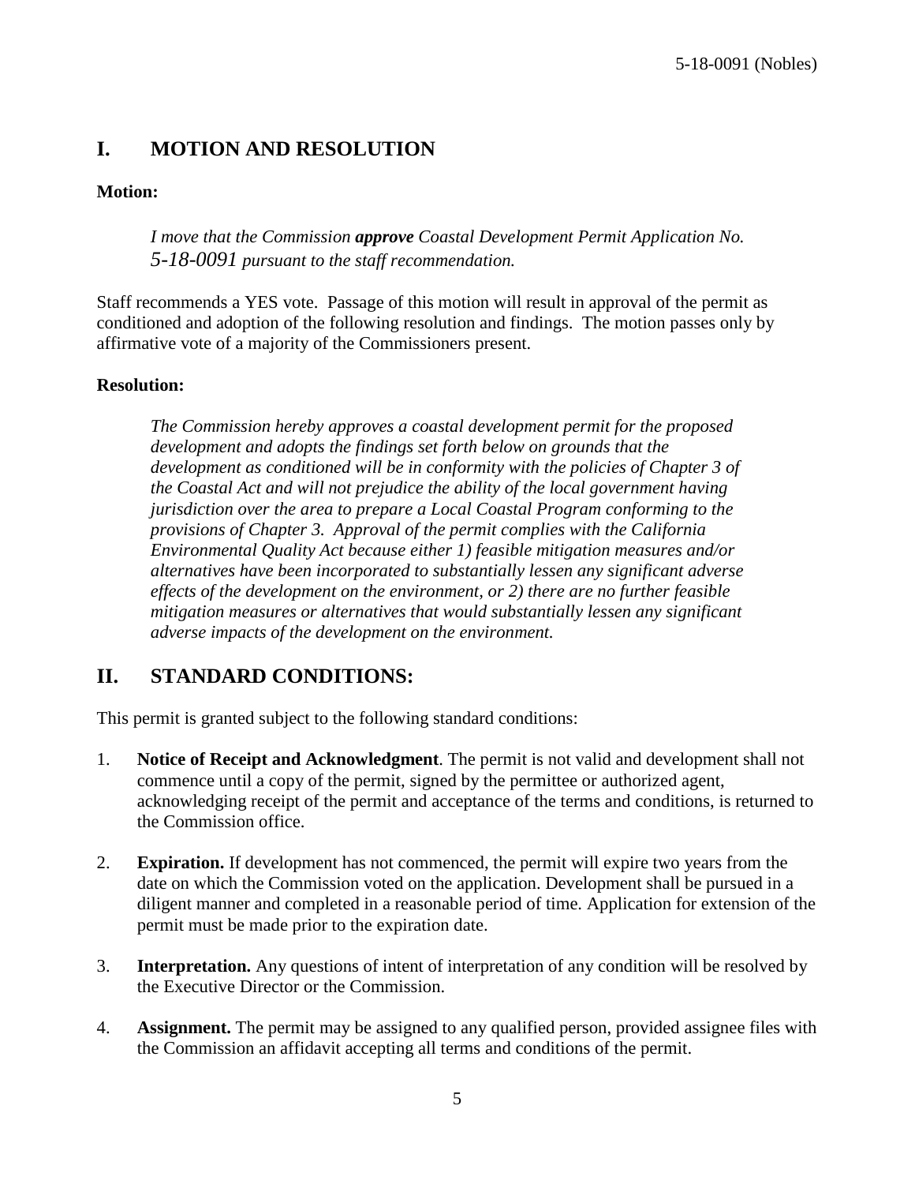## I. MOTION AND RESOLUTION

**Motion:**

> *I move that the Commission* ***approve*** *Coastal Development Permit Application No. 5-18-0091 pursuant to the staff recommendation.*

Staff recommends a YES vote. Passage of this motion will result in approval of the permit as conditioned and adoption of the following resolution and findings. The motion passes only by affirmative vote of a majority of the Commissioners present.

**Resolution:**

> *The Commission hereby approves a coastal development permit for the proposed development and adopts the findings set forth below on grounds that the development as conditioned will be in conformity with the policies of Chapter 3 of the Coastal Act and will not prejudice the ability of the local government having jurisdiction over the area to prepare a Local Coastal Program conforming to the provisions of Chapter 3. Approval of the permit complies with the California Environmental Quality Act because either 1) feasible mitigation measures and/or alternatives have been incorporated to substantially lessen any significant adverse effects of the development on the environment, or 2) there are no further feasible mitigation measures or alternatives that would substantially lessen any significant adverse impacts of the development on the environment.*

## II. STANDARD CONDITIONS:

This permit is granted subject to the following standard conditions:

1. **Notice of Receipt and Acknowledgment**. The permit is not valid and development shall not commence until a copy of the permit, signed by the permittee or authorized agent, acknowledging receipt of the permit and acceptance of the terms and conditions, is returned to the Commission office.

2. **Expiration.** If development has not commenced, the permit will expire two years from the date on which the Commission voted on the application. Development shall be pursued in a diligent manner and completed in a reasonable period of time. Application for extension of the permit must be made prior to the expiration date.

3. **Interpretation.** Any questions of intent of interpretation of any condition will be resolved by the Executive Director or the Commission.

4. **Assignment.** The permit may be assigned to any qualified person, provided assignee files with the Commission an affidavit accepting all terms and conditions of the permit.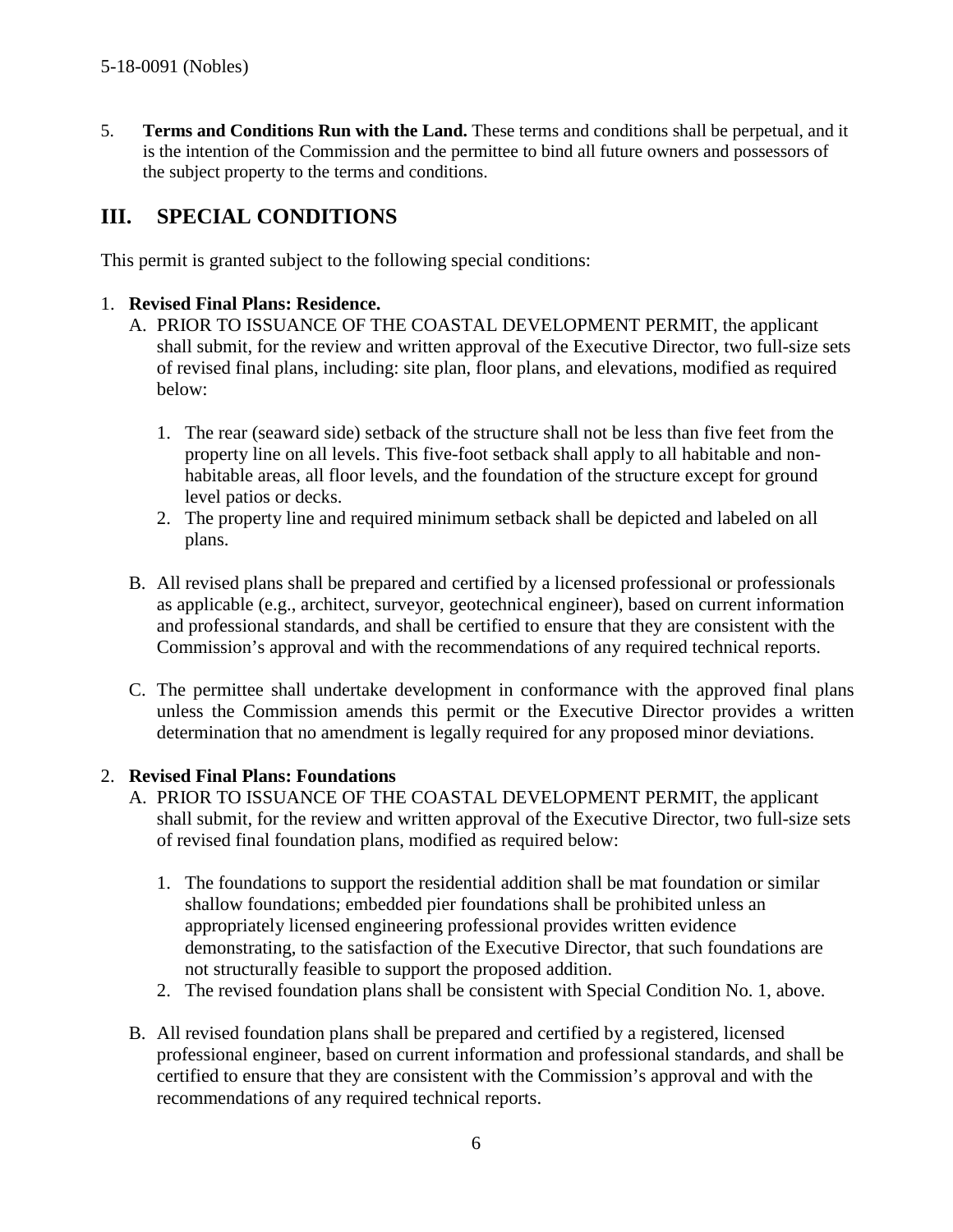5. **Terms and Conditions Run with the Land.** These terms and conditions shall be perpetual, and it is the intention of the Commission and the permittee to bind all future owners and possessors of the subject property to the terms and conditions.

# III. SPECIAL CONDITIONS

This permit is granted subject to the following special conditions:

1. **Revised Final Plans: Residence.**
   A. PRIOR TO ISSUANCE OF THE COASTAL DEVELOPMENT PERMIT, the applicant shall submit, for the review and written approval of the Executive Director, two full-size sets of revised final plans, including: site plan, floor plans, and elevations, modified as required below:

      1. The rear (seaward side) setback of the structure shall not be less than five feet from the property line on all levels. This five-foot setback shall apply to all habitable and non-habitable areas, all floor levels, and the foundation of the structure except for ground level patios or decks.
      2. The property line and required minimum setback shall be depicted and labeled on all plans.

   B. All revised plans shall be prepared and certified by a licensed professional or professionals as applicable (e.g., architect, surveyor, geotechnical engineer), based on current information and professional standards, and shall be certified to ensure that they are consistent with the Commission's approval and with the recommendations of any required technical reports.

   C. The permittee shall undertake development in conformance with the approved final plans unless the Commission amends this permit or the Executive Director provides a written determination that no amendment is legally required for any proposed minor deviations.

2. **Revised Final Plans: Foundations**
   A. PRIOR TO ISSUANCE OF THE COASTAL DEVELOPMENT PERMIT, the applicant shall submit, for the review and written approval of the Executive Director, two full-size sets of revised final foundation plans, modified as required below:

      1. The foundations to support the residential addition shall be mat foundation or similar shallow foundations; embedded pier foundations shall be prohibited unless an appropriately licensed engineering professional provides written evidence demonstrating, to the satisfaction of the Executive Director, that such foundations are not structurally feasible to support the proposed addition.
      2. The revised foundation plans shall be consistent with Special Condition No. 1, above.

   B. All revised foundation plans shall be prepared and certified by a registered, licensed professional engineer, based on current information and professional standards, and shall be certified to ensure that they are consistent with the Commission's approval and with the recommendations of any required technical reports.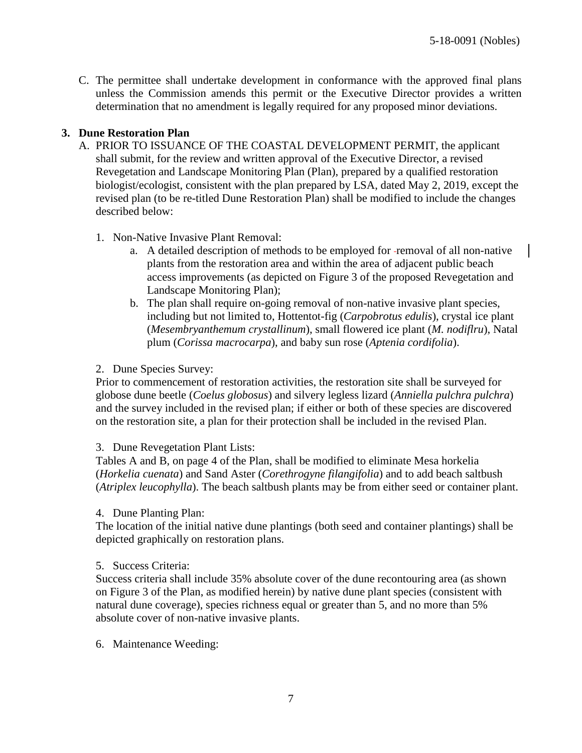C. The permittee shall undertake development in conformance with the approved final plans unless the Commission amends this permit or the Executive Director provides a written determination that no amendment is legally required for any proposed minor deviations.

**3. Dune Restoration Plan**

A. PRIOR TO ISSUANCE OF THE COASTAL DEVELOPMENT PERMIT, the applicant shall submit, for the review and written approval of the Executive Director, a revised Revegetation and Landscape Monitoring Plan (Plan), prepared by a qualified restoration biologist/ecologist, consistent with the plan prepared by LSA, dated May 2, 2019, except the revised plan (to be re-titled Dune Restoration Plan) shall be modified to include the changes described below:

1. Non-Native Invasive Plant Removal:
    a. A detailed description of methods to be employed for removal of all non-native plants from the restoration area and within the area of adjacent public beach access improvements (as depicted on Figure 3 of the proposed Revegetation and Landscape Monitoring Plan);
    b. The plan shall require on-going removal of non-native invasive plant species, including but not limited to, Hottentot-fig (*Carpobrotus edulis*), crystal ice plant (*Mesembryanthemum crystallinum*), small flowered ice plant (*M. nodiflru*), Natal plum (*Corissa macrocarpa*), and baby sun rose (*Aptenia cordifolia*).

2. Dune Species Survey:
Prior to commencement of restoration activities, the restoration site shall be surveyed for globose dune beetle (*Coelus globosus*) and silvery legless lizard (*Anniella pulchra pulchra*) and the survey included in the revised plan; if either or both of these species are discovered on the restoration site, a plan for their protection shall be included in the revised Plan.

3. Dune Revegetation Plant Lists:
Tables A and B, on page 4 of the Plan, shall be modified to eliminate Mesa horkelia (*Horkelia cuenata*) and Sand Aster (*Corethrogyne filangifolia*) and to add beach saltbush (*Atriplex leucophylla*). The beach saltbush plants may be from either seed or container plant.

4. Dune Planting Plan:
The location of the initial native dune plantings (both seed and container plantings) shall be depicted graphically on restoration plans.

5. Success Criteria:
Success criteria shall include 35% absolute cover of the dune recontouring area (as shown on Figure 3 of the Plan, as modified herein) by native dune plant species (consistent with natural dune coverage), species richness equal or greater than 5, and no more than 5% absolute cover of non-native invasive plants.

6. Maintenance Weeding: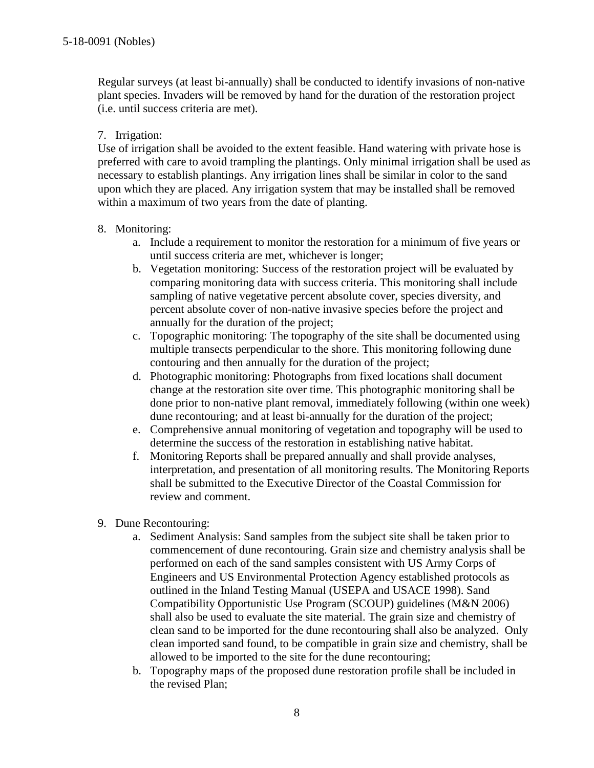Regular surveys (at least bi-annually) shall be conducted to identify invasions of non-native plant species. Invaders will be removed by hand for the duration of the restoration project (i.e. until success criteria are met).

7. Irrigation:

Use of irrigation shall be avoided to the extent feasible. Hand watering with private hose is preferred with care to avoid trampling the plantings. Only minimal irrigation shall be used as necessary to establish plantings. Any irrigation lines shall be similar in color to the sand upon which they are placed. Any irrigation system that may be installed shall be removed within a maximum of two years from the date of planting.

8. Monitoring:
   a. Include a requirement to monitor the restoration for a minimum of five years or until success criteria are met, whichever is longer;
   b. Vegetation monitoring: Success of the restoration project will be evaluated by comparing monitoring data with success criteria. This monitoring shall include sampling of native vegetative percent absolute cover, species diversity, and percent absolute cover of non-native invasive species before the project and annually for the duration of the project;
   c. Topographic monitoring: The topography of the site shall be documented using multiple transects perpendicular to the shore. This monitoring following dune contouring and then annually for the duration of the project;
   d. Photographic monitoring: Photographs from fixed locations shall document change at the restoration site over time. This photographic monitoring shall be done prior to non-native plant removal, immediately following (within one week) dune recontouring; and at least bi-annually for the duration of the project;
   e. Comprehensive annual monitoring of vegetation and topography will be used to determine the success of the restoration in establishing native habitat.
   f. Monitoring Reports shall be prepared annually and shall provide analyses, interpretation, and presentation of all monitoring results. The Monitoring Reports shall be submitted to the Executive Director of the Coastal Commission for review and comment.

9. Dune Recontouring:
   a. Sediment Analysis: Sand samples from the subject site shall be taken prior to commencement of dune recontouring. Grain size and chemistry analysis shall be performed on each of the sand samples consistent with US Army Corps of Engineers and US Environmental Protection Agency established protocols as outlined in the Inland Testing Manual (USEPA and USACE 1998). Sand Compatibility Opportunistic Use Program (SCOUP) guidelines (M&N 2006) shall also be used to evaluate the site material. The grain size and chemistry of clean sand to be imported for the dune recontouring shall also be analyzed. Only clean imported sand found, to be compatible in grain size and chemistry, shall be allowed to be imported to the site for the dune recontouring;
   b. Topography maps of the proposed dune restoration profile shall be included in the revised Plan;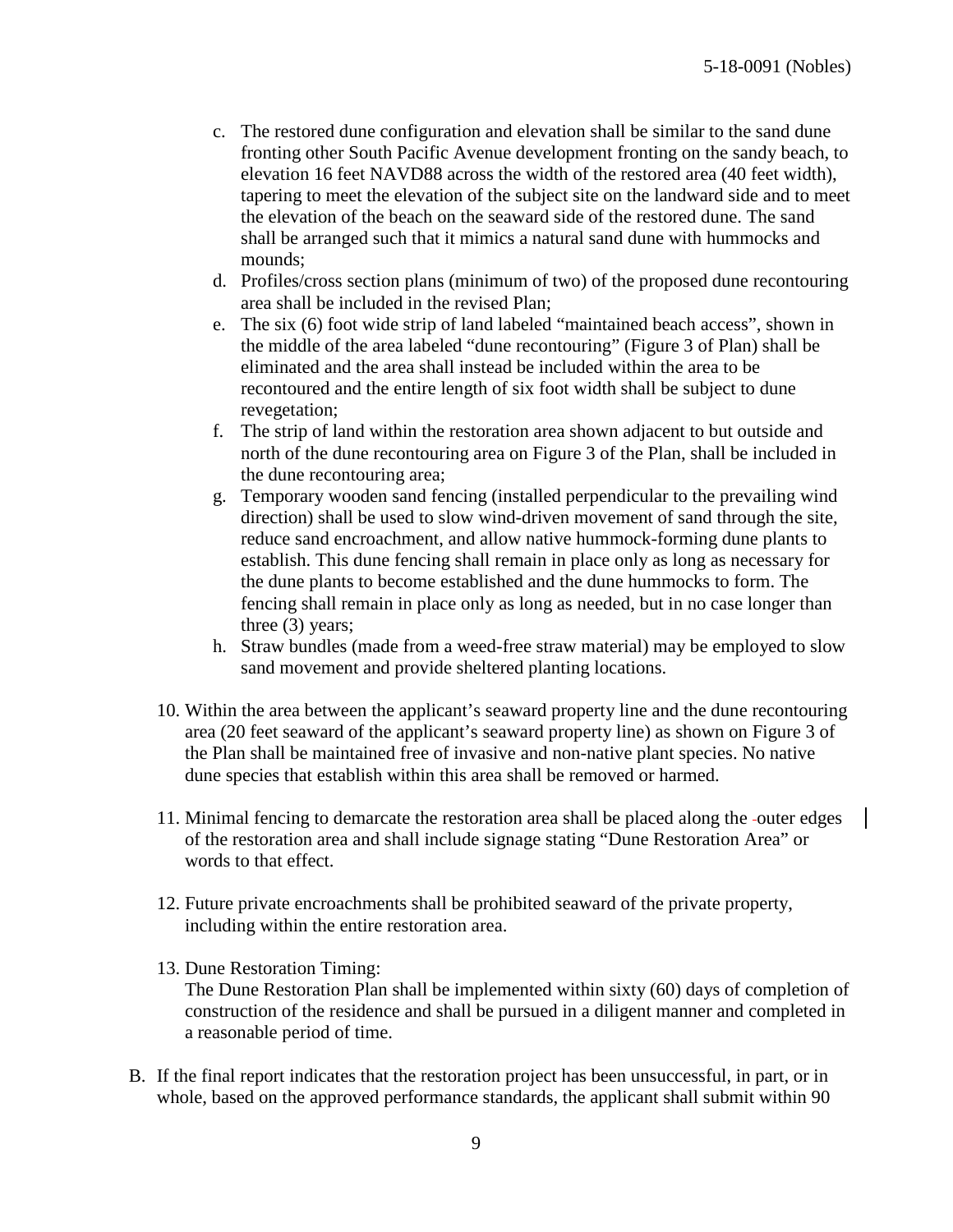c. The restored dune configuration and elevation shall be similar to the sand dune fronting other South Pacific Avenue development fronting on the sandy beach, to elevation 16 feet NAVD88 across the width of the restored area (40 feet width), tapering to meet the elevation of the subject site on the landward side and to meet the elevation of the beach on the seaward side of the restored dune. The sand shall be arranged such that it mimics a natural sand dune with hummocks and mounds;

d. Profiles/cross section plans (minimum of two) of the proposed dune recontouring area shall be included in the revised Plan;

e. The six (6) foot wide strip of land labeled "maintained beach access", shown in the middle of the area labeled "dune recontouring" (Figure 3 of Plan) shall be eliminated and the area shall instead be included within the area to be recontoured and the entire length of six foot width shall be subject to dune revegetation;

f. The strip of land within the restoration area shown adjacent to but outside and north of the dune recontouring area on Figure 3 of the Plan, shall be included in the dune recontouring area;

g. Temporary wooden sand fencing (installed perpendicular to the prevailing wind direction) shall be used to slow wind-driven movement of sand through the site, reduce sand encroachment, and allow native hummock-forming dune plants to establish. This dune fencing shall remain in place only as long as necessary for the dune plants to become established and the dune hummocks to form. The fencing shall remain in place only as long as needed, but in no case longer than three (3) years;

h. Straw bundles (made from a weed-free straw material) may be employed to slow sand movement and provide sheltered planting locations.

10. Within the area between the applicant's seaward property line and the dune recontouring area (20 feet seaward of the applicant's seaward property line) as shown on Figure 3 of the Plan shall be maintained free of invasive and non-native plant species. No native dune species that establish within this area shall be removed or harmed.

11. Minimal fencing to demarcate the restoration area shall be placed along the outer edges of the restoration area and shall include signage stating "Dune Restoration Area" or words to that effect.

12. Future private encroachments shall be prohibited seaward of the private property, including within the entire restoration area.

13. Dune Restoration Timing:
The Dune Restoration Plan shall be implemented within sixty (60) days of completion of construction of the residence and shall be pursued in a diligent manner and completed in a reasonable period of time.

B. If the final report indicates that the restoration project has been unsuccessful, in part, or in whole, based on the approved performance standards, the applicant shall submit within 90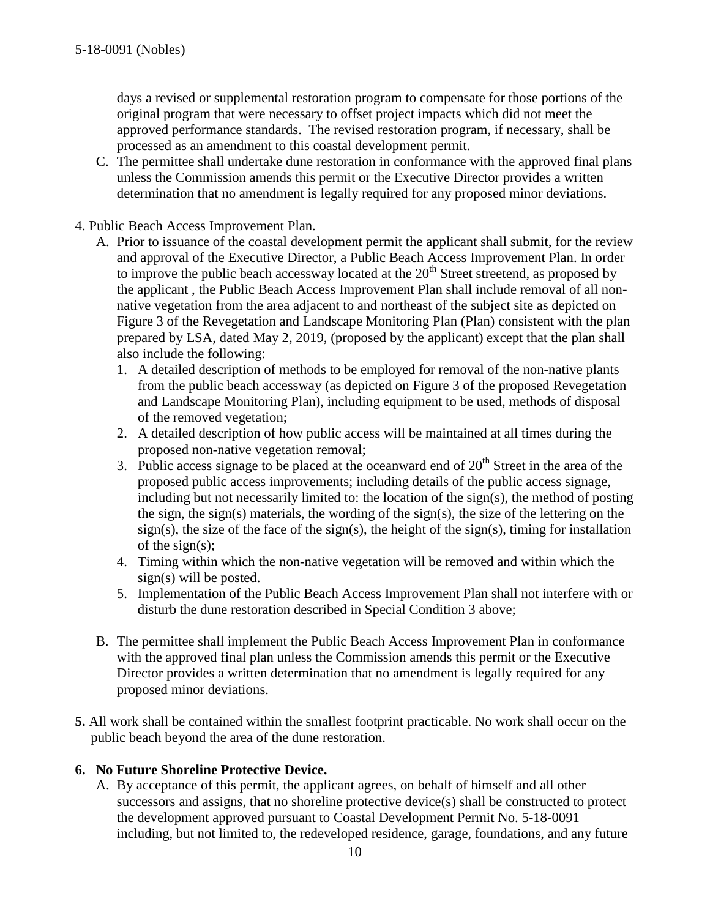days a revised or supplemental restoration program to compensate for those portions of the original program that were necessary to offset project impacts which did not meet the approved performance standards. The revised restoration program, if necessary, shall be processed as an amendment to this coastal development permit.

C. The permittee shall undertake dune restoration in conformance with the approved final plans unless the Commission amends this permit or the Executive Director provides a written determination that no amendment is legally required for any proposed minor deviations.

4. Public Beach Access Improvement Plan.

A. Prior to issuance of the coastal development permit the applicant shall submit, for the review and approval of the Executive Director, a Public Beach Access Improvement Plan. In order to improve the public beach accessway located at the 20th Street streetend, as proposed by the applicant , the Public Beach Access Improvement Plan shall include removal of all non-native vegetation from the area adjacent to and northeast of the subject site as depicted on Figure 3 of the Revegetation and Landscape Monitoring Plan (Plan) consistent with the plan prepared by LSA, dated May 2, 2019, (proposed by the applicant) except that the plan shall also include the following:

1. A detailed description of methods to be employed for removal of the non-native plants from the public beach accessway (as depicted on Figure 3 of the proposed Revegetation and Landscape Monitoring Plan), including equipment to be used, methods of disposal of the removed vegetation;
2. A detailed description of how public access will be maintained at all times during the proposed non-native vegetation removal;
3. Public access signage to be placed at the oceanward end of 20th Street in the area of the proposed public access improvements; including details of the public access signage, including but not necessarily limited to: the location of the sign(s), the method of posting the sign, the sign(s) materials, the wording of the sign(s), the size of the lettering on the sign(s), the size of the face of the sign(s), the height of the sign(s), timing for installation of the sign(s);
4. Timing within which the non-native vegetation will be removed and within which the sign(s) will be posted.
5. Implementation of the Public Beach Access Improvement Plan shall not interfere with or disturb the dune restoration described in Special Condition 3 above;

B. The permittee shall implement the Public Beach Access Improvement Plan in conformance with the approved final plan unless the Commission amends this permit or the Executive Director provides a written determination that no amendment is legally required for any proposed minor deviations.

**5.** All work shall be contained within the smallest footprint practicable. No work shall occur on the public beach beyond the area of the dune restoration.

**6. No Future Shoreline Protective Device.**

A. By acceptance of this permit, the applicant agrees, on behalf of himself and all other successors and assigns, that no shoreline protective device(s) shall be constructed to protect the development approved pursuant to Coastal Development Permit No. 5-18-0091 including, but not limited to, the redeveloped residence, garage, foundations, and any future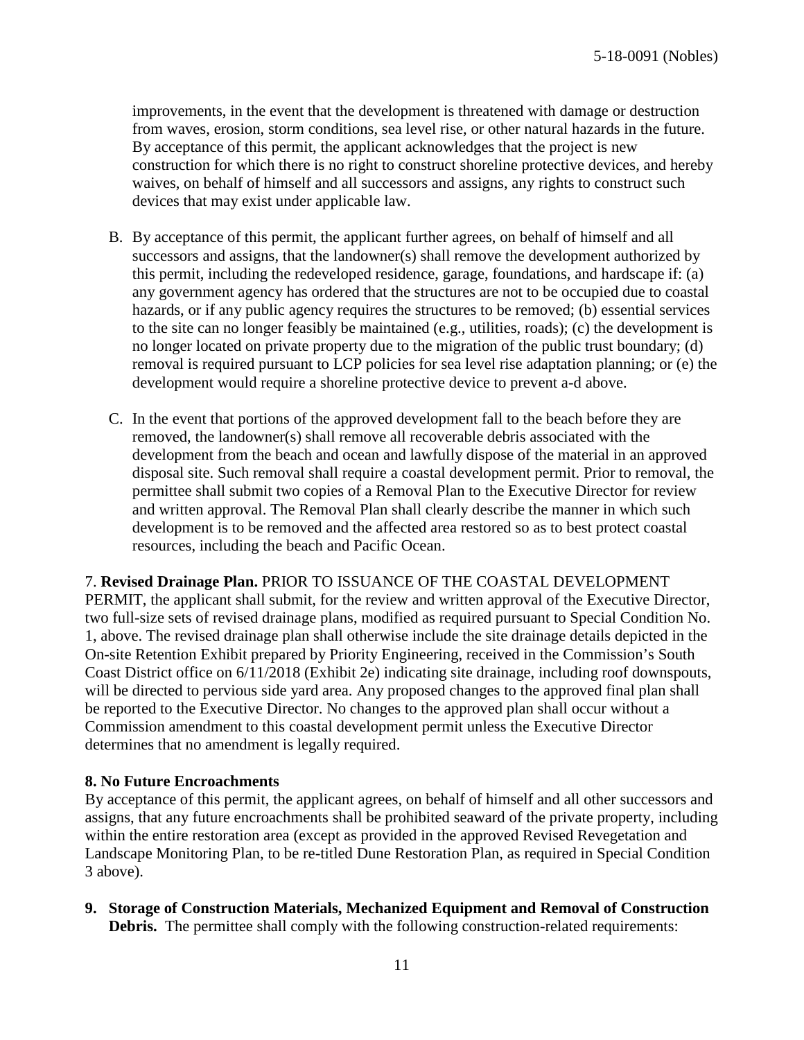improvements, in the event that the development is threatened with damage or destruction from waves, erosion, storm conditions, sea level rise, or other natural hazards in the future. By acceptance of this permit, the applicant acknowledges that the project is new construction for which there is no right to construct shoreline protective devices, and hereby waives, on behalf of himself and all successors and assigns, any rights to construct such devices that may exist under applicable law.

B. By acceptance of this permit, the applicant further agrees, on behalf of himself and all successors and assigns, that the landowner(s) shall remove the development authorized by this permit, including the redeveloped residence, garage, foundations, and hardscape if: (a) any government agency has ordered that the structures are not to be occupied due to coastal hazards, or if any public agency requires the structures to be removed; (b) essential services to the site can no longer feasibly be maintained (e.g., utilities, roads); (c) the development is no longer located on private property due to the migration of the public trust boundary; (d) removal is required pursuant to LCP policies for sea level rise adaptation planning; or (e) the development would require a shoreline protective device to prevent a-d above.

C. In the event that portions of the approved development fall to the beach before they are removed, the landowner(s) shall remove all recoverable debris associated with the development from the beach and ocean and lawfully dispose of the material in an approved disposal site. Such removal shall require a coastal development permit. Prior to removal, the permittee shall submit two copies of a Removal Plan to the Executive Director for review and written approval. The Removal Plan shall clearly describe the manner in which such development is to be removed and the affected area restored so as to best protect coastal resources, including the beach and Pacific Ocean.

7. **Revised Drainage Plan.** PRIOR TO ISSUANCE OF THE COASTAL DEVELOPMENT PERMIT, the applicant shall submit, for the review and written approval of the Executive Director, two full-size sets of revised drainage plans, modified as required pursuant to Special Condition No. 1, above. The revised drainage plan shall otherwise include the site drainage details depicted in the On-site Retention Exhibit prepared by Priority Engineering, received in the Commission's South Coast District office on 6/11/2018 (Exhibit 2e) indicating site drainage, including roof downspouts, will be directed to pervious side yard area. Any proposed changes to the approved final plan shall be reported to the Executive Director. No changes to the approved plan shall occur without a Commission amendment to this coastal development permit unless the Executive Director determines that no amendment is legally required.

**8. No Future Encroachments**

By acceptance of this permit, the applicant agrees, on behalf of himself and all other successors and assigns, that any future encroachments shall be prohibited seaward of the private property, including within the entire restoration area (except as provided in the approved Revised Revegetation and Landscape Monitoring Plan, to be re-titled Dune Restoration Plan, as required in Special Condition 3 above).

**9. Storage of Construction Materials, Mechanized Equipment and Removal of Construction Debris.** The permittee shall comply with the following construction-related requirements: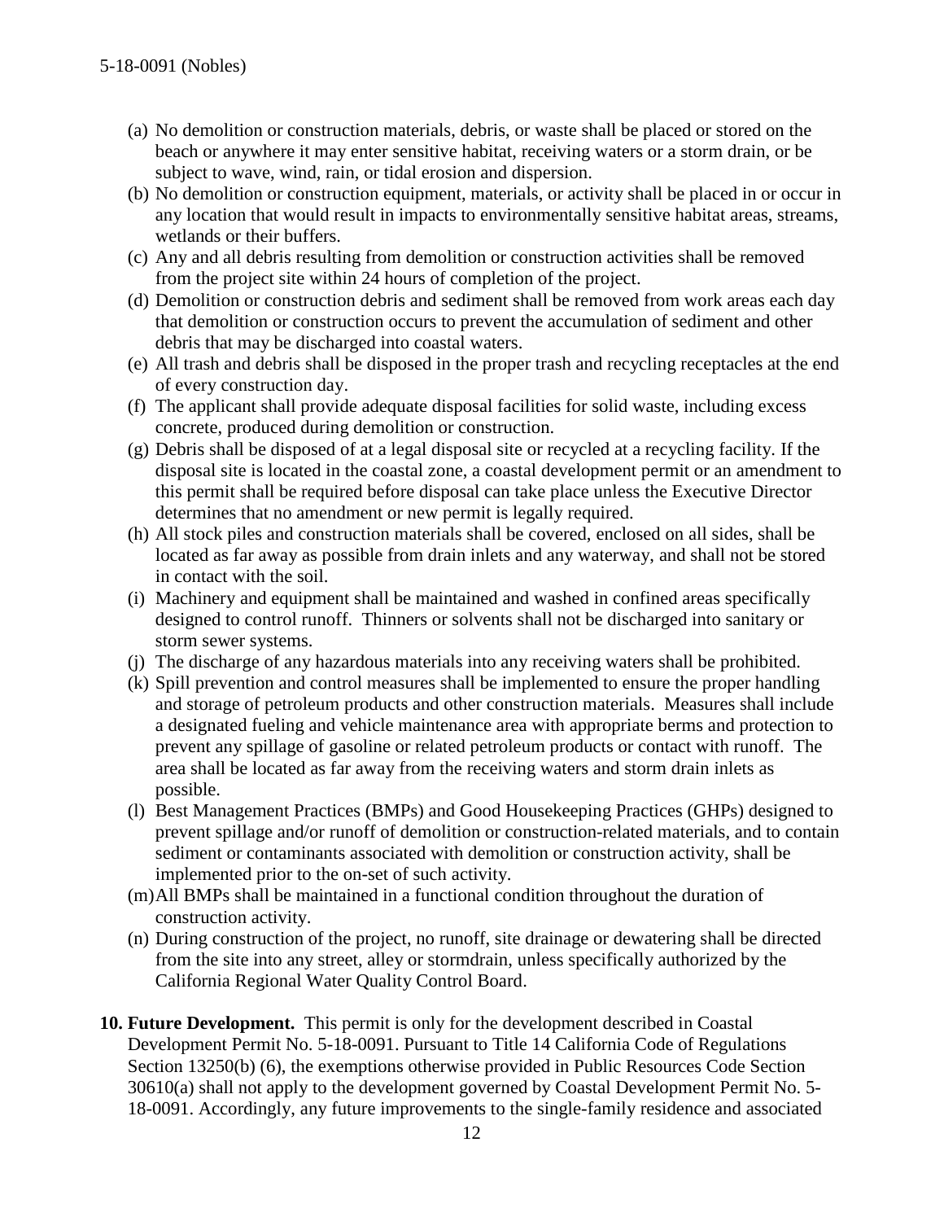(a) No demolition or construction materials, debris, or waste shall be placed or stored on the beach or anywhere it may enter sensitive habitat, receiving waters or a storm drain, or be subject to wave, wind, rain, or tidal erosion and dispersion.

(b) No demolition or construction equipment, materials, or activity shall be placed in or occur in any location that would result in impacts to environmentally sensitive habitat areas, streams, wetlands or their buffers.

(c) Any and all debris resulting from demolition or construction activities shall be removed from the project site within 24 hours of completion of the project.

(d) Demolition or construction debris and sediment shall be removed from work areas each day that demolition or construction occurs to prevent the accumulation of sediment and other debris that may be discharged into coastal waters.

(e) All trash and debris shall be disposed in the proper trash and recycling receptacles at the end of every construction day.

(f) The applicant shall provide adequate disposal facilities for solid waste, including excess concrete, produced during demolition or construction.

(g) Debris shall be disposed of at a legal disposal site or recycled at a recycling facility. If the disposal site is located in the coastal zone, a coastal development permit or an amendment to this permit shall be required before disposal can take place unless the Executive Director determines that no amendment or new permit is legally required.

(h) All stock piles and construction materials shall be covered, enclosed on all sides, shall be located as far away as possible from drain inlets and any waterway, and shall not be stored in contact with the soil.

(i) Machinery and equipment shall be maintained and washed in confined areas specifically designed to control runoff. Thinners or solvents shall not be discharged into sanitary or storm sewer systems.

(j) The discharge of any hazardous materials into any receiving waters shall be prohibited.

(k) Spill prevention and control measures shall be implemented to ensure the proper handling and storage of petroleum products and other construction materials. Measures shall include a designated fueling and vehicle maintenance area with appropriate berms and protection to prevent any spillage of gasoline or related petroleum products or contact with runoff. The area shall be located as far away from the receiving waters and storm drain inlets as possible.

(l) Best Management Practices (BMPs) and Good Housekeeping Practices (GHPs) designed to prevent spillage and/or runoff of demolition or construction-related materials, and to contain sediment or contaminants associated with demolition or construction activity, shall be implemented prior to the on-set of such activity.

(m) All BMPs shall be maintained in a functional condition throughout the duration of construction activity.

(n) During construction of the project, no runoff, site drainage or dewatering shall be directed from the site into any street, alley or stormdrain, unless specifically authorized by the California Regional Water Quality Control Board.

**10. Future Development.** This permit is only for the development described in Coastal Development Permit No. 5-18-0091. Pursuant to Title 14 California Code of Regulations Section 13250(b) (6), the exemptions otherwise provided in Public Resources Code Section 30610(a) shall not apply to the development governed by Coastal Development Permit No. 5-18-0091. Accordingly, any future improvements to the single-family residence and associated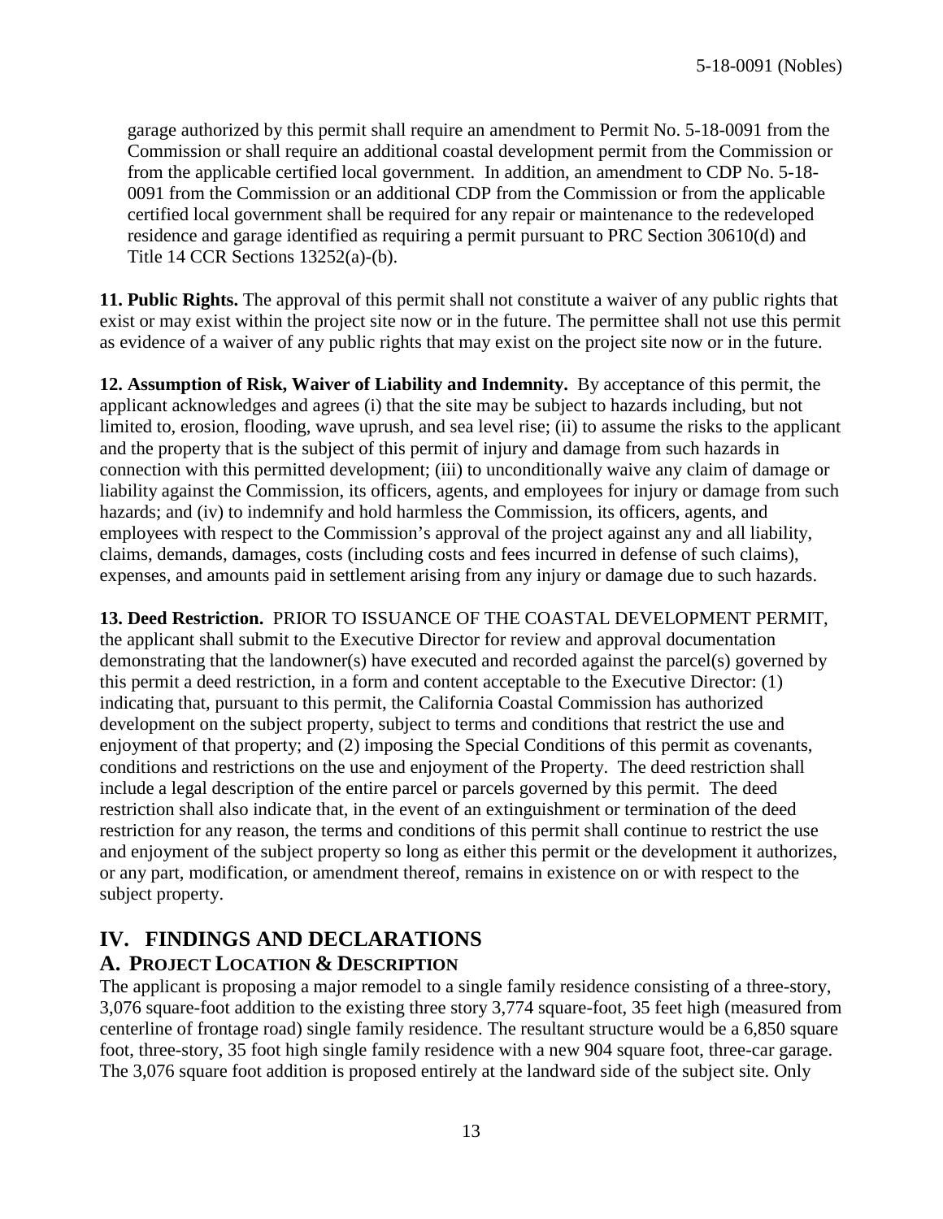garage authorized by this permit shall require an amendment to Permit No. 5-18-0091 from the Commission or shall require an additional coastal development permit from the Commission or from the applicable certified local government. In addition, an amendment to CDP No. 5-18-0091 from the Commission or an additional CDP from the Commission or from the applicable certified local government shall be required for any repair or maintenance to the redeveloped residence and garage identified as requiring a permit pursuant to PRC Section 30610(d) and Title 14 CCR Sections 13252(a)-(b).

**11. Public Rights.** The approval of this permit shall not constitute a waiver of any public rights that exist or may exist within the project site now or in the future. The permittee shall not use this permit as evidence of a waiver of any public rights that may exist on the project site now or in the future.

**12. Assumption of Risk, Waiver of Liability and Indemnity.** By acceptance of this permit, the applicant acknowledges and agrees (i) that the site may be subject to hazards including, but not limited to, erosion, flooding, wave uprush, and sea level rise; (ii) to assume the risks to the applicant and the property that is the subject of this permit of injury and damage from such hazards in connection with this permitted development; (iii) to unconditionally waive any claim of damage or liability against the Commission, its officers, agents, and employees for injury or damage from such hazards; and (iv) to indemnify and hold harmless the Commission, its officers, agents, and employees with respect to the Commission's approval of the project against any and all liability, claims, demands, damages, costs (including costs and fees incurred in defense of such claims), expenses, and amounts paid in settlement arising from any injury or damage due to such hazards.

**13. Deed Restriction.** PRIOR TO ISSUANCE OF THE COASTAL DEVELOPMENT PERMIT, the applicant shall submit to the Executive Director for review and approval documentation demonstrating that the landowner(s) have executed and recorded against the parcel(s) governed by this permit a deed restriction, in a form and content acceptable to the Executive Director: (1) indicating that, pursuant to this permit, the California Coastal Commission has authorized development on the subject property, subject to terms and conditions that restrict the use and enjoyment of that property; and (2) imposing the Special Conditions of this permit as covenants, conditions and restrictions on the use and enjoyment of the Property. The deed restriction shall include a legal description of the entire parcel or parcels governed by this permit. The deed restriction shall also indicate that, in the event of an extinguishment or termination of the deed restriction for any reason, the terms and conditions of this permit shall continue to restrict the use and enjoyment of the subject property so long as either this permit or the development it authorizes, or any part, modification, or amendment thereof, remains in existence on or with respect to the subject property.

# IV. FINDINGS AND DECLARATIONS

## A. Project Location & Description

The applicant is proposing a major remodel to a single family residence consisting of a three-story, 3,076 square-foot addition to the existing three story 3,774 square-foot, 35 feet high (measured from centerline of frontage road) single family residence. The resultant structure would be a 6,850 square foot, three-story, 35 foot high single family residence with a new 904 square foot, three-car garage. The 3,076 square foot addition is proposed entirely at the landward side of the subject site. Only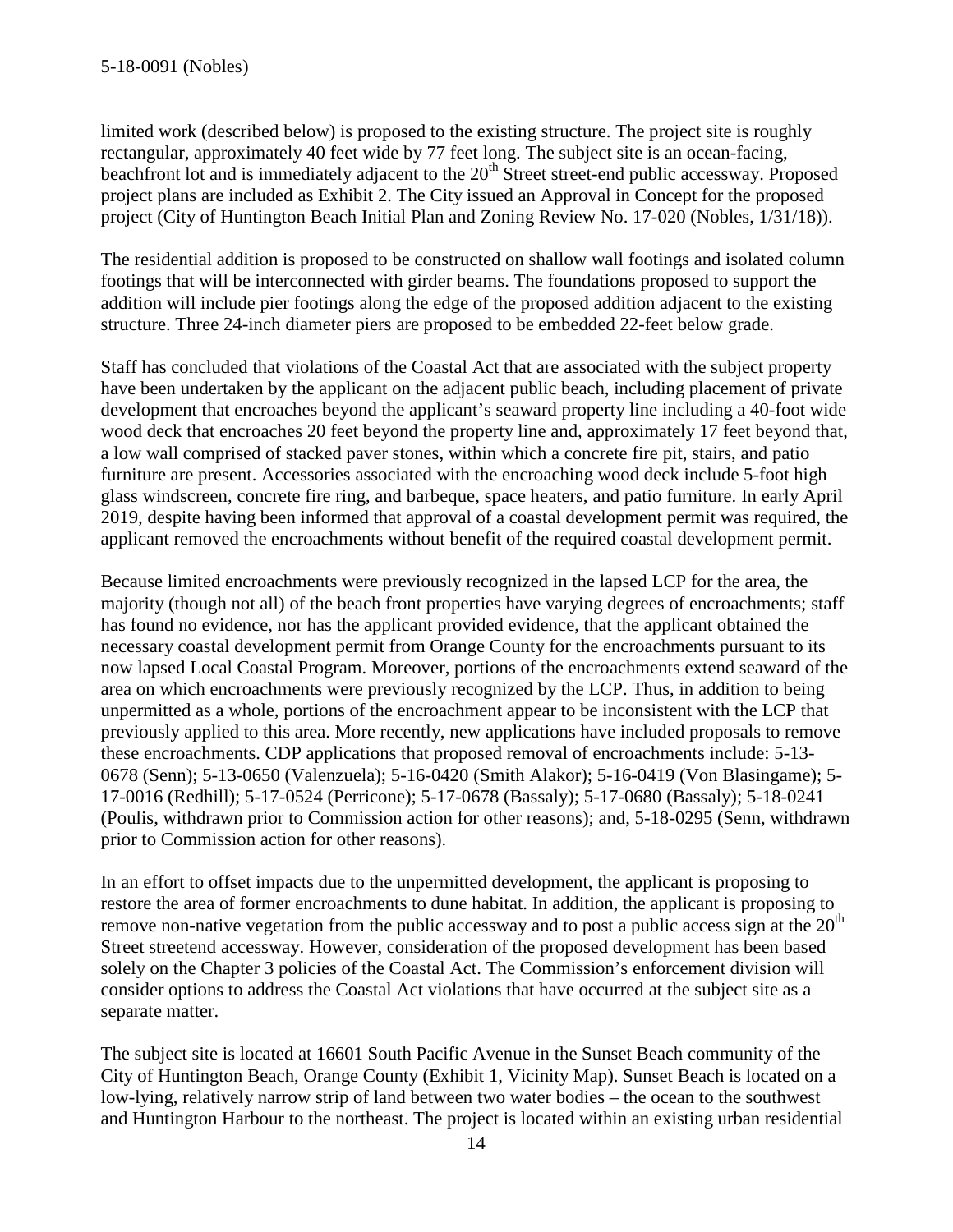limited work (described below) is proposed to the existing structure. The project site is roughly rectangular, approximately 40 feet wide by 77 feet long. The subject site is an ocean-facing, beachfront lot and is immediately adjacent to the 20th Street street-end public accessway. Proposed project plans are included as Exhibit 2. The City issued an Approval in Concept for the proposed project (City of Huntington Beach Initial Plan and Zoning Review No. 17-020 (Nobles, 1/31/18)).

The residential addition is proposed to be constructed on shallow wall footings and isolated column footings that will be interconnected with girder beams. The foundations proposed to support the addition will include pier footings along the edge of the proposed addition adjacent to the existing structure. Three 24-inch diameter piers are proposed to be embedded 22-feet below grade.

Staff has concluded that violations of the Coastal Act that are associated with the subject property have been undertaken by the applicant on the adjacent public beach, including placement of private development that encroaches beyond the applicant's seaward property line including a 40-foot wide wood deck that encroaches 20 feet beyond the property line and, approximately 17 feet beyond that, a low wall comprised of stacked paver stones, within which a concrete fire pit, stairs, and patio furniture are present. Accessories associated with the encroaching wood deck include 5-foot high glass windscreen, concrete fire ring, and barbeque, space heaters, and patio furniture. In early April 2019, despite having been informed that approval of a coastal development permit was required, the applicant removed the encroachments without benefit of the required coastal development permit.

Because limited encroachments were previously recognized in the lapsed LCP for the area, the majority (though not all) of the beach front properties have varying degrees of encroachments; staff has found no evidence, nor has the applicant provided evidence, that the applicant obtained the necessary coastal development permit from Orange County for the encroachments pursuant to its now lapsed Local Coastal Program. Moreover, portions of the encroachments extend seaward of the area on which encroachments were previously recognized by the LCP. Thus, in addition to being unpermitted as a whole, portions of the encroachment appear to be inconsistent with the LCP that previously applied to this area. More recently, new applications have included proposals to remove these encroachments. CDP applications that proposed removal of encroachments include: 5-13-0678 (Senn); 5-13-0650 (Valenzuela); 5-16-0420 (Smith Alakor); 5-16-0419 (Von Blasingame); 5-17-0016 (Redhill); 5-17-0524 (Perricone); 5-17-0678 (Bassaly); 5-17-0680 (Bassaly); 5-18-0241 (Poulis, withdrawn prior to Commission action for other reasons); and, 5-18-0295 (Senn, withdrawn prior to Commission action for other reasons).

In an effort to offset impacts due to the unpermitted development, the applicant is proposing to restore the area of former encroachments to dune habitat. In addition, the applicant is proposing to remove non-native vegetation from the public accessway and to post a public access sign at the 20th Street streetend accessway. However, consideration of the proposed development has been based solely on the Chapter 3 policies of the Coastal Act. The Commission's enforcement division will consider options to address the Coastal Act violations that have occurred at the subject site as a separate matter.

The subject site is located at 16601 South Pacific Avenue in the Sunset Beach community of the City of Huntington Beach, Orange County (Exhibit 1, Vicinity Map). Sunset Beach is located on a low-lying, relatively narrow strip of land between two water bodies – the ocean to the southwest and Huntington Harbour to the northeast. The project is located within an existing urban residential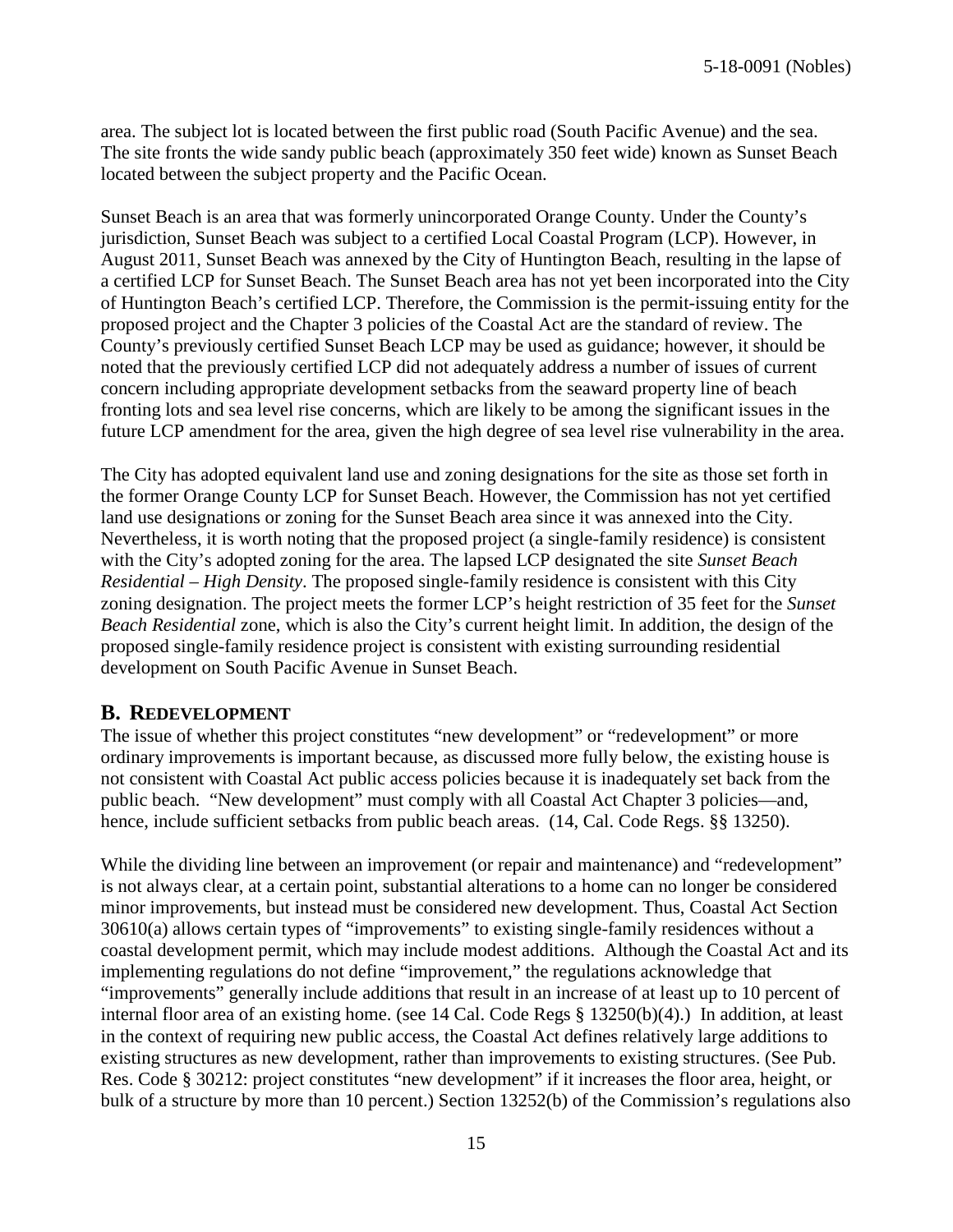area. The subject lot is located between the first public road (South Pacific Avenue) and the sea. The site fronts the wide sandy public beach (approximately 350 feet wide) known as Sunset Beach located between the subject property and the Pacific Ocean.

Sunset Beach is an area that was formerly unincorporated Orange County. Under the County's jurisdiction, Sunset Beach was subject to a certified Local Coastal Program (LCP). However, in August 2011, Sunset Beach was annexed by the City of Huntington Beach, resulting in the lapse of a certified LCP for Sunset Beach. The Sunset Beach area has not yet been incorporated into the City of Huntington Beach's certified LCP. Therefore, the Commission is the permit-issuing entity for the proposed project and the Chapter 3 policies of the Coastal Act are the standard of review. The County's previously certified Sunset Beach LCP may be used as guidance; however, it should be noted that the previously certified LCP did not adequately address a number of issues of current concern including appropriate development setbacks from the seaward property line of beach fronting lots and sea level rise concerns, which are likely to be among the significant issues in the future LCP amendment for the area, given the high degree of sea level rise vulnerability in the area.

The City has adopted equivalent land use and zoning designations for the site as those set forth in the former Orange County LCP for Sunset Beach. However, the Commission has not yet certified land use designations or zoning for the Sunset Beach area since it was annexed into the City. Nevertheless, it is worth noting that the proposed project (a single-family residence) is consistent with the City's adopted zoning for the area. The lapsed LCP designated the site *Sunset Beach Residential – High Density*. The proposed single-family residence is consistent with this City zoning designation. The project meets the former LCP's height restriction of 35 feet for the *Sunset Beach Residential* zone, which is also the City's current height limit. In addition, the design of the proposed single-family residence project is consistent with existing surrounding residential development on South Pacific Avenue in Sunset Beach.

## B. REDEVELOPMENT

The issue of whether this project constitutes "new development" or "redevelopment" or more ordinary improvements is important because, as discussed more fully below, the existing house is not consistent with Coastal Act public access policies because it is inadequately set back from the public beach. "New development" must comply with all Coastal Act Chapter 3 policies—and, hence, include sufficient setbacks from public beach areas. (14, Cal. Code Regs. §§ 13250).

While the dividing line between an improvement (or repair and maintenance) and "redevelopment" is not always clear, at a certain point, substantial alterations to a home can no longer be considered minor improvements, but instead must be considered new development. Thus, Coastal Act Section 30610(a) allows certain types of "improvements" to existing single-family residences without a coastal development permit, which may include modest additions. Although the Coastal Act and its implementing regulations do not define "improvement," the regulations acknowledge that "improvements" generally include additions that result in an increase of at least up to 10 percent of internal floor area of an existing home. (see 14 Cal. Code Regs § 13250(b)(4).) In addition, at least in the context of requiring new public access, the Coastal Act defines relatively large additions to existing structures as new development, rather than improvements to existing structures. (See Pub. Res. Code § 30212: project constitutes "new development" if it increases the floor area, height, or bulk of a structure by more than 10 percent.) Section 13252(b) of the Commission's regulations also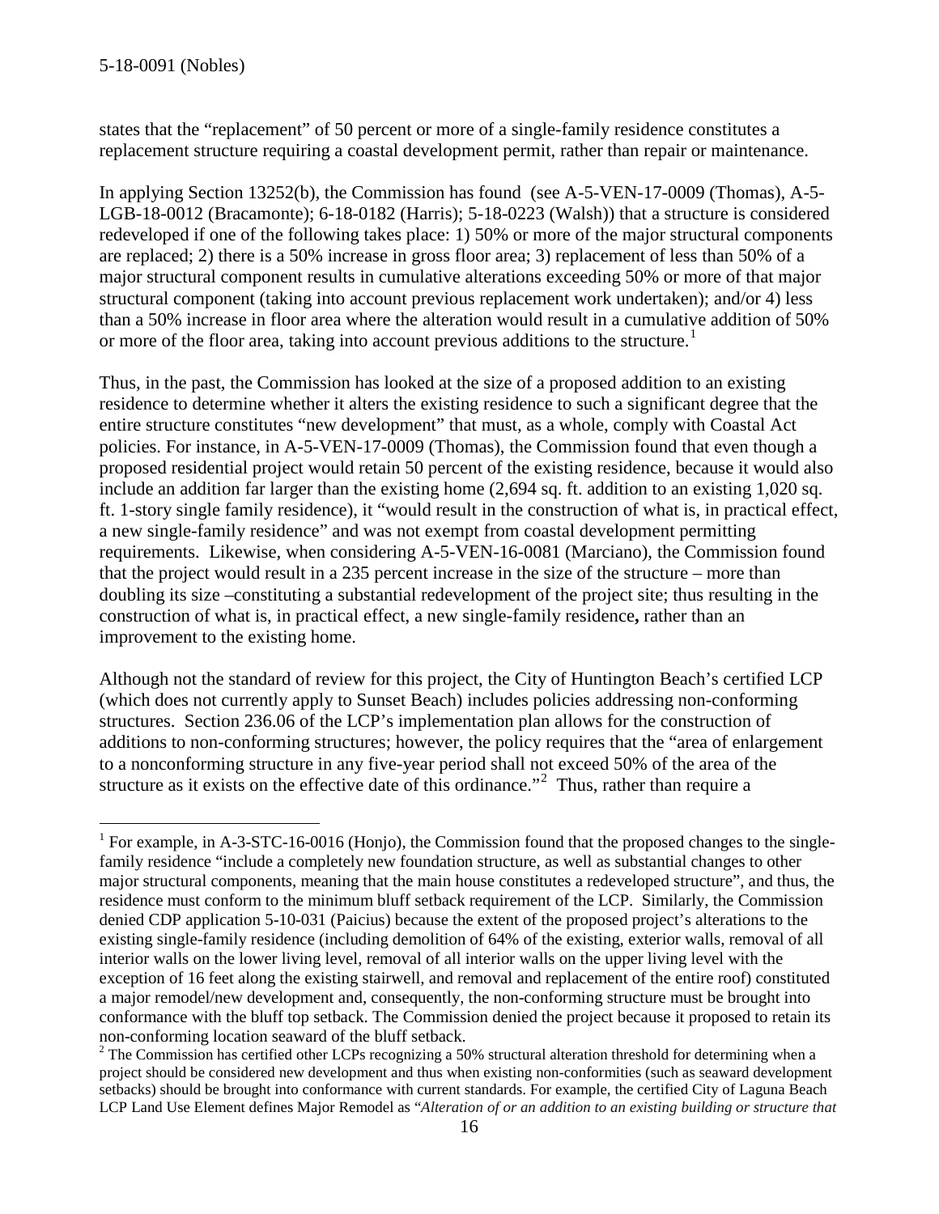states that the "replacement" of 50 percent or more of a single-family residence constitutes a replacement structure requiring a coastal development permit, rather than repair or maintenance.

In applying Section 13252(b), the Commission has found (see A-5-VEN-17-0009 (Thomas), A-5-LGB-18-0012 (Bracamonte); 6-18-0182 (Harris); 5-18-0223 (Walsh)) that a structure is considered redeveloped if one of the following takes place: 1) 50% or more of the major structural components are replaced; 2) there is a 50% increase in gross floor area; 3) replacement of less than 50% of a major structural component results in cumulative alterations exceeding 50% or more of that major structural component (taking into account previous replacement work undertaken); and/or 4) less than a 50% increase in floor area where the alteration would result in a cumulative addition of 50% or more of the floor area, taking into account previous additions to the structure.[1]

Thus, in the past, the Commission has looked at the size of a proposed addition to an existing residence to determine whether it alters the existing residence to such a significant degree that the entire structure constitutes "new development" that must, as a whole, comply with Coastal Act policies. For instance, in A-5-VEN-17-0009 (Thomas), the Commission found that even though a proposed residential project would retain 50 percent of the existing residence, because it would also include an addition far larger than the existing home (2,694 sq. ft. addition to an existing 1,020 sq. ft. 1-story single family residence), it "would result in the construction of what is, in practical effect, a new single-family residence" and was not exempt from coastal development permitting requirements. Likewise, when considering A-5-VEN-16-0081 (Marciano), the Commission found that the project would result in a 235 percent increase in the size of the structure – more than doubling its size –constituting a substantial redevelopment of the project site; thus resulting in the construction of what is, in practical effect, a new single-family residence**,** rather than an improvement to the existing home.

Although not the standard of review for this project, the City of Huntington Beach's certified LCP (which does not currently apply to Sunset Beach) includes policies addressing non-conforming structures. Section 236.06 of the LCP's implementation plan allows for the construction of additions to non-conforming structures; however, the policy requires that the "area of enlargement to a nonconforming structure in any five-year period shall not exceed 50% of the area of the structure as it exists on the effective date of this ordinance."[2] Thus, rather than require a

---

[1] For example, in A-3-STC-16-0016 (Honjo), the Commission found that the proposed changes to the single-family residence "include a completely new foundation structure, as well as substantial changes to other major structural components, meaning that the main house constitutes a redeveloped structure", and thus, the residence must conform to the minimum bluff setback requirement of the LCP. Similarly, the Commission denied CDP application 5-10-031 (Paicius) because the extent of the proposed project's alterations to the existing single-family residence (including demolition of 64% of the existing, exterior walls, removal of all interior walls on the lower living level, removal of all interior walls on the upper living level with the exception of 16 feet along the existing stairwell, and removal and replacement of the entire roof) constituted a major remodel/new development and, consequently, the non-conforming structure must be brought into conformance with the bluff top setback. The Commission denied the project because it proposed to retain its non-conforming location seaward of the bluff setback.

[2] The Commission has certified other LCPs recognizing a 50% structural alteration threshold for determining when a project should be considered new development and thus when existing non-conformities (such as seaward development setbacks) should be brought into conformance with current standards. For example, the certified City of Laguna Beach LCP Land Use Element defines Major Remodel as "*Alteration of or an addition to an existing building or structure that*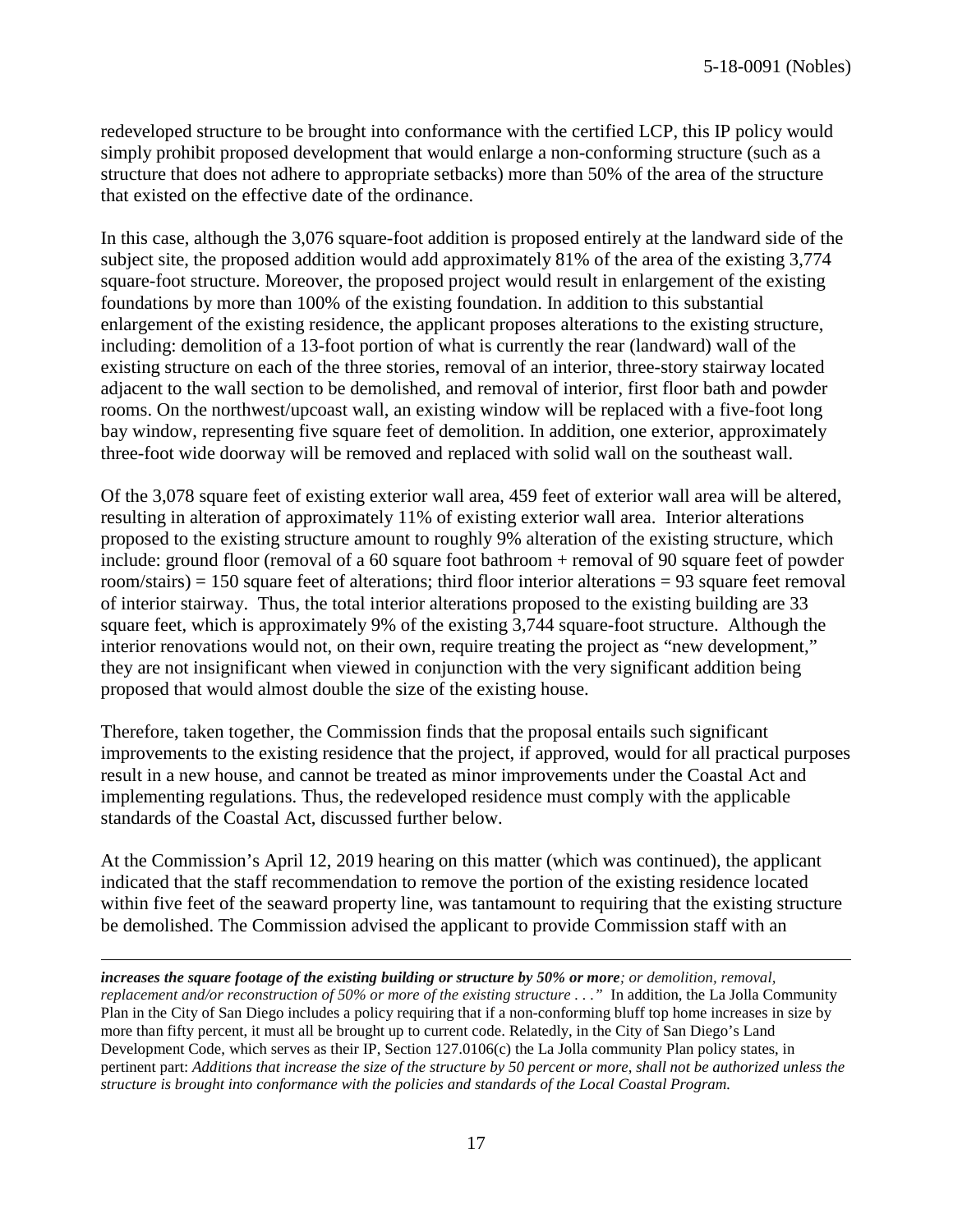redeveloped structure to be brought into conformance with the certified LCP, this IP policy would simply prohibit proposed development that would enlarge a non-conforming structure (such as a structure that does not adhere to appropriate setbacks) more than 50% of the area of the structure that existed on the effective date of the ordinance.

In this case, although the 3,076 square-foot addition is proposed entirely at the landward side of the subject site, the proposed addition would add approximately 81% of the area of the existing 3,774 square-foot structure. Moreover, the proposed project would result in enlargement of the existing foundations by more than 100% of the existing foundation. In addition to this substantial enlargement of the existing residence, the applicant proposes alterations to the existing structure, including: demolition of a 13-foot portion of what is currently the rear (landward) wall of the existing structure on each of the three stories, removal of an interior, three-story stairway located adjacent to the wall section to be demolished, and removal of interior, first floor bath and powder rooms. On the northwest/upcoast wall, an existing window will be replaced with a five-foot long bay window, representing five square feet of demolition. In addition, one exterior, approximately three-foot wide doorway will be removed and replaced with solid wall on the southeast wall.

Of the 3,078 square feet of existing exterior wall area, 459 feet of exterior wall area will be altered, resulting in alteration of approximately 11% of existing exterior wall area. Interior alterations proposed to the existing structure amount to roughly 9% alteration of the existing structure, which include: ground floor (removal of a 60 square foot bathroom + removal of 90 square feet of powder room/stairs) = 150 square feet of alterations; third floor interior alterations = 93 square feet removal of interior stairway. Thus, the total interior alterations proposed to the existing building are 33 square feet, which is approximately 9% of the existing 3,744 square-foot structure. Although the interior renovations would not, on their own, require treating the project as "new development," they are not insignificant when viewed in conjunction with the very significant addition being proposed that would almost double the size of the existing house.

Therefore, taken together, the Commission finds that the proposal entails such significant improvements to the existing residence that the project, if approved, would for all practical purposes result in a new house, and cannot be treated as minor improvements under the Coastal Act and implementing regulations. Thus, the redeveloped residence must comply with the applicable standards of the Coastal Act, discussed further below.

At the Commission's April 12, 2019 hearing on this matter (which was continued), the applicant indicated that the staff recommendation to remove the portion of the existing residence located within five feet of the seaward property line, was tantamount to requiring that the existing structure be demolished. The Commission advised the applicant to provide Commission staff with an

---

***increases the square footage of the existing building or structure by 50% or more****; or demolition, removal, replacement and/or reconstruction of 50% or more of the existing structure . . ."* In addition, the La Jolla Community Plan in the City of San Diego includes a policy requiring that if a non-conforming bluff top home increases in size by more than fifty percent, it must all be brought up to current code. Relatedly, in the City of San Diego's Land Development Code, which serves as their IP, Section 127.0106(c) the La Jolla community Plan policy states, in pertinent part: *Additions that increase the size of the structure by 50 percent or more, shall not be authorized unless the structure is brought into conformance with the policies and standards of the Local Coastal Program.*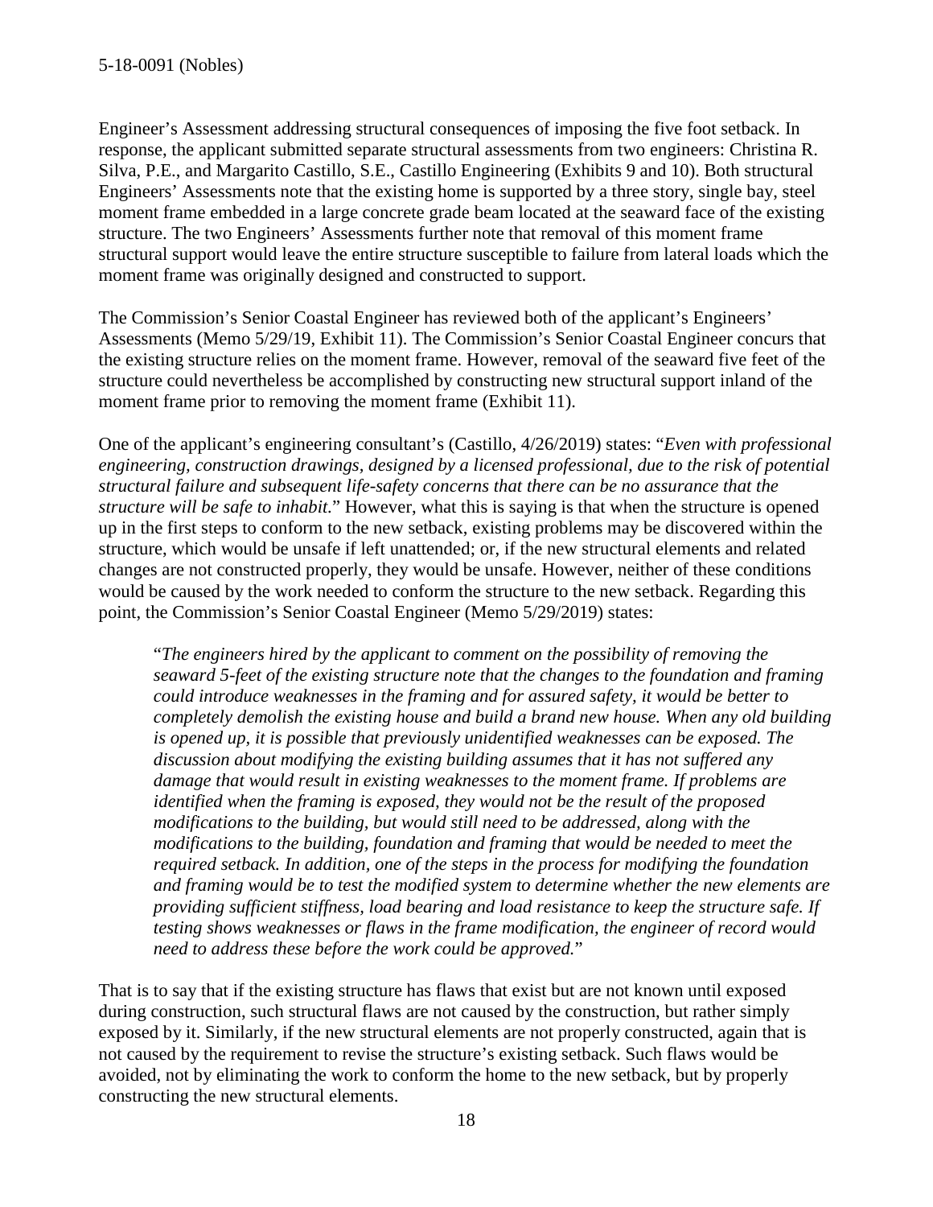Engineer's Assessment addressing structural consequences of imposing the five foot setback. In response, the applicant submitted separate structural assessments from two engineers: Christina R. Silva, P.E., and Margarito Castillo, S.E., Castillo Engineering (Exhibits 9 and 10). Both structural Engineers' Assessments note that the existing home is supported by a three story, single bay, steel moment frame embedded in a large concrete grade beam located at the seaward face of the existing structure. The two Engineers' Assessments further note that removal of this moment frame structural support would leave the entire structure susceptible to failure from lateral loads which the moment frame was originally designed and constructed to support.

The Commission's Senior Coastal Engineer has reviewed both of the applicant's Engineers' Assessments (Memo 5/29/19, Exhibit 11). The Commission's Senior Coastal Engineer concurs that the existing structure relies on the moment frame. However, removal of the seaward five feet of the structure could nevertheless be accomplished by constructing new structural support inland of the moment frame prior to removing the moment frame (Exhibit 11).

One of the applicant's engineering consultant's (Castillo, 4/26/2019) states: "*Even with professional engineering, construction drawings, designed by a licensed professional, due to the risk of potential structural failure and subsequent life-safety concerns that there can be no assurance that the structure will be safe to inhabit.*" However, what this is saying is that when the structure is opened up in the first steps to conform to the new setback, existing problems may be discovered within the structure, which would be unsafe if left unattended; or, if the new structural elements and related changes are not constructed properly, they would be unsafe. However, neither of these conditions would be caused by the work needed to conform the structure to the new setback. Regarding this point, the Commission's Senior Coastal Engineer (Memo 5/29/2019) states:

> "*The engineers hired by the applicant to comment on the possibility of removing the seaward 5-feet of the existing structure note that the changes to the foundation and framing could introduce weaknesses in the framing and for assured safety, it would be better to completely demolish the existing house and build a brand new house. When any old building is opened up, it is possible that previously unidentified weaknesses can be exposed. The discussion about modifying the existing building assumes that it has not suffered any damage that would result in existing weaknesses to the moment frame. If problems are identified when the framing is exposed, they would not be the result of the proposed modifications to the building, but would still need to be addressed, along with the modifications to the building, foundation and framing that would be needed to meet the required setback. In addition, one of the steps in the process for modifying the foundation and framing would be to test the modified system to determine whether the new elements are providing sufficient stiffness, load bearing and load resistance to keep the structure safe. If testing shows weaknesses or flaws in the frame modification, the engineer of record would need to address these before the work could be approved.*"

That is to say that if the existing structure has flaws that exist but are not known until exposed during construction, such structural flaws are not caused by the construction, but rather simply exposed by it. Similarly, if the new structural elements are not properly constructed, again that is not caused by the requirement to revise the structure's existing setback. Such flaws would be avoided, not by eliminating the work to conform the home to the new setback, but by properly constructing the new structural elements.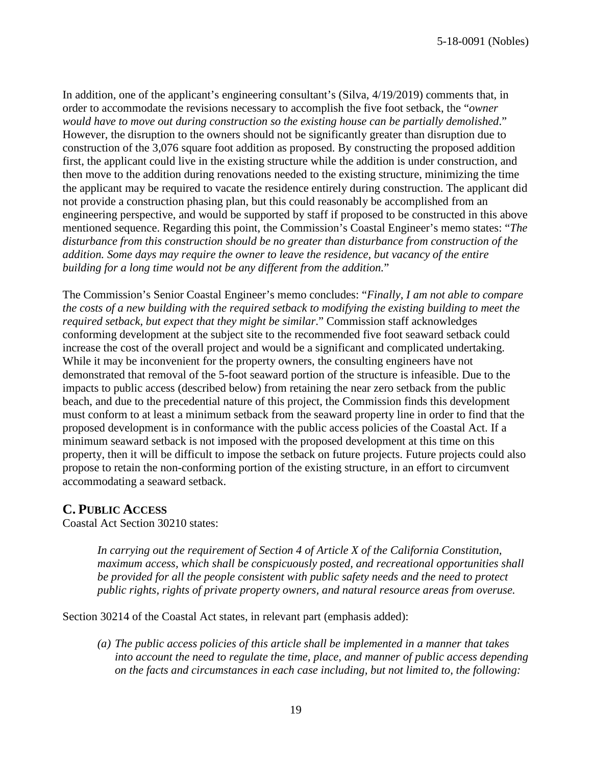In addition, one of the applicant's engineering consultant's (Silva, 4/19/2019) comments that, in order to accommodate the revisions necessary to accomplish the five foot setback, the "*owner would have to move out during construction so the existing house can be partially demolished*." However, the disruption to the owners should not be significantly greater than disruption due to construction of the 3,076 square foot addition as proposed. By constructing the proposed addition first, the applicant could live in the existing structure while the addition is under construction, and then move to the addition during renovations needed to the existing structure, minimizing the time the applicant may be required to vacate the residence entirely during construction. The applicant did not provide a construction phasing plan, but this could reasonably be accomplished from an engineering perspective, and would be supported by staff if proposed to be constructed in this above mentioned sequence. Regarding this point, the Commission's Coastal Engineer's memo states: "*The disturbance from this construction should be no greater than disturbance from construction of the addition. Some days may require the owner to leave the residence, but vacancy of the entire building for a long time would not be any different from the addition.*"

The Commission's Senior Coastal Engineer's memo concludes: "*Finally, I am not able to compare the costs of a new building with the required setback to modifying the existing building to meet the required setback, but expect that they might be similar*." Commission staff acknowledges conforming development at the subject site to the recommended five foot seaward setback could increase the cost of the overall project and would be a significant and complicated undertaking. While it may be inconvenient for the property owners, the consulting engineers have not demonstrated that removal of the 5-foot seaward portion of the structure is infeasible. Due to the impacts to public access (described below) from retaining the near zero setback from the public beach, and due to the precedential nature of this project, the Commission finds this development must conform to at least a minimum setback from the seaward property line in order to find that the proposed development is in conformance with the public access policies of the Coastal Act. If a minimum seaward setback is not imposed with the proposed development at this time on this property, then it will be difficult to impose the setback on future projects. Future projects could also propose to retain the non-conforming portion of the existing structure, in an effort to circumvent accommodating a seaward setback.

## C. PUBLIC ACCESS

Coastal Act Section 30210 states:

> *In carrying out the requirement of Section 4 of Article X of the California Constitution, maximum access, which shall be conspicuously posted, and recreational opportunities shall be provided for all the people consistent with public safety needs and the need to protect public rights, rights of private property owners, and natural resource areas from overuse.*

Section 30214 of the Coastal Act states, in relevant part (emphasis added):

> *(a) The public access policies of this article shall be implemented in a manner that takes into account the need to regulate the time, place, and manner of public access depending on the facts and circumstances in each case including, but not limited to, the following:*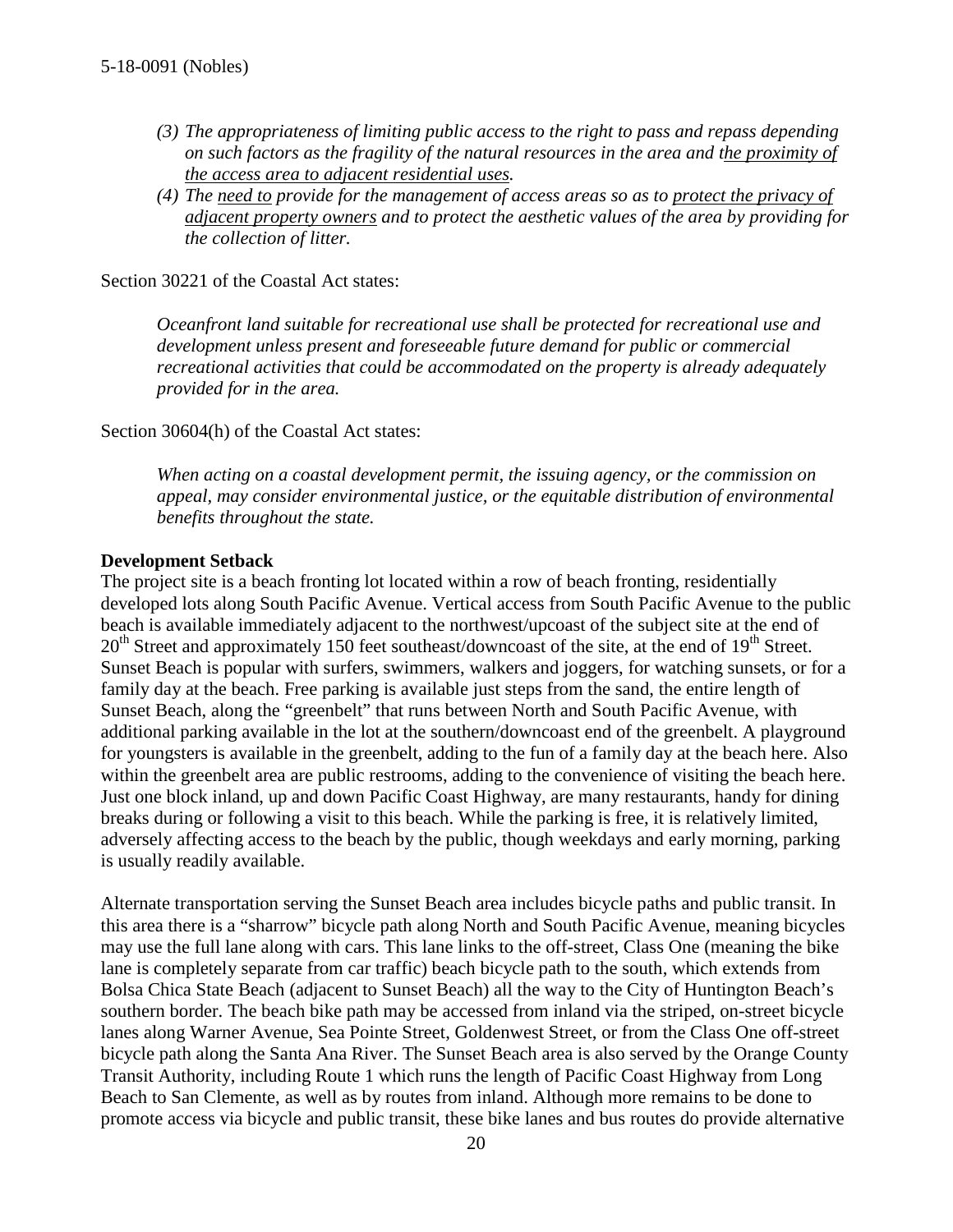*(3) The appropriateness of limiting public access to the right to pass and repass depending on such factors as the fragility of the natural resources in the area and <u>the proximity of the access area to adjacent residential uses</u>.*

*(4) The <u>need to</u> provide for the management of access areas so as to <u>protect the privacy of adjacent property owners</u> and to protect the aesthetic values of the area by providing for the collection of litter.*

Section 30221 of the Coastal Act states:

*Oceanfront land suitable for recreational use shall be protected for recreational use and development unless present and foreseeable future demand for public or commercial recreational activities that could be accommodated on the property is already adequately provided for in the area.*

Section 30604(h) of the Coastal Act states:

*When acting on a coastal development permit, the issuing agency, or the commission on appeal, may consider environmental justice, or the equitable distribution of environmental benefits throughout the state.*

**Development Setback**

The project site is a beach fronting lot located within a row of beach fronting, residentially developed lots along South Pacific Avenue. Vertical access from South Pacific Avenue to the public beach is available immediately adjacent to the northwest/upcoast of the subject site at the end of 20th Street and approximately 150 feet southeast/downcoast of the site, at the end of 19th Street. Sunset Beach is popular with surfers, swimmers, walkers and joggers, for watching sunsets, or for a family day at the beach. Free parking is available just steps from the sand, the entire length of Sunset Beach, along the "greenbelt" that runs between North and South Pacific Avenue, with additional parking available in the lot at the southern/downcoast end of the greenbelt. A playground for youngsters is available in the greenbelt, adding to the fun of a family day at the beach here. Also within the greenbelt area are public restrooms, adding to the convenience of visiting the beach here. Just one block inland, up and down Pacific Coast Highway, are many restaurants, handy for dining breaks during or following a visit to this beach. While the parking is free, it is relatively limited, adversely affecting access to the beach by the public, though weekdays and early morning, parking is usually readily available.

Alternate transportation serving the Sunset Beach area includes bicycle paths and public transit. In this area there is a "sharrow" bicycle path along North and South Pacific Avenue, meaning bicycles may use the full lane along with cars. This lane links to the off-street, Class One (meaning the bike lane is completely separate from car traffic) beach bicycle path to the south, which extends from Bolsa Chica State Beach (adjacent to Sunset Beach) all the way to the City of Huntington Beach's southern border. The beach bike path may be accessed from inland via the striped, on-street bicycle lanes along Warner Avenue, Sea Pointe Street, Goldenwest Street, or from the Class One off-street bicycle path along the Santa Ana River. The Sunset Beach area is also served by the Orange County Transit Authority, including Route 1 which runs the length of Pacific Coast Highway from Long Beach to San Clemente, as well as by routes from inland. Although more remains to be done to promote access via bicycle and public transit, these bike lanes and bus routes do provide alternative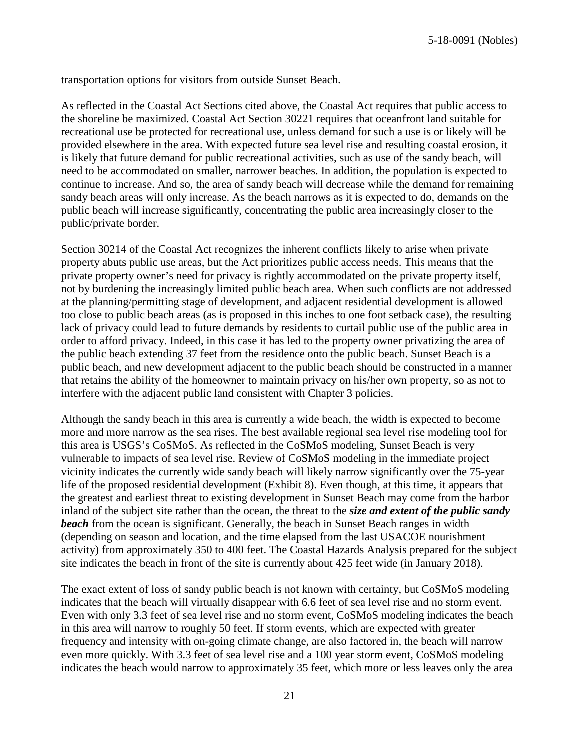transportation options for visitors from outside Sunset Beach.

As reflected in the Coastal Act Sections cited above, the Coastal Act requires that public access to the shoreline be maximized. Coastal Act Section 30221 requires that oceanfront land suitable for recreational use be protected for recreational use, unless demand for such a use is or likely will be provided elsewhere in the area. With expected future sea level rise and resulting coastal erosion, it is likely that future demand for public recreational activities, such as use of the sandy beach, will need to be accommodated on smaller, narrower beaches. In addition, the population is expected to continue to increase. And so, the area of sandy beach will decrease while the demand for remaining sandy beach areas will only increase. As the beach narrows as it is expected to do, demands on the public beach will increase significantly, concentrating the public area increasingly closer to the public/private border.

Section 30214 of the Coastal Act recognizes the inherent conflicts likely to arise when private property abuts public use areas, but the Act prioritizes public access needs. This means that the private property owner's need for privacy is rightly accommodated on the private property itself, not by burdening the increasingly limited public beach area. When such conflicts are not addressed at the planning/permitting stage of development, and adjacent residential development is allowed too close to public beach areas (as is proposed in this inches to one foot setback case), the resulting lack of privacy could lead to future demands by residents to curtail public use of the public area in order to afford privacy. Indeed, in this case it has led to the property owner privatizing the area of the public beach extending 37 feet from the residence onto the public beach. Sunset Beach is a public beach, and new development adjacent to the public beach should be constructed in a manner that retains the ability of the homeowner to maintain privacy on his/her own property, so as not to interfere with the adjacent public land consistent with Chapter 3 policies.

Although the sandy beach in this area is currently a wide beach, the width is expected to become more and more narrow as the sea rises. The best available regional sea level rise modeling tool for this area is USGS's CoSMoS. As reflected in the CoSMoS modeling, Sunset Beach is very vulnerable to impacts of sea level rise. Review of CoSMoS modeling in the immediate project vicinity indicates the currently wide sandy beach will likely narrow significantly over the 75-year life of the proposed residential development (Exhibit 8). Even though, at this time, it appears that the greatest and earliest threat to existing development in Sunset Beach may come from the harbor inland of the subject site rather than the ocean, the threat to the ***size and extent of the public sandy beach*** from the ocean is significant. Generally, the beach in Sunset Beach ranges in width (depending on season and location, and the time elapsed from the last USACOE nourishment activity) from approximately 350 to 400 feet. The Coastal Hazards Analysis prepared for the subject site indicates the beach in front of the site is currently about 425 feet wide (in January 2018).

The exact extent of loss of sandy public beach is not known with certainty, but CoSMoS modeling indicates that the beach will virtually disappear with 6.6 feet of sea level rise and no storm event. Even with only 3.3 feet of sea level rise and no storm event, CoSMoS modeling indicates the beach in this area will narrow to roughly 50 feet. If storm events, which are expected with greater frequency and intensity with on-going climate change, are also factored in, the beach will narrow even more quickly. With 3.3 feet of sea level rise and a 100 year storm event, CoSMoS modeling indicates the beach would narrow to approximately 35 feet, which more or less leaves only the area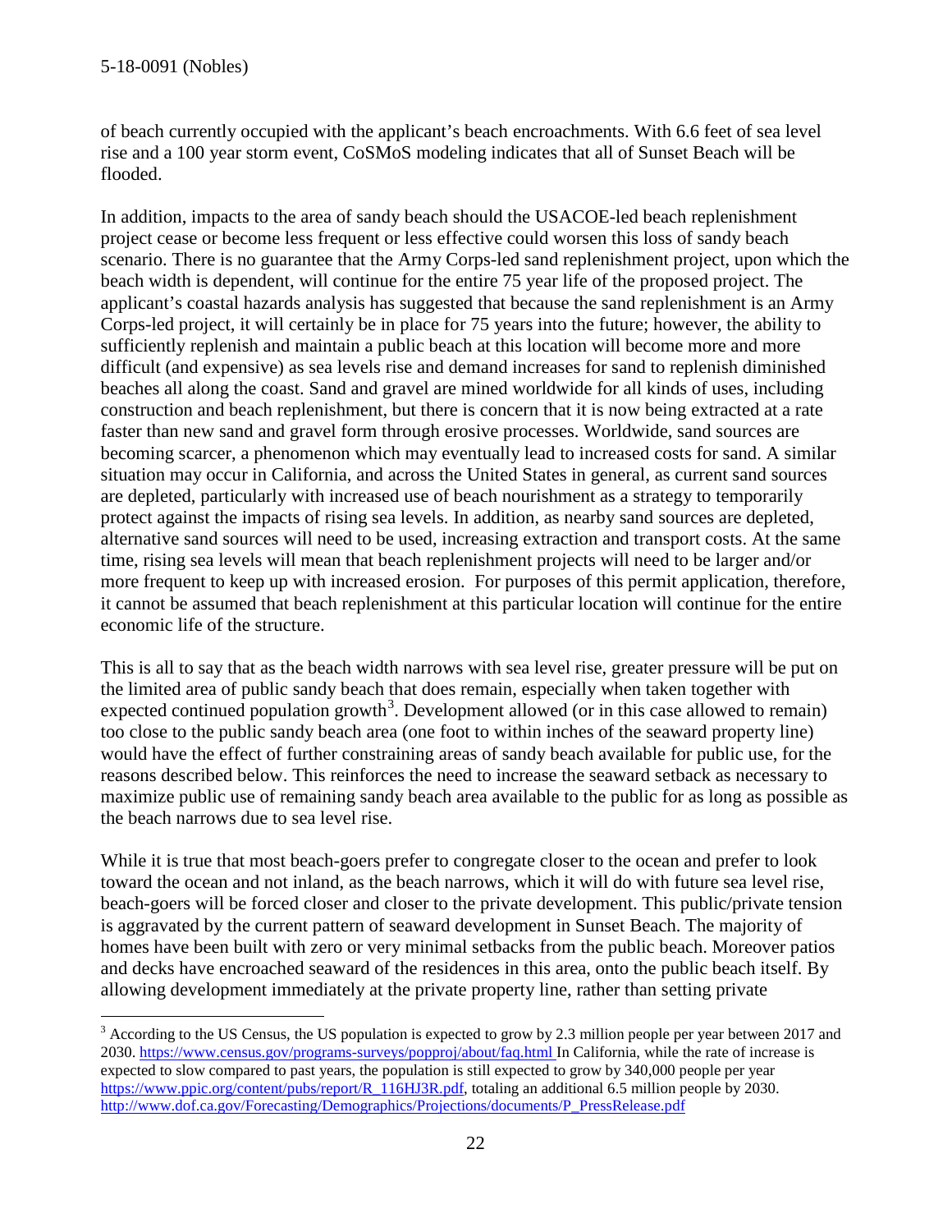of beach currently occupied with the applicant's beach encroachments. With 6.6 feet of sea level rise and a 100 year storm event, CoSMoS modeling indicates that all of Sunset Beach will be flooded.

In addition, impacts to the area of sandy beach should the USACOE-led beach replenishment project cease or become less frequent or less effective could worsen this loss of sandy beach scenario. There is no guarantee that the Army Corps-led sand replenishment project, upon which the beach width is dependent, will continue for the entire 75 year life of the proposed project. The applicant's coastal hazards analysis has suggested that because the sand replenishment is an Army Corps-led project, it will certainly be in place for 75 years into the future; however, the ability to sufficiently replenish and maintain a public beach at this location will become more and more difficult (and expensive) as sea levels rise and demand increases for sand to replenish diminished beaches all along the coast. Sand and gravel are mined worldwide for all kinds of uses, including construction and beach replenishment, but there is concern that it is now being extracted at a rate faster than new sand and gravel form through erosive processes. Worldwide, sand sources are becoming scarcer, a phenomenon which may eventually lead to increased costs for sand. A similar situation may occur in California, and across the United States in general, as current sand sources are depleted, particularly with increased use of beach nourishment as a strategy to temporarily protect against the impacts of rising sea levels. In addition, as nearby sand sources are depleted, alternative sand sources will need to be used, increasing extraction and transport costs. At the same time, rising sea levels will mean that beach replenishment projects will need to be larger and/or more frequent to keep up with increased erosion. For purposes of this permit application, therefore, it cannot be assumed that beach replenishment at this particular location will continue for the entire economic life of the structure.

This is all to say that as the beach width narrows with sea level rise, greater pressure will be put on the limited area of public sandy beach that does remain, especially when taken together with expected continued population growth[3]. Development allowed (or in this case allowed to remain) too close to the public sandy beach area (one foot to within inches of the seaward property line) would have the effect of further constraining areas of sandy beach available for public use, for the reasons described below. This reinforces the need to increase the seaward setback as necessary to maximize public use of remaining sandy beach area available to the public for as long as possible as the beach narrows due to sea level rise.

While it is true that most beach-goers prefer to congregate closer to the ocean and prefer to look toward the ocean and not inland, as the beach narrows, which it will do with future sea level rise, beach-goers will be forced closer and closer to the private development. This public/private tension is aggravated by the current pattern of seaward development in Sunset Beach. The majority of homes have been built with zero or very minimal setbacks from the public beach. Moreover patios and decks have encroached seaward of the residences in this area, onto the public beach itself. By allowing development immediately at the private property line, rather than setting private

[3] According to the US Census, the US population is expected to grow by 2.3 million people per year between 2017 and 2030. https://www.census.gov/programs-surveys/popproj/about/faq.html In California, while the rate of increase is expected to slow compared to past years, the population is still expected to grow by 340,000 people per year https://www.ppic.org/content/pubs/report/R_116HJ3R.pdf, totaling an additional 6.5 million people by 2030. http://www.dof.ca.gov/Forecasting/Demographics/Projections/documents/P_PressRelease.pdf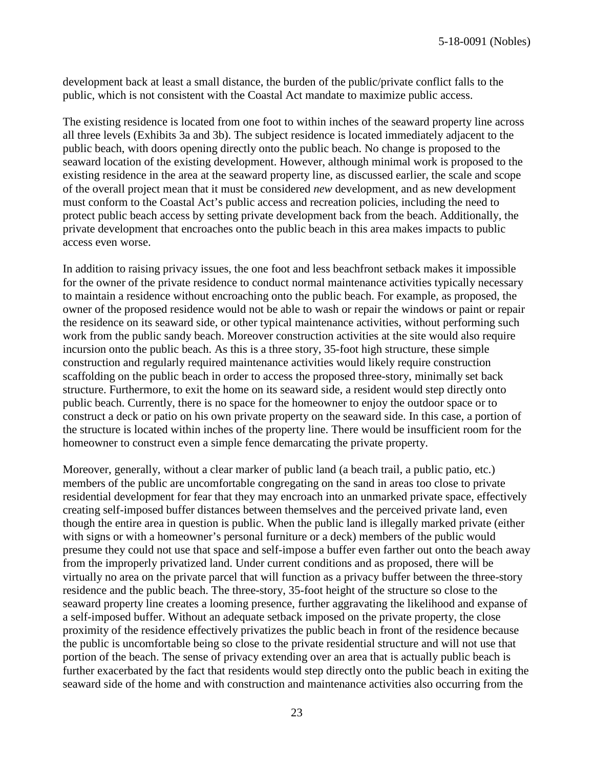development back at least a small distance, the burden of the public/private conflict falls to the public, which is not consistent with the Coastal Act mandate to maximize public access.

The existing residence is located from one foot to within inches of the seaward property line across all three levels (Exhibits 3a and 3b). The subject residence is located immediately adjacent to the public beach, with doors opening directly onto the public beach. No change is proposed to the seaward location of the existing development. However, although minimal work is proposed to the existing residence in the area at the seaward property line, as discussed earlier, the scale and scope of the overall project mean that it must be considered *new* development, and as new development must conform to the Coastal Act's public access and recreation policies, including the need to protect public beach access by setting private development back from the beach. Additionally, the private development that encroaches onto the public beach in this area makes impacts to public access even worse.

In addition to raising privacy issues, the one foot and less beachfront setback makes it impossible for the owner of the private residence to conduct normal maintenance activities typically necessary to maintain a residence without encroaching onto the public beach. For example, as proposed, the owner of the proposed residence would not be able to wash or repair the windows or paint or repair the residence on its seaward side, or other typical maintenance activities, without performing such work from the public sandy beach. Moreover construction activities at the site would also require incursion onto the public beach. As this is a three story, 35-foot high structure, these simple construction and regularly required maintenance activities would likely require construction scaffolding on the public beach in order to access the proposed three-story, minimally set back structure. Furthermore, to exit the home on its seaward side, a resident would step directly onto public beach. Currently, there is no space for the homeowner to enjoy the outdoor space or to construct a deck or patio on his own private property on the seaward side. In this case, a portion of the structure is located within inches of the property line. There would be insufficient room for the homeowner to construct even a simple fence demarcating the private property.

Moreover, generally, without a clear marker of public land (a beach trail, a public patio, etc.) members of the public are uncomfortable congregating on the sand in areas too close to private residential development for fear that they may encroach into an unmarked private space, effectively creating self-imposed buffer distances between themselves and the perceived private land, even though the entire area in question is public. When the public land is illegally marked private (either with signs or with a homeowner's personal furniture or a deck) members of the public would presume they could not use that space and self-impose a buffer even farther out onto the beach away from the improperly privatized land. Under current conditions and as proposed, there will be virtually no area on the private parcel that will function as a privacy buffer between the three-story residence and the public beach. The three-story, 35-foot height of the structure so close to the seaward property line creates a looming presence, further aggravating the likelihood and expanse of a self-imposed buffer. Without an adequate setback imposed on the private property, the close proximity of the residence effectively privatizes the public beach in front of the residence because the public is uncomfortable being so close to the private residential structure and will not use that portion of the beach. The sense of privacy extending over an area that is actually public beach is further exacerbated by the fact that residents would step directly onto the public beach in exiting the seaward side of the home and with construction and maintenance activities also occurring from the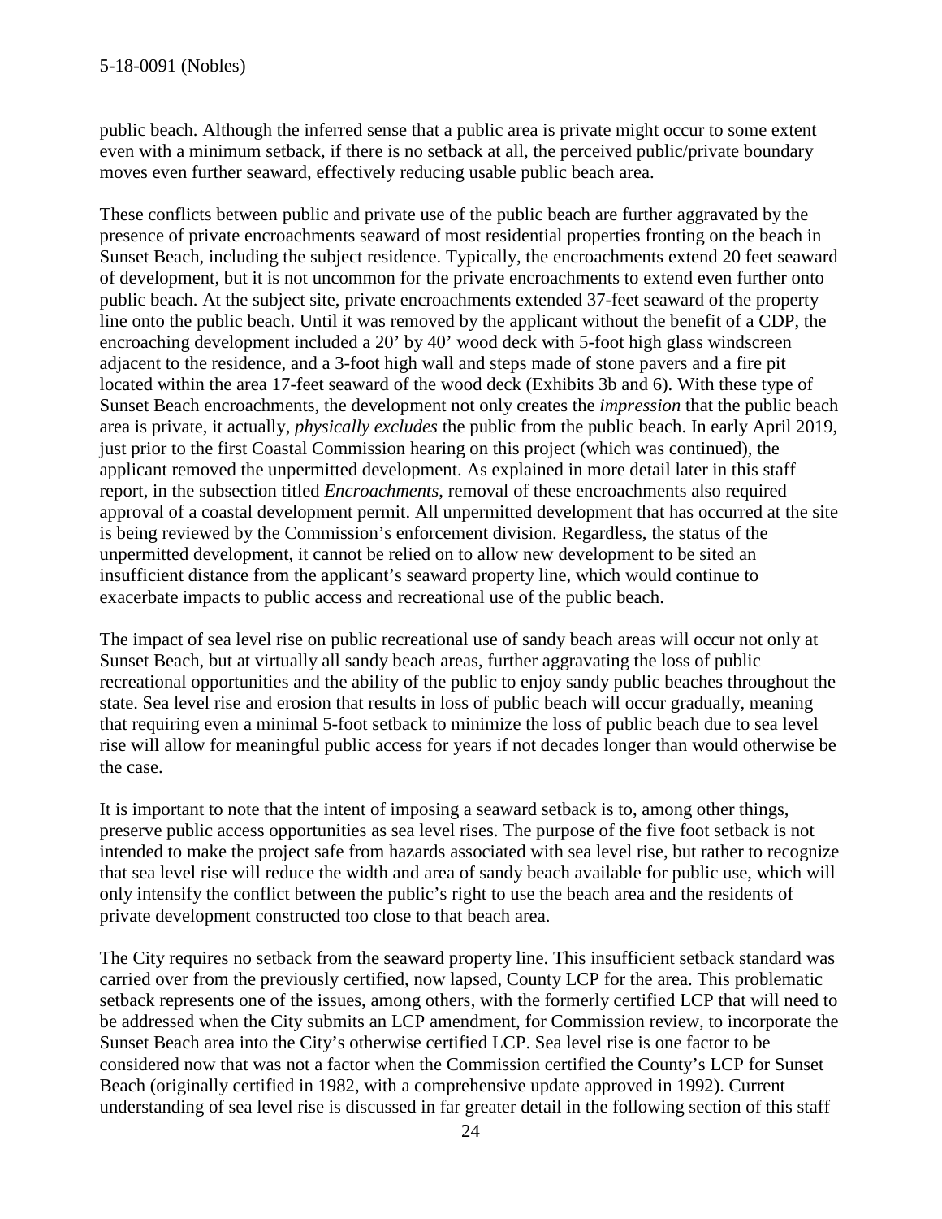public beach. Although the inferred sense that a public area is private might occur to some extent even with a minimum setback, if there is no setback at all, the perceived public/private boundary moves even further seaward, effectively reducing usable public beach area.

These conflicts between public and private use of the public beach are further aggravated by the presence of private encroachments seaward of most residential properties fronting on the beach in Sunset Beach, including the subject residence. Typically, the encroachments extend 20 feet seaward of development, but it is not uncommon for the private encroachments to extend even further onto public beach. At the subject site, private encroachments extended 37-feet seaward of the property line onto the public beach. Until it was removed by the applicant without the benefit of a CDP, the encroaching development included a 20' by 40' wood deck with 5-foot high glass windscreen adjacent to the residence, and a 3-foot high wall and steps made of stone pavers and a fire pit located within the area 17-feet seaward of the wood deck (Exhibits 3b and 6). With these type of Sunset Beach encroachments, the development not only creates the *impression* that the public beach area is private, it actually, *physically excludes* the public from the public beach. In early April 2019, just prior to the first Coastal Commission hearing on this project (which was continued), the applicant removed the unpermitted development. As explained in more detail later in this staff report, in the subsection titled *Encroachments*, removal of these encroachments also required approval of a coastal development permit. All unpermitted development that has occurred at the site is being reviewed by the Commission's enforcement division. Regardless, the status of the unpermitted development, it cannot be relied on to allow new development to be sited an insufficient distance from the applicant's seaward property line, which would continue to exacerbate impacts to public access and recreational use of the public beach.

The impact of sea level rise on public recreational use of sandy beach areas will occur not only at Sunset Beach, but at virtually all sandy beach areas, further aggravating the loss of public recreational opportunities and the ability of the public to enjoy sandy public beaches throughout the state. Sea level rise and erosion that results in loss of public beach will occur gradually, meaning that requiring even a minimal 5-foot setback to minimize the loss of public beach due to sea level rise will allow for meaningful public access for years if not decades longer than would otherwise be the case.

It is important to note that the intent of imposing a seaward setback is to, among other things, preserve public access opportunities as sea level rises. The purpose of the five foot setback is not intended to make the project safe from hazards associated with sea level rise, but rather to recognize that sea level rise will reduce the width and area of sandy beach available for public use, which will only intensify the conflict between the public's right to use the beach area and the residents of private development constructed too close to that beach area.

The City requires no setback from the seaward property line. This insufficient setback standard was carried over from the previously certified, now lapsed, County LCP for the area. This problematic setback represents one of the issues, among others, with the formerly certified LCP that will need to be addressed when the City submits an LCP amendment, for Commission review, to incorporate the Sunset Beach area into the City's otherwise certified LCP. Sea level rise is one factor to be considered now that was not a factor when the Commission certified the County's LCP for Sunset Beach (originally certified in 1982, with a comprehensive update approved in 1992). Current understanding of sea level rise is discussed in far greater detail in the following section of this staff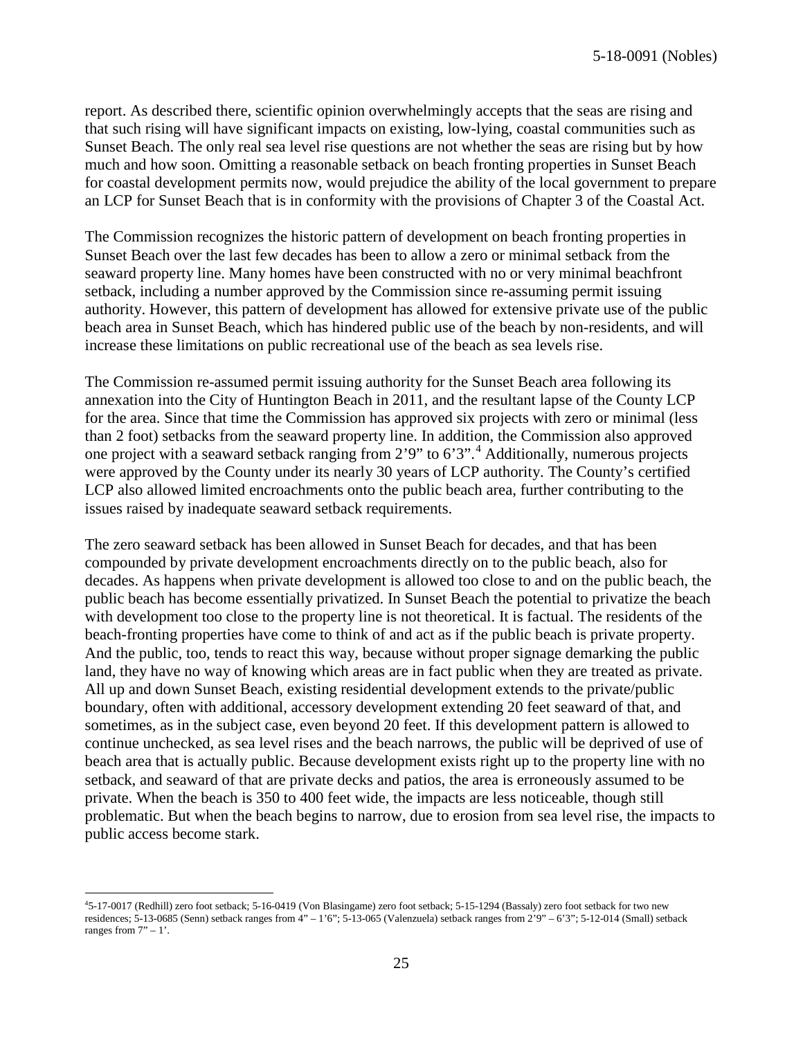report. As described there, scientific opinion overwhelmingly accepts that the seas are rising and that such rising will have significant impacts on existing, low-lying, coastal communities such as Sunset Beach. The only real sea level rise questions are not whether the seas are rising but by how much and how soon. Omitting a reasonable setback on beach fronting properties in Sunset Beach for coastal development permits now, would prejudice the ability of the local government to prepare an LCP for Sunset Beach that is in conformity with the provisions of Chapter 3 of the Coastal Act.

The Commission recognizes the historic pattern of development on beach fronting properties in Sunset Beach over the last few decades has been to allow a zero or minimal setback from the seaward property line. Many homes have been constructed with no or very minimal beachfront setback, including a number approved by the Commission since re-assuming permit issuing authority. However, this pattern of development has allowed for extensive private use of the public beach area in Sunset Beach, which has hindered public use of the beach by non-residents, and will increase these limitations on public recreational use of the beach as sea levels rise.

The Commission re-assumed permit issuing authority for the Sunset Beach area following its annexation into the City of Huntington Beach in 2011, and the resultant lapse of the County LCP for the area. Since that time the Commission has approved six projects with zero or minimal (less than 2 foot) setbacks from the seaward property line. In addition, the Commission also approved one project with a seaward setback ranging from 2'9" to 6'3".[4] Additionally, numerous projects were approved by the County under its nearly 30 years of LCP authority. The County's certified LCP also allowed limited encroachments onto the public beach area, further contributing to the issues raised by inadequate seaward setback requirements.

The zero seaward setback has been allowed in Sunset Beach for decades, and that has been compounded by private development encroachments directly on to the public beach, also for decades. As happens when private development is allowed too close to and on the public beach, the public beach has become essentially privatized. In Sunset Beach the potential to privatize the beach with development too close to the property line is not theoretical. It is factual. The residents of the beach-fronting properties have come to think of and act as if the public beach is private property. And the public, too, tends to react this way, because without proper signage demarking the public land, they have no way of knowing which areas are in fact public when they are treated as private. All up and down Sunset Beach, existing residential development extends to the private/public boundary, often with additional, accessory development extending 20 feet seaward of that, and sometimes, as in the subject case, even beyond 20 feet. If this development pattern is allowed to continue unchecked, as sea level rises and the beach narrows, the public will be deprived of use of beach area that is actually public. Because development exists right up to the property line with no setback, and seaward of that are private decks and patios, the area is erroneously assumed to be private. When the beach is 350 to 400 feet wide, the impacts are less noticeable, though still problematic. But when the beach begins to narrow, due to erosion from sea level rise, the impacts to public access become stark.

---

[4] 5-17-0017 (Redhill) zero foot setback; 5-16-0419 (Von Blasingame) zero foot setback; 5-15-1294 (Bassaly) zero foot setback for two new residences; 5-13-0685 (Senn) setback ranges from 4" – 1'6"; 5-13-065 (Valenzuela) setback ranges from 2'9" – 6'3"; 5-12-014 (Small) setback ranges from 7" – 1'.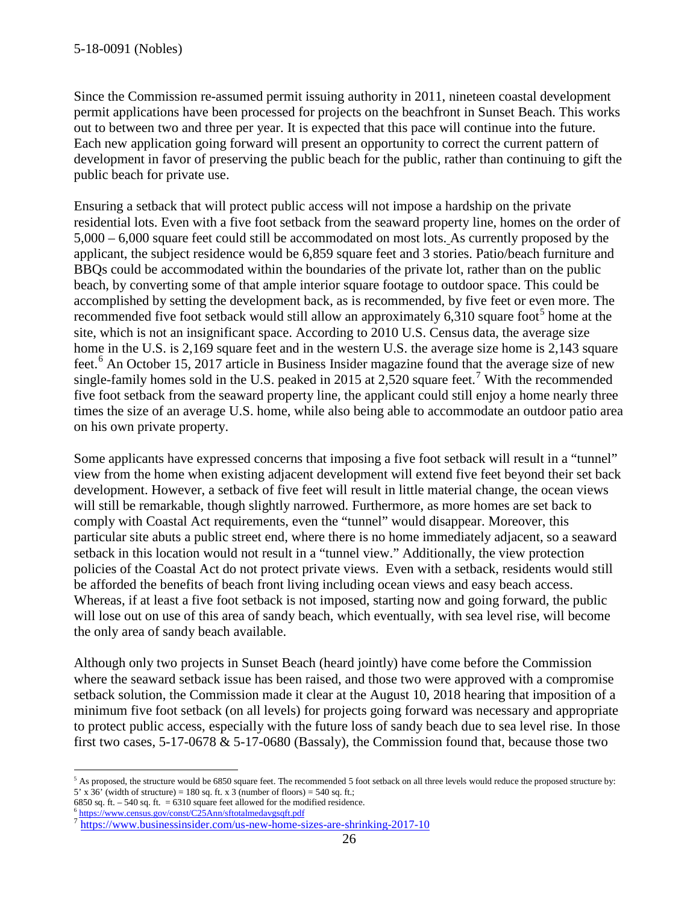Since the Commission re-assumed permit issuing authority in 2011, nineteen coastal development permit applications have been processed for projects on the beachfront in Sunset Beach. This works out to between two and three per year. It is expected that this pace will continue into the future. Each new application going forward will present an opportunity to correct the current pattern of development in favor of preserving the public beach for the public, rather than continuing to gift the public beach for private use.

Ensuring a setback that will protect public access will not impose a hardship on the private residential lots. Even with a five foot setback from the seaward property line, homes on the order of 5,000 – 6,000 square feet could still be accommodated on most lots. As currently proposed by the applicant, the subject residence would be 6,859 square feet and 3 stories. Patio/beach furniture and BBQs could be accommodated within the boundaries of the private lot, rather than on the public beach, by converting some of that ample interior square footage to outdoor space. This could be accomplished by setting the development back, as is recommended, by five feet or even more. The recommended five foot setback would still allow an approximately 6,310 square foot[5] home at the site, which is not an insignificant space. According to 2010 U.S. Census data, the average size home in the U.S. is 2,169 square feet and in the western U.S. the average size home is 2,143 square feet.[6] An October 15, 2017 article in Business Insider magazine found that the average size of new single-family homes sold in the U.S. peaked in 2015 at 2,520 square feet.[7] With the recommended five foot setback from the seaward property line, the applicant could still enjoy a home nearly three times the size of an average U.S. home, while also being able to accommodate an outdoor patio area on his own private property.

Some applicants have expressed concerns that imposing a five foot setback will result in a "tunnel" view from the home when existing adjacent development will extend five feet beyond their set back development. However, a setback of five feet will result in little material change, the ocean views will still be remarkable, though slightly narrowed. Furthermore, as more homes are set back to comply with Coastal Act requirements, even the "tunnel" would disappear. Moreover, this particular site abuts a public street end, where there is no home immediately adjacent, so a seaward setback in this location would not result in a "tunnel view." Additionally, the view protection policies of the Coastal Act do not protect private views. Even with a setback, residents would still be afforded the benefits of beach front living including ocean views and easy beach access. Whereas, if at least a five foot setback is not imposed, starting now and going forward, the public will lose out on use of this area of sandy beach, which eventually, with sea level rise, will become the only area of sandy beach available.

Although only two projects in Sunset Beach (heard jointly) have come before the Commission where the seaward setback issue has been raised, and those two were approved with a compromise setback solution, the Commission made it clear at the August 10, 2018 hearing that imposition of a minimum five foot setback (on all levels) for projects going forward was necessary and appropriate to protect public access, especially with the future loss of sandy beach due to sea level rise. In those first two cases, 5-17-0678 & 5-17-0680 (Bassaly), the Commission found that, because those two

---

[5] As proposed, the structure would be 6850 square feet. The recommended 5 foot setback on all three levels would reduce the proposed structure by: 5' x 36' (width of structure) = 180 sq. ft. x 3 (number of floors) = 540 sq. ft.;
6850 sq. ft. – 540 sq. ft. = 6310 square feet allowed for the modified residence.

[6] https://www.census.gov/const/C25Ann/sftotalmedavgsqft.pdf

[7] https://www.businessinsider.com/us-new-home-sizes-are-shrinking-2017-10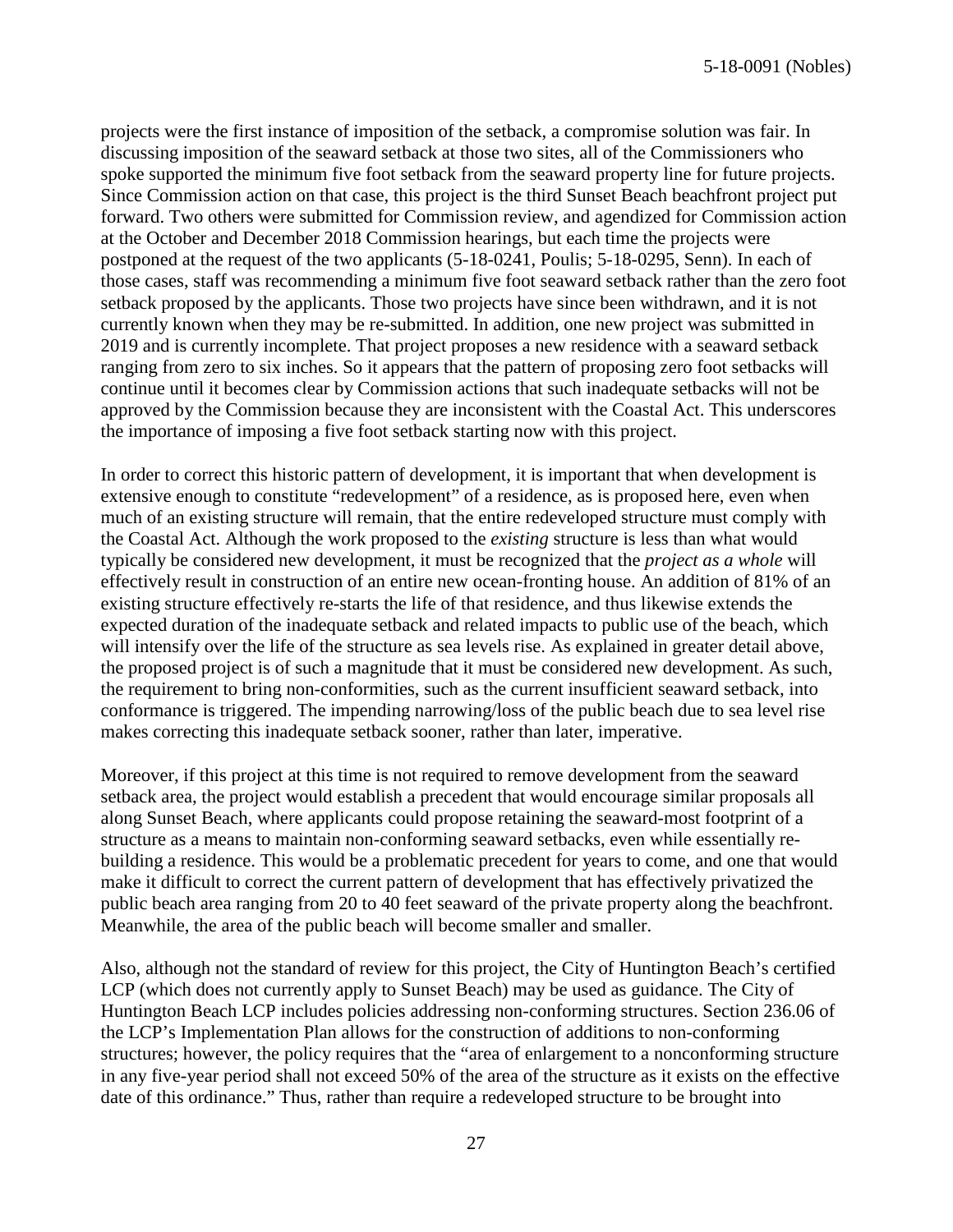projects were the first instance of imposition of the setback, a compromise solution was fair. In discussing imposition of the seaward setback at those two sites, all of the Commissioners who spoke supported the minimum five foot setback from the seaward property line for future projects. Since Commission action on that case, this project is the third Sunset Beach beachfront project put forward. Two others were submitted for Commission review, and agendized for Commission action at the October and December 2018 Commission hearings, but each time the projects were postponed at the request of the two applicants (5-18-0241, Poulis; 5-18-0295, Senn). In each of those cases, staff was recommending a minimum five foot seaward setback rather than the zero foot setback proposed by the applicants. Those two projects have since been withdrawn, and it is not currently known when they may be re-submitted. In addition, one new project was submitted in 2019 and is currently incomplete. That project proposes a new residence with a seaward setback ranging from zero to six inches. So it appears that the pattern of proposing zero foot setbacks will continue until it becomes clear by Commission actions that such inadequate setbacks will not be approved by the Commission because they are inconsistent with the Coastal Act. This underscores the importance of imposing a five foot setback starting now with this project.

In order to correct this historic pattern of development, it is important that when development is extensive enough to constitute "redevelopment" of a residence, as is proposed here, even when much of an existing structure will remain, that the entire redeveloped structure must comply with the Coastal Act. Although the work proposed to the *existing* structure is less than what would typically be considered new development, it must be recognized that the *project as a whole* will effectively result in construction of an entire new ocean-fronting house. An addition of 81% of an existing structure effectively re-starts the life of that residence, and thus likewise extends the expected duration of the inadequate setback and related impacts to public use of the beach, which will intensify over the life of the structure as sea levels rise. As explained in greater detail above, the proposed project is of such a magnitude that it must be considered new development. As such, the requirement to bring non-conformities, such as the current insufficient seaward setback, into conformance is triggered. The impending narrowing/loss of the public beach due to sea level rise makes correcting this inadequate setback sooner, rather than later, imperative.

Moreover, if this project at this time is not required to remove development from the seaward setback area, the project would establish a precedent that would encourage similar proposals all along Sunset Beach, where applicants could propose retaining the seaward-most footprint of a structure as a means to maintain non-conforming seaward setbacks, even while essentially re-building a residence. This would be a problematic precedent for years to come, and one that would make it difficult to correct the current pattern of development that has effectively privatized the public beach area ranging from 20 to 40 feet seaward of the private property along the beachfront. Meanwhile, the area of the public beach will become smaller and smaller.

Also, although not the standard of review for this project, the City of Huntington Beach's certified LCP (which does not currently apply to Sunset Beach) may be used as guidance. The City of Huntington Beach LCP includes policies addressing non-conforming structures. Section 236.06 of the LCP's Implementation Plan allows for the construction of additions to non-conforming structures; however, the policy requires that the "area of enlargement to a nonconforming structure in any five-year period shall not exceed 50% of the area of the structure as it exists on the effective date of this ordinance." Thus, rather than require a redeveloped structure to be brought into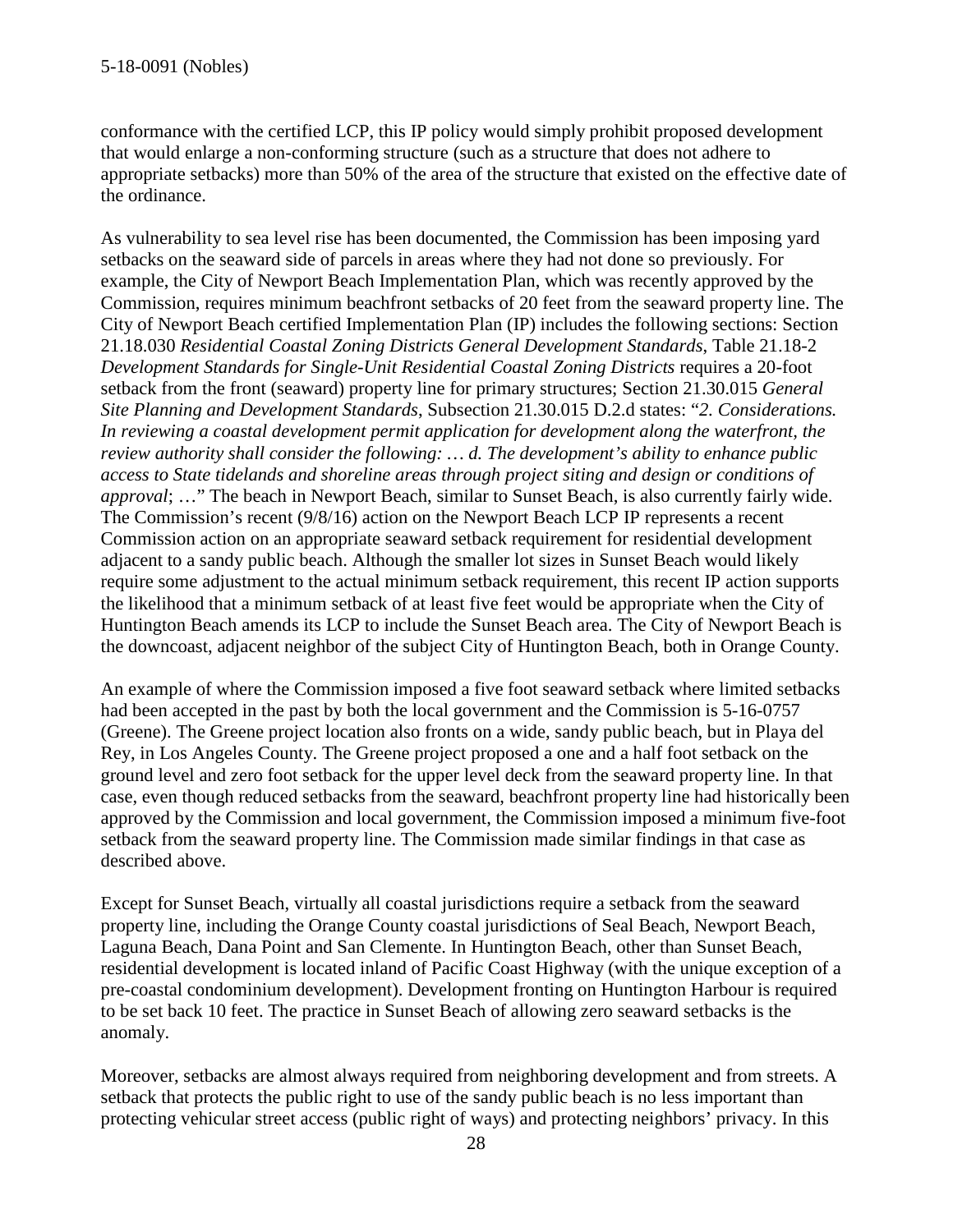conformance with the certified LCP, this IP policy would simply prohibit proposed development that would enlarge a non-conforming structure (such as a structure that does not adhere to appropriate setbacks) more than 50% of the area of the structure that existed on the effective date of the ordinance.

As vulnerability to sea level rise has been documented, the Commission has been imposing yard setbacks on the seaward side of parcels in areas where they had not done so previously. For example, the City of Newport Beach Implementation Plan, which was recently approved by the Commission, requires minimum beachfront setbacks of 20 feet from the seaward property line. The City of Newport Beach certified Implementation Plan (IP) includes the following sections: Section 21.18.030 *Residential Coastal Zoning Districts General Development Standards*, Table 21.18-2 *Development Standards for Single-Unit Residential Coastal Zoning Districts* requires a 20-foot setback from the front (seaward) property line for primary structures; Section 21.30.015 *General Site Planning and Development Standards*, Subsection 21.30.015 D.2.d states: "*2. Considerations. In reviewing a coastal development permit application for development along the waterfront, the review authority shall consider the following: … d. The development's ability to enhance public access to State tidelands and shoreline areas through project siting and design or conditions of approval*; …" The beach in Newport Beach, similar to Sunset Beach, is also currently fairly wide. The Commission's recent (9/8/16) action on the Newport Beach LCP IP represents a recent Commission action on an appropriate seaward setback requirement for residential development adjacent to a sandy public beach. Although the smaller lot sizes in Sunset Beach would likely require some adjustment to the actual minimum setback requirement, this recent IP action supports the likelihood that a minimum setback of at least five feet would be appropriate when the City of Huntington Beach amends its LCP to include the Sunset Beach area. The City of Newport Beach is the downcoast, adjacent neighbor of the subject City of Huntington Beach, both in Orange County.

An example of where the Commission imposed a five foot seaward setback where limited setbacks had been accepted in the past by both the local government and the Commission is 5-16-0757 (Greene). The Greene project location also fronts on a wide, sandy public beach, but in Playa del Rey, in Los Angeles County. The Greene project proposed a one and a half foot setback on the ground level and zero foot setback for the upper level deck from the seaward property line. In that case, even though reduced setbacks from the seaward, beachfront property line had historically been approved by the Commission and local government, the Commission imposed a minimum five-foot setback from the seaward property line. The Commission made similar findings in that case as described above.

Except for Sunset Beach, virtually all coastal jurisdictions require a setback from the seaward property line, including the Orange County coastal jurisdictions of Seal Beach, Newport Beach, Laguna Beach, Dana Point and San Clemente. In Huntington Beach, other than Sunset Beach, residential development is located inland of Pacific Coast Highway (with the unique exception of a pre-coastal condominium development). Development fronting on Huntington Harbour is required to be set back 10 feet. The practice in Sunset Beach of allowing zero seaward setbacks is the anomaly.

Moreover, setbacks are almost always required from neighboring development and from streets. A setback that protects the public right to use of the sandy public beach is no less important than protecting vehicular street access (public right of ways) and protecting neighbors' privacy. In this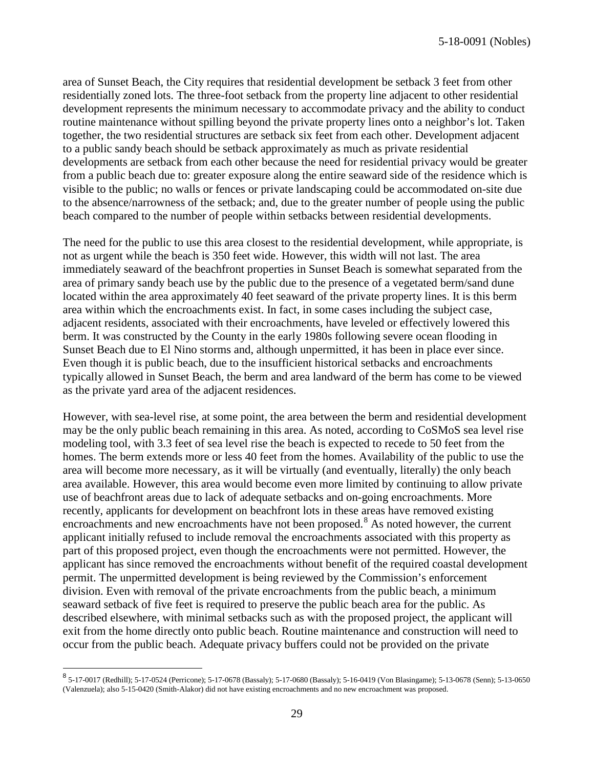area of Sunset Beach, the City requires that residential development be setback 3 feet from other residentially zoned lots. The three-foot setback from the property line adjacent to other residential development represents the minimum necessary to accommodate privacy and the ability to conduct routine maintenance without spilling beyond the private property lines onto a neighbor's lot. Taken together, the two residential structures are setback six feet from each other. Development adjacent to a public sandy beach should be setback approximately as much as private residential developments are setback from each other because the need for residential privacy would be greater from a public beach due to: greater exposure along the entire seaward side of the residence which is visible to the public; no walls or fences or private landscaping could be accommodated on-site due to the absence/narrowness of the setback; and, due to the greater number of people using the public beach compared to the number of people within setbacks between residential developments.

The need for the public to use this area closest to the residential development, while appropriate, is not as urgent while the beach is 350 feet wide. However, this width will not last. The area immediately seaward of the beachfront properties in Sunset Beach is somewhat separated from the area of primary sandy beach use by the public due to the presence of a vegetated berm/sand dune located within the area approximately 40 feet seaward of the private property lines. It is this berm area within which the encroachments exist. In fact, in some cases including the subject case, adjacent residents, associated with their encroachments, have leveled or effectively lowered this berm. It was constructed by the County in the early 1980s following severe ocean flooding in Sunset Beach due to El Nino storms and, although unpermitted, it has been in place ever since. Even though it is public beach, due to the insufficient historical setbacks and encroachments typically allowed in Sunset Beach, the berm and area landward of the berm has come to be viewed as the private yard area of the adjacent residences.

However, with sea-level rise, at some point, the area between the berm and residential development may be the only public beach remaining in this area. As noted, according to CoSMoS sea level rise modeling tool, with 3.3 feet of sea level rise the beach is expected to recede to 50 feet from the homes. The berm extends more or less 40 feet from the homes. Availability of the public to use the area will become more necessary, as it will be virtually (and eventually, literally) the only beach area available. However, this area would become even more limited by continuing to allow private use of beachfront areas due to lack of adequate setbacks and on-going encroachments. More recently, applicants for development on beachfront lots in these areas have removed existing encroachments and new encroachments have not been proposed.[8] As noted however, the current applicant initially refused to include removal the encroachments associated with this property as part of this proposed project, even though the encroachments were not permitted. However, the applicant has since removed the encroachments without benefit of the required coastal development permit. The unpermitted development is being reviewed by the Commission's enforcement division. Even with removal of the private encroachments from the public beach, a minimum seaward setback of five feet is required to preserve the public beach area for the public. As described elsewhere, with minimal setbacks such as with the proposed project, the applicant will exit from the home directly onto public beach. Routine maintenance and construction will need to occur from the public beach. Adequate privacy buffers could not be provided on the private

---

[8] 5-17-0017 (Redhill); 5-17-0524 (Perricone); 5-17-0678 (Bassaly); 5-17-0680 (Bassaly); 5-16-0419 (Von Blasingame); 5-13-0678 (Senn); 5-13-0650 (Valenzuela); also 5-15-0420 (Smith-Alakor) did not have existing encroachments and no new encroachment was proposed.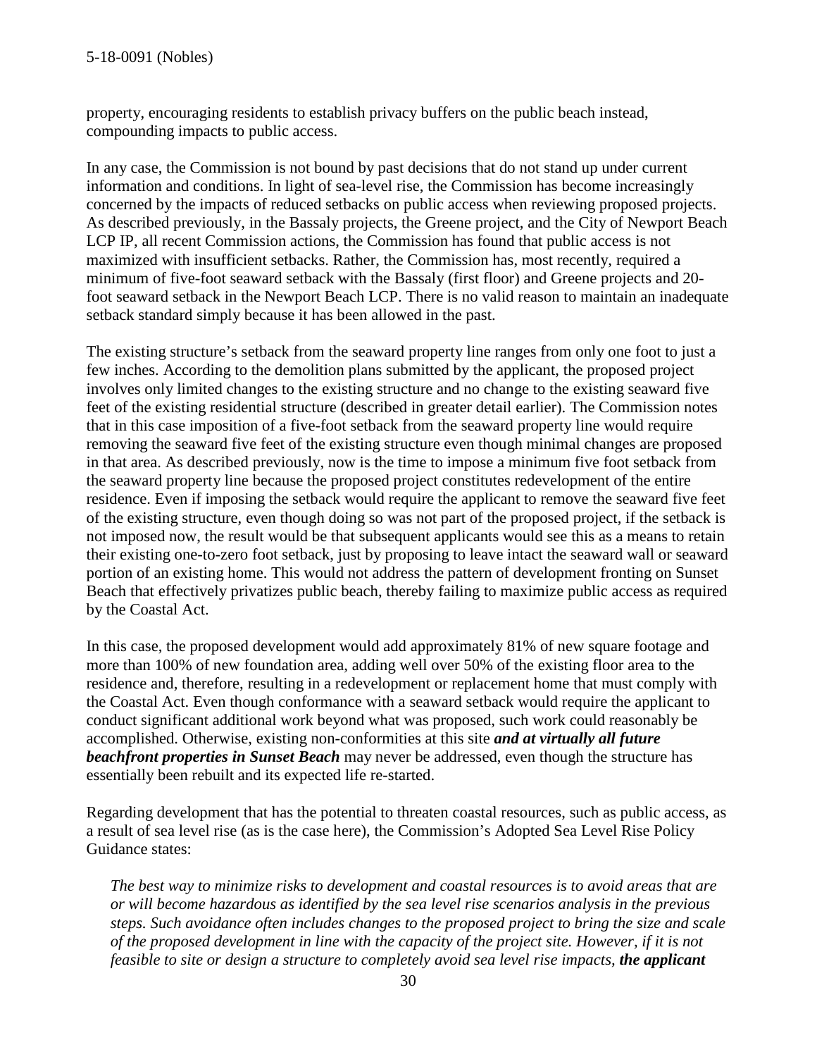property, encouraging residents to establish privacy buffers on the public beach instead, compounding impacts to public access.

In any case, the Commission is not bound by past decisions that do not stand up under current information and conditions. In light of sea-level rise, the Commission has become increasingly concerned by the impacts of reduced setbacks on public access when reviewing proposed projects. As described previously, in the Bassaly projects, the Greene project, and the City of Newport Beach LCP IP, all recent Commission actions, the Commission has found that public access is not maximized with insufficient setbacks. Rather, the Commission has, most recently, required a minimum of five-foot seaward setback with the Bassaly (first floor) and Greene projects and 20-foot seaward setback in the Newport Beach LCP. There is no valid reason to maintain an inadequate setback standard simply because it has been allowed in the past.

The existing structure's setback from the seaward property line ranges from only one foot to just a few inches. According to the demolition plans submitted by the applicant, the proposed project involves only limited changes to the existing structure and no change to the existing seaward five feet of the existing residential structure (described in greater detail earlier). The Commission notes that in this case imposition of a five-foot setback from the seaward property line would require removing the seaward five feet of the existing structure even though minimal changes are proposed in that area. As described previously, now is the time to impose a minimum five foot setback from the seaward property line because the proposed project constitutes redevelopment of the entire residence. Even if imposing the setback would require the applicant to remove the seaward five feet of the existing structure, even though doing so was not part of the proposed project, if the setback is not imposed now, the result would be that subsequent applicants would see this as a means to retain their existing one-to-zero foot setback, just by proposing to leave intact the seaward wall or seaward portion of an existing home. This would not address the pattern of development fronting on Sunset Beach that effectively privatizes public beach, thereby failing to maximize public access as required by the Coastal Act.

In this case, the proposed development would add approximately 81% of new square footage and more than 100% of new foundation area, adding well over 50% of the existing floor area to the residence and, therefore, resulting in a redevelopment or replacement home that must comply with the Coastal Act. Even though conformance with a seaward setback would require the applicant to conduct significant additional work beyond what was proposed, such work could reasonably be accomplished. Otherwise, existing non-conformities at this site ***and at virtually all future beachfront properties in Sunset Beach*** may never be addressed, even though the structure has essentially been rebuilt and its expected life re-started.

Regarding development that has the potential to threaten coastal resources, such as public access, as a result of sea level rise (as is the case here), the Commission's Adopted Sea Level Rise Policy Guidance states:

> *The best way to minimize risks to development and coastal resources is to avoid areas that are or will become hazardous as identified by the sea level rise scenarios analysis in the previous steps. Such avoidance often includes changes to the proposed project to bring the size and scale of the proposed development in line with the capacity of the project site. However, if it is not feasible to site or design a structure to completely avoid sea level rise impacts,* ***the applicant***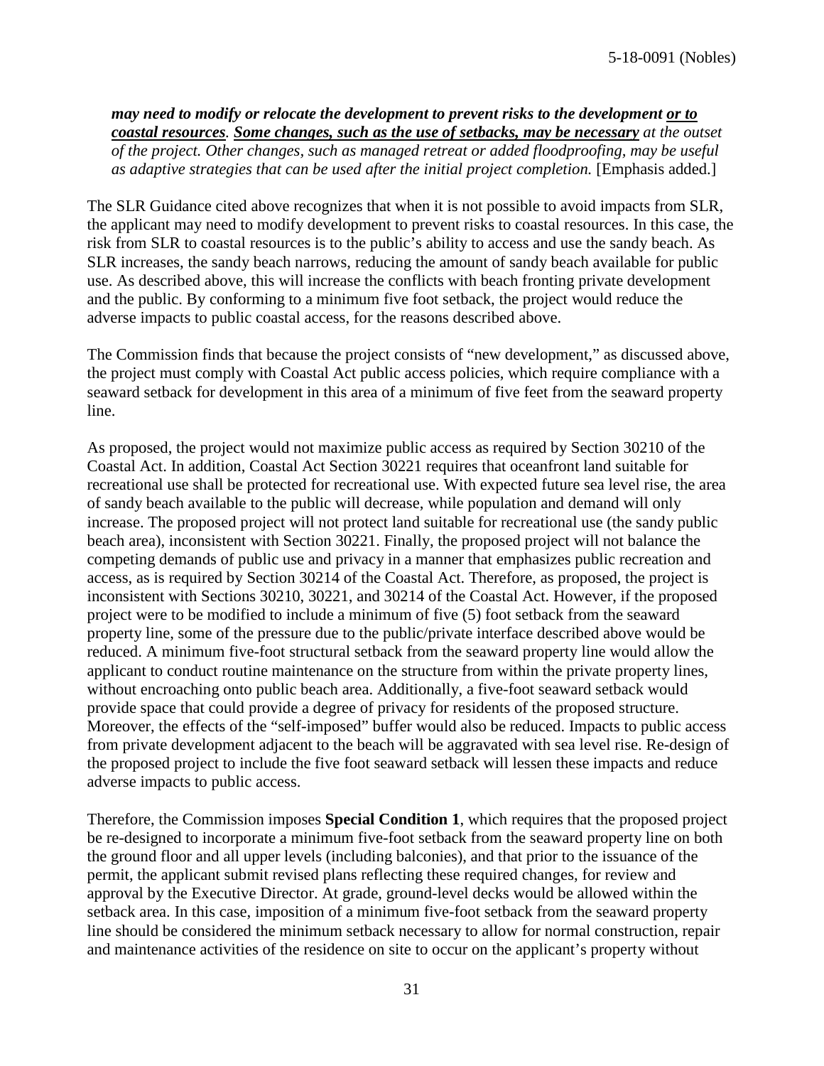*may need to modify or relocate the development to prevent risks to the development **or to coastal resources**. **Some changes, such as the use of setbacks, may be necessary** at the outset of the project. Other changes, such as managed retreat or added floodproofing, may be useful as adaptive strategies that can be used after the initial project completion.* [Emphasis added.]

The SLR Guidance cited above recognizes that when it is not possible to avoid impacts from SLR, the applicant may need to modify development to prevent risks to coastal resources. In this case, the risk from SLR to coastal resources is to the public's ability to access and use the sandy beach. As SLR increases, the sandy beach narrows, reducing the amount of sandy beach available for public use. As described above, this will increase the conflicts with beach fronting private development and the public. By conforming to a minimum five foot setback, the project would reduce the adverse impacts to public coastal access, for the reasons described above.

The Commission finds that because the project consists of "new development," as discussed above, the project must comply with Coastal Act public access policies, which require compliance with a seaward setback for development in this area of a minimum of five feet from the seaward property line.

As proposed, the project would not maximize public access as required by Section 30210 of the Coastal Act. In addition, Coastal Act Section 30221 requires that oceanfront land suitable for recreational use shall be protected for recreational use. With expected future sea level rise, the area of sandy beach available to the public will decrease, while population and demand will only increase. The proposed project will not protect land suitable for recreational use (the sandy public beach area), inconsistent with Section 30221. Finally, the proposed project will not balance the competing demands of public use and privacy in a manner that emphasizes public recreation and access, as is required by Section 30214 of the Coastal Act. Therefore, as proposed, the project is inconsistent with Sections 30210, 30221, and 30214 of the Coastal Act. However, if the proposed project were to be modified to include a minimum of five (5) foot setback from the seaward property line, some of the pressure due to the public/private interface described above would be reduced. A minimum five-foot structural setback from the seaward property line would allow the applicant to conduct routine maintenance on the structure from within the private property lines, without encroaching onto public beach area. Additionally, a five-foot seaward setback would provide space that could provide a degree of privacy for residents of the proposed structure. Moreover, the effects of the "self-imposed" buffer would also be reduced. Impacts to public access from private development adjacent to the beach will be aggravated with sea level rise. Re-design of the proposed project to include the five foot seaward setback will lessen these impacts and reduce adverse impacts to public access.

Therefore, the Commission imposes **Special Condition 1**, which requires that the proposed project be re-designed to incorporate a minimum five-foot setback from the seaward property line on both the ground floor and all upper levels (including balconies), and that prior to the issuance of the permit, the applicant submit revised plans reflecting these required changes, for review and approval by the Executive Director. At grade, ground-level decks would be allowed within the setback area. In this case, imposition of a minimum five-foot setback from the seaward property line should be considered the minimum setback necessary to allow for normal construction, repair and maintenance activities of the residence on site to occur on the applicant's property without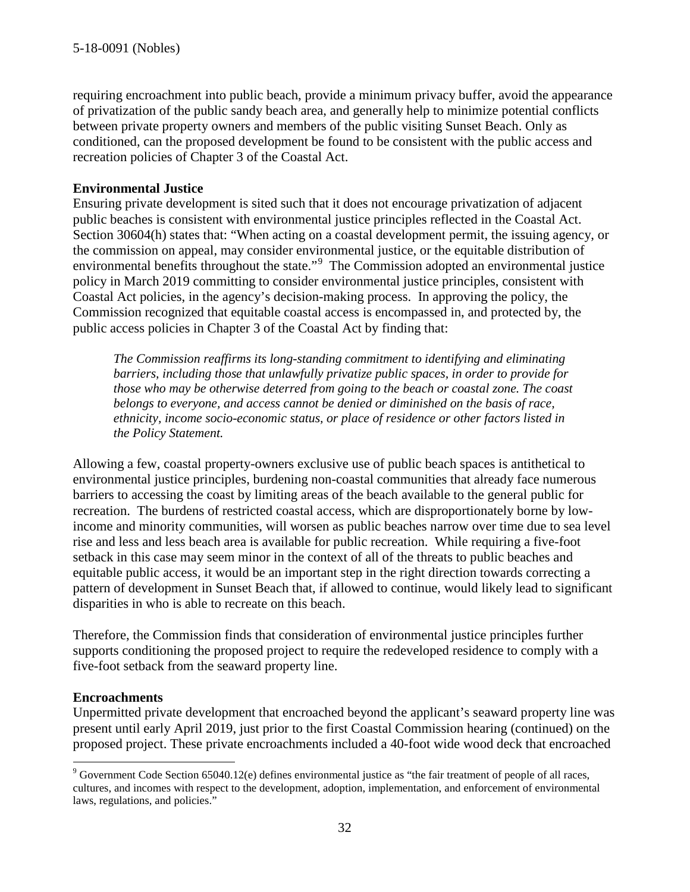requiring encroachment into public beach, provide a minimum privacy buffer, avoid the appearance of privatization of the public sandy beach area, and generally help to minimize potential conflicts between private property owners and members of the public visiting Sunset Beach. Only as conditioned, can the proposed development be found to be consistent with the public access and recreation policies of Chapter 3 of the Coastal Act.

**Environmental Justice**

Ensuring private development is sited such that it does not encourage privatization of adjacent public beaches is consistent with environmental justice principles reflected in the Coastal Act. Section 30604(h) states that: "When acting on a coastal development permit, the issuing agency, or the commission on appeal, may consider environmental justice, or the equitable distribution of environmental benefits throughout the state."[9] The Commission adopted an environmental justice policy in March 2019 committing to consider environmental justice principles, consistent with Coastal Act policies, in the agency's decision-making process. In approving the policy, the Commission recognized that equitable coastal access is encompassed in, and protected by, the public access policies in Chapter 3 of the Coastal Act by finding that:

> *The Commission reaffirms its long-standing commitment to identifying and eliminating barriers, including those that unlawfully privatize public spaces, in order to provide for those who may be otherwise deterred from going to the beach or coastal zone. The coast belongs to everyone, and access cannot be denied or diminished on the basis of race, ethnicity, income socio-economic status, or place of residence or other factors listed in the Policy Statement.*

Allowing a few, coastal property-owners exclusive use of public beach spaces is antithetical to environmental justice principles, burdening non-coastal communities that already face numerous barriers to accessing the coast by limiting areas of the beach available to the general public for recreation. The burdens of restricted coastal access, which are disproportionately borne by low-income and minority communities, will worsen as public beaches narrow over time due to sea level rise and less and less beach area is available for public recreation. While requiring a five-foot setback in this case may seem minor in the context of all of the threats to public beaches and equitable public access, it would be an important step in the right direction towards correcting a pattern of development in Sunset Beach that, if allowed to continue, would likely lead to significant disparities in who is able to recreate on this beach.

Therefore, the Commission finds that consideration of environmental justice principles further supports conditioning the proposed project to require the redeveloped residence to comply with a five-foot setback from the seaward property line.

**Encroachments**

Unpermitted private development that encroached beyond the applicant's seaward property line was present until early April 2019, just prior to the first Coastal Commission hearing (continued) on the proposed project. These private encroachments included a 40-foot wide wood deck that encroached

[9] Government Code Section 65040.12(e) defines environmental justice as "the fair treatment of people of all races, cultures, and incomes with respect to the development, adoption, implementation, and enforcement of environmental laws, regulations, and policies."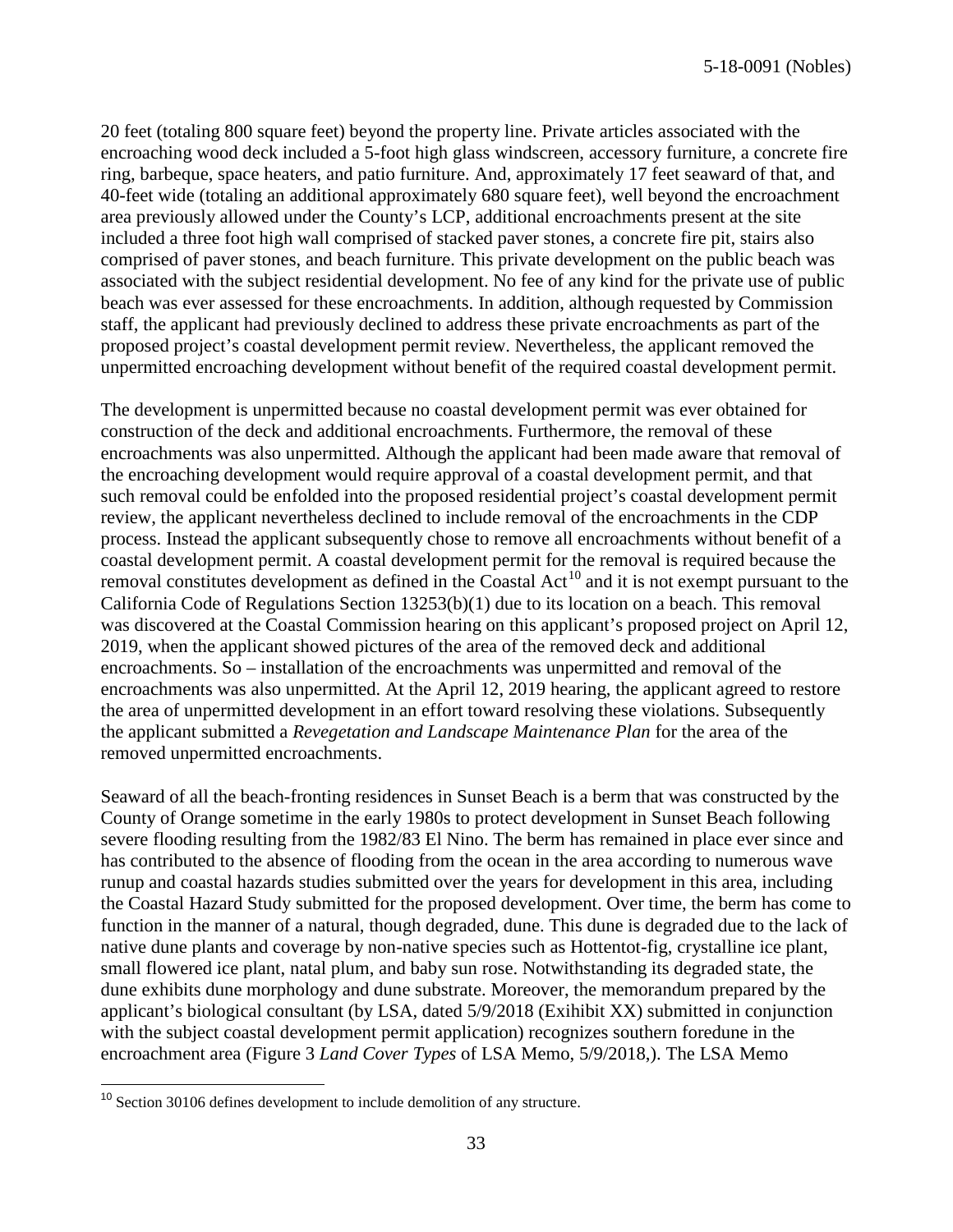20 feet (totaling 800 square feet) beyond the property line. Private articles associated with the encroaching wood deck included a 5-foot high glass windscreen, accessory furniture, a concrete fire ring, barbeque, space heaters, and patio furniture. And, approximately 17 feet seaward of that, and 40-feet wide (totaling an additional approximately 680 square feet), well beyond the encroachment area previously allowed under the County's LCP, additional encroachments present at the site included a three foot high wall comprised of stacked paver stones, a concrete fire pit, stairs also comprised of paver stones, and beach furniture. This private development on the public beach was associated with the subject residential development. No fee of any kind for the private use of public beach was ever assessed for these encroachments. In addition, although requested by Commission staff, the applicant had previously declined to address these private encroachments as part of the proposed project's coastal development permit review. Nevertheless, the applicant removed the unpermitted encroaching development without benefit of the required coastal development permit.

The development is unpermitted because no coastal development permit was ever obtained for construction of the deck and additional encroachments. Furthermore, the removal of these encroachments was also unpermitted. Although the applicant had been made aware that removal of the encroaching development would require approval of a coastal development permit, and that such removal could be enfolded into the proposed residential project's coastal development permit review, the applicant nevertheless declined to include removal of the encroachments in the CDP process. Instead the applicant subsequently chose to remove all encroachments without benefit of a coastal development permit. A coastal development permit for the removal is required because the removal constitutes development as defined in the Coastal Act[10] and it is not exempt pursuant to the California Code of Regulations Section 13253(b)(1) due to its location on a beach. This removal was discovered at the Coastal Commission hearing on this applicant's proposed project on April 12, 2019, when the applicant showed pictures of the area of the removed deck and additional encroachments. So – installation of the encroachments was unpermitted and removal of the encroachments was also unpermitted. At the April 12, 2019 hearing, the applicant agreed to restore the area of unpermitted development in an effort toward resolving these violations. Subsequently the applicant submitted a *Revegetation and Landscape Maintenance Plan* for the area of the removed unpermitted encroachments.

Seaward of all the beach-fronting residences in Sunset Beach is a berm that was constructed by the County of Orange sometime in the early 1980s to protect development in Sunset Beach following severe flooding resulting from the 1982/83 El Nino. The berm has remained in place ever since and has contributed to the absence of flooding from the ocean in the area according to numerous wave runup and coastal hazards studies submitted over the years for development in this area, including the Coastal Hazard Study submitted for the proposed development. Over time, the berm has come to function in the manner of a natural, though degraded, dune. This dune is degraded due to the lack of native dune plants and coverage by non-native species such as Hottentot-fig, crystalline ice plant, small flowered ice plant, natal plum, and baby sun rose. Notwithstanding its degraded state, the dune exhibits dune morphology and dune substrate. Moreover, the memorandum prepared by the applicant's biological consultant (by LSA, dated 5/9/2018 (Exihibit XX) submitted in conjunction with the subject coastal development permit application) recognizes southern foredune in the encroachment area (Figure 3 *Land Cover Types* of LSA Memo, 5/9/2018,). The LSA Memo

[10] Section 30106 defines development to include demolition of any structure.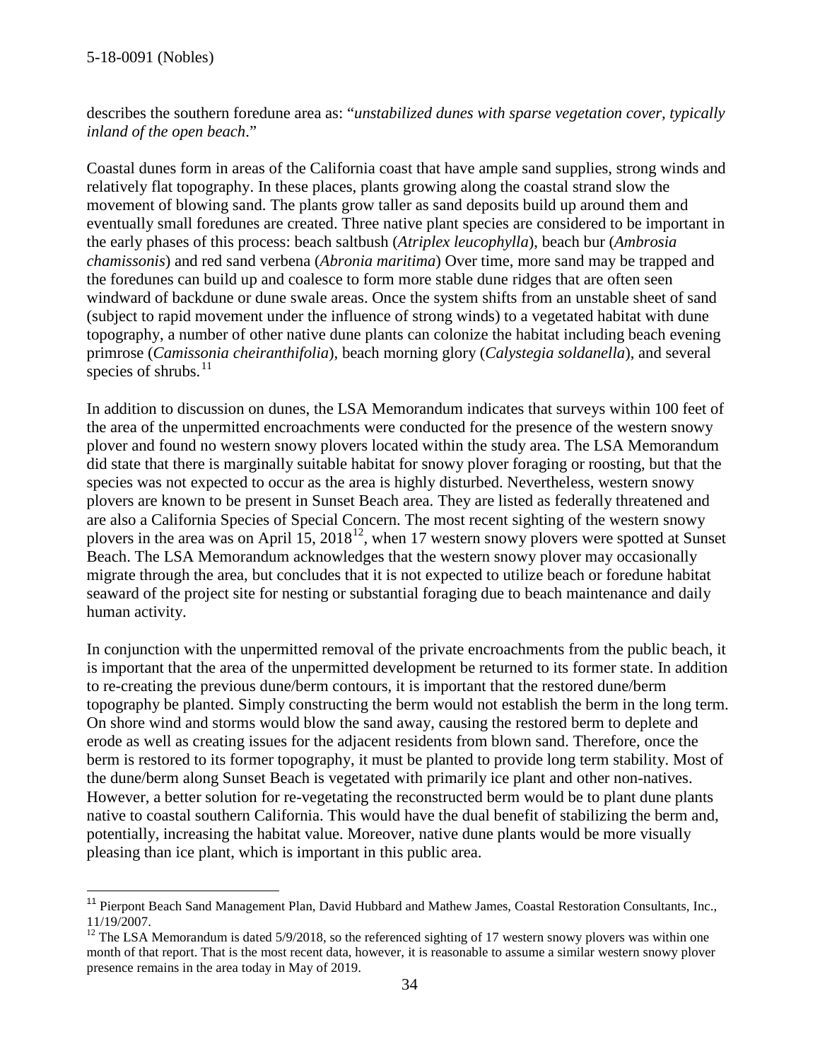describes the southern foredune area as: "*unstabilized dunes with sparse vegetation cover, typically inland of the open beach*."

Coastal dunes form in areas of the California coast that have ample sand supplies, strong winds and relatively flat topography. In these places, plants growing along the coastal strand slow the movement of blowing sand. The plants grow taller as sand deposits build up around them and eventually small foredunes are created. Three native plant species are considered to be important in the early phases of this process: beach saltbush (*Atriplex leucophylla*), beach bur (*Ambrosia chamissonis*) and red sand verbena (*Abronia maritima*) Over time, more sand may be trapped and the foredunes can build up and coalesce to form more stable dune ridges that are often seen windward of backdune or dune swale areas. Once the system shifts from an unstable sheet of sand (subject to rapid movement under the influence of strong winds) to a vegetated habitat with dune topography, a number of other native dune plants can colonize the habitat including beach evening primrose (*Camissonia cheiranthifolia*), beach morning glory (*Calystegia soldanella*), and several species of shrubs.[11]

In addition to discussion on dunes, the LSA Memorandum indicates that surveys within 100 feet of the area of the unpermitted encroachments were conducted for the presence of the western snowy plover and found no western snowy plovers located within the study area. The LSA Memorandum did state that there is marginally suitable habitat for snowy plover foraging or roosting, but that the species was not expected to occur as the area is highly disturbed. Nevertheless, western snowy plovers are known to be present in Sunset Beach area. They are listed as federally threatened and are also a California Species of Special Concern. The most recent sighting of the western snowy plovers in the area was on April 15, 2018[12], when 17 western snowy plovers were spotted at Sunset Beach. The LSA Memorandum acknowledges that the western snowy plover may occasionally migrate through the area, but concludes that it is not expected to utilize beach or foredune habitat seaward of the project site for nesting or substantial foraging due to beach maintenance and daily human activity.

In conjunction with the unpermitted removal of the private encroachments from the public beach, it is important that the area of the unpermitted development be returned to its former state. In addition to re-creating the previous dune/berm contours, it is important that the restored dune/berm topography be planted. Simply constructing the berm would not establish the berm in the long term. On shore wind and storms would blow the sand away, causing the restored berm to deplete and erode as well as creating issues for the adjacent residents from blown sand. Therefore, once the berm is restored to its former topography, it must be planted to provide long term stability. Most of the dune/berm along Sunset Beach is vegetated with primarily ice plant and other non-natives. However, a better solution for re-vegetating the reconstructed berm would be to plant dune plants native to coastal southern California. This would have the dual benefit of stabilizing the berm and, potentially, increasing the habitat value. Moreover, native dune plants would be more visually pleasing than ice plant, which is important in this public area.

---

[11] Pierpont Beach Sand Management Plan, David Hubbard and Mathew James, Coastal Restoration Consultants, Inc., 11/19/2007.

[12] The LSA Memorandum is dated 5/9/2018, so the referenced sighting of 17 western snowy plovers was within one month of that report. That is the most recent data, however, it is reasonable to assume a similar western snowy plover presence remains in the area today in May of 2019.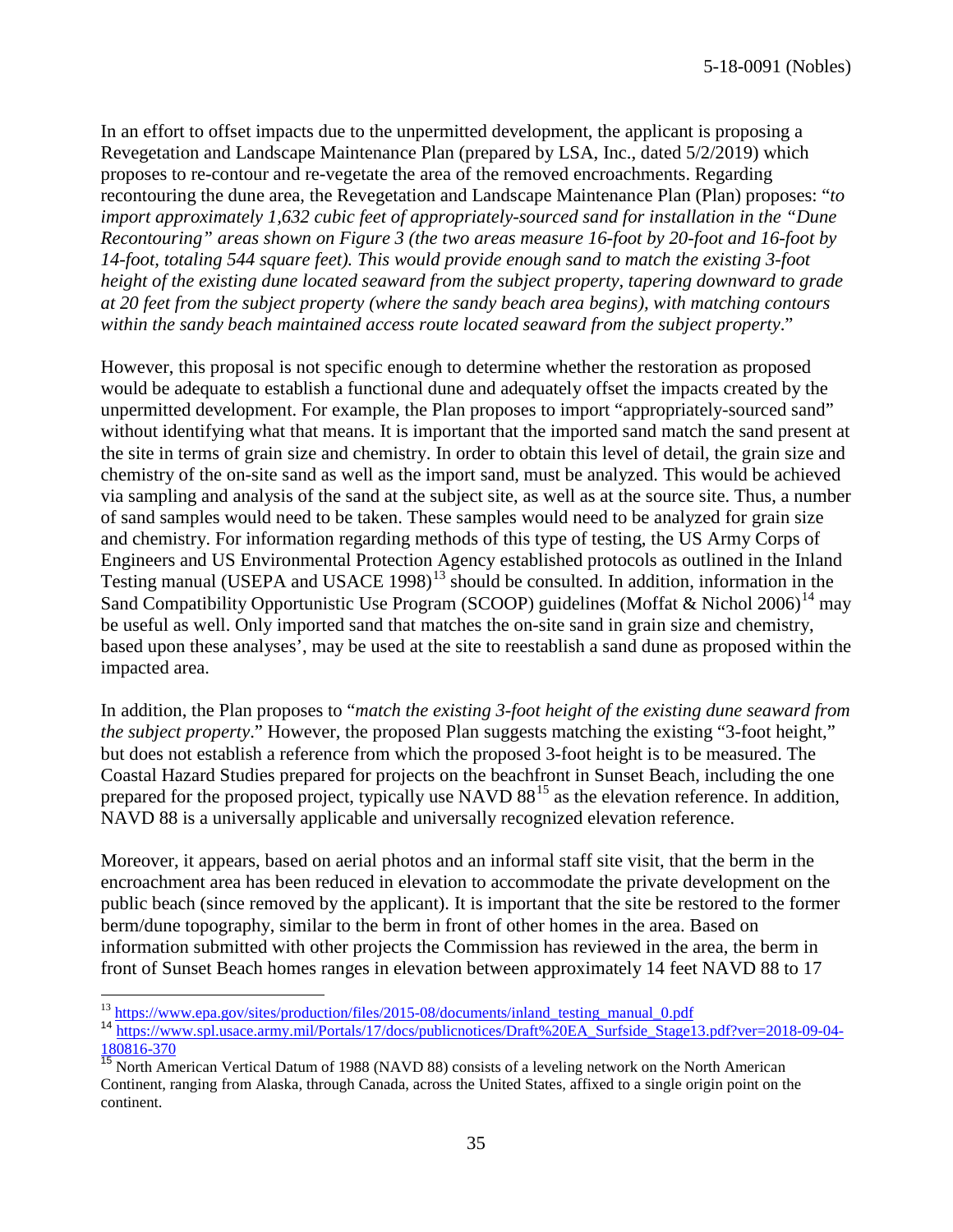In an effort to offset impacts due to the unpermitted development, the applicant is proposing a Revegetation and Landscape Maintenance Plan (prepared by LSA, Inc., dated 5/2/2019) which proposes to re-contour and re-vegetate the area of the removed encroachments. Regarding recontouring the dune area, the Revegetation and Landscape Maintenance Plan (Plan) proposes: "*to import approximately 1,632 cubic feet of appropriately-sourced sand for installation in the "Dune Recontouring" areas shown on Figure 3 (the two areas measure 16-foot by 20-foot and 16-foot by 14-foot, totaling 544 square feet). This would provide enough sand to match the existing 3-foot height of the existing dune located seaward from the subject property, tapering downward to grade at 20 feet from the subject property (where the sandy beach area begins), with matching contours within the sandy beach maintained access route located seaward from the subject property*."

However, this proposal is not specific enough to determine whether the restoration as proposed would be adequate to establish a functional dune and adequately offset the impacts created by the unpermitted development. For example, the Plan proposes to import "appropriately-sourced sand" without identifying what that means. It is important that the imported sand match the sand present at the site in terms of grain size and chemistry. In order to obtain this level of detail, the grain size and chemistry of the on-site sand as well as the import sand, must be analyzed. This would be achieved via sampling and analysis of the sand at the subject site, as well as at the source site. Thus, a number of sand samples would need to be taken. These samples would need to be analyzed for grain size and chemistry. For information regarding methods of this type of testing, the US Army Corps of Engineers and US Environmental Protection Agency established protocols as outlined in the Inland Testing manual (USEPA and USACE 1998)[13] should be consulted. In addition, information in the Sand Compatibility Opportunistic Use Program (SCOOP) guidelines (Moffat & Nichol 2006)[14] may be useful as well. Only imported sand that matches the on-site sand in grain size and chemistry, based upon these analyses', may be used at the site to reestablish a sand dune as proposed within the impacted area.

In addition, the Plan proposes to "*match the existing 3-foot height of the existing dune seaward from the subject property*." However, the proposed Plan suggests matching the existing "3-foot height," but does not establish a reference from which the proposed 3-foot height is to be measured. The Coastal Hazard Studies prepared for projects on the beachfront in Sunset Beach, including the one prepared for the proposed project, typically use NAVD 88[15] as the elevation reference. In addition, NAVD 88 is a universally applicable and universally recognized elevation reference.

Moreover, it appears, based on aerial photos and an informal staff site visit, that the berm in the encroachment area has been reduced in elevation to accommodate the private development on the public beach (since removed by the applicant). It is important that the site be restored to the former berm/dune topography, similar to the berm in front of other homes in the area. Based on information submitted with other projects the Commission has reviewed in the area, the berm in front of Sunset Beach homes ranges in elevation between approximately 14 feet NAVD 88 to 17

---

[13] https://www.epa.gov/sites/production/files/2015-08/documents/inland_testing_manual_0.pdf

[14] https://www.spl.usace.army.mil/Portals/17/docs/publicnotices/Draft%20EA_Surfside_Stage13.pdf?ver=2018-09-04-180816-370

[15] North American Vertical Datum of 1988 (NAVD 88) consists of a leveling network on the North American Continent, ranging from Alaska, through Canada, across the United States, affixed to a single origin point on the continent.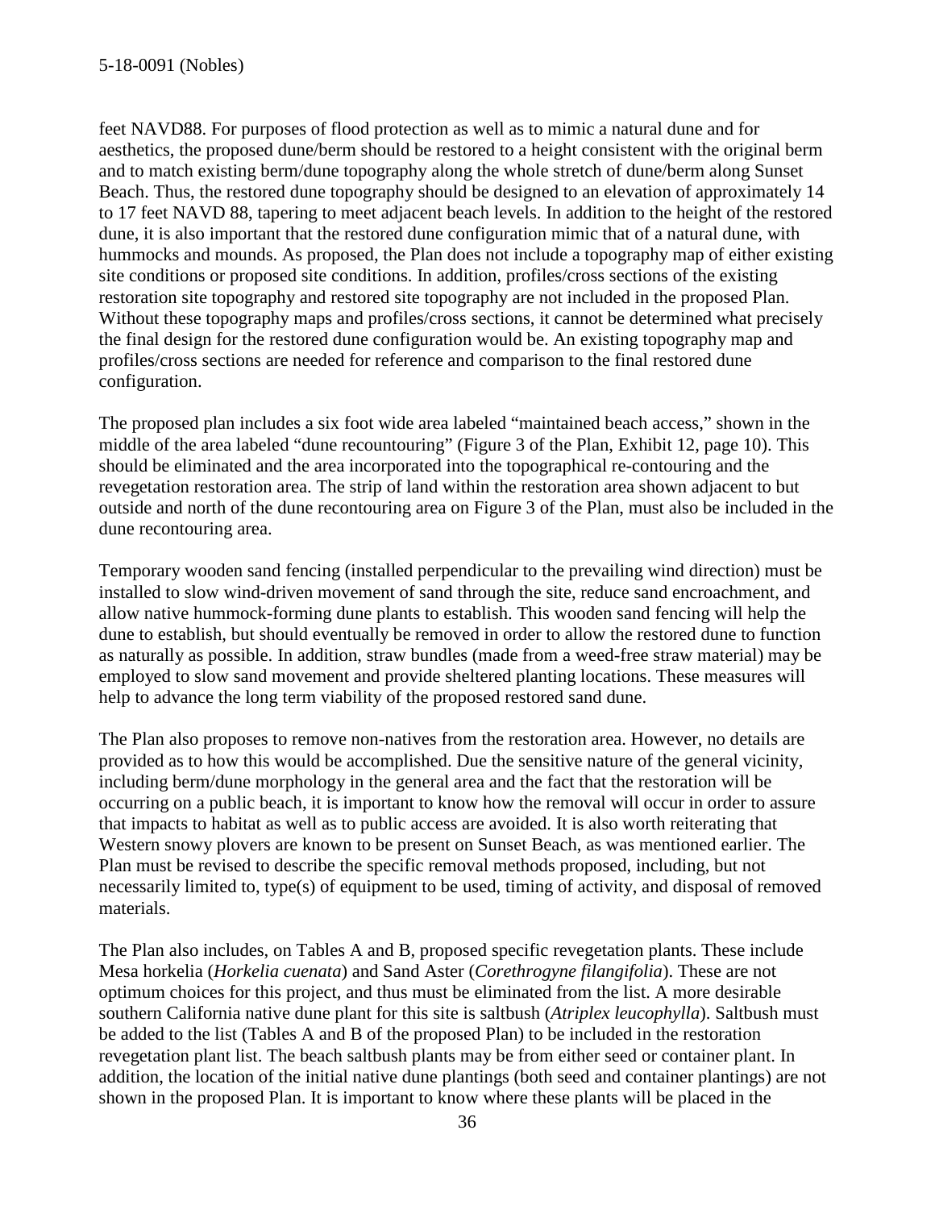feet NAVD88. For purposes of flood protection as well as to mimic a natural dune and for aesthetics, the proposed dune/berm should be restored to a height consistent with the original berm and to match existing berm/dune topography along the whole stretch of dune/berm along Sunset Beach. Thus, the restored dune topography should be designed to an elevation of approximately 14 to 17 feet NAVD 88, tapering to meet adjacent beach levels. In addition to the height of the restored dune, it is also important that the restored dune configuration mimic that of a natural dune, with hummocks and mounds. As proposed, the Plan does not include a topography map of either existing site conditions or proposed site conditions. In addition, profiles/cross sections of the existing restoration site topography and restored site topography are not included in the proposed Plan. Without these topography maps and profiles/cross sections, it cannot be determined what precisely the final design for the restored dune configuration would be. An existing topography map and profiles/cross sections are needed for reference and comparison to the final restored dune configuration.

The proposed plan includes a six foot wide area labeled "maintained beach access," shown in the middle of the area labeled "dune recountouring" (Figure 3 of the Plan, Exhibit 12, page 10). This should be eliminated and the area incorporated into the topographical re-contouring and the revegetation restoration area. The strip of land within the restoration area shown adjacent to but outside and north of the dune recontouring area on Figure 3 of the Plan, must also be included in the dune recontouring area.

Temporary wooden sand fencing (installed perpendicular to the prevailing wind direction) must be installed to slow wind-driven movement of sand through the site, reduce sand encroachment, and allow native hummock-forming dune plants to establish. This wooden sand fencing will help the dune to establish, but should eventually be removed in order to allow the restored dune to function as naturally as possible. In addition, straw bundles (made from a weed-free straw material) may be employed to slow sand movement and provide sheltered planting locations. These measures will help to advance the long term viability of the proposed restored sand dune.

The Plan also proposes to remove non-natives from the restoration area. However, no details are provided as to how this would be accomplished. Due the sensitive nature of the general vicinity, including berm/dune morphology in the general area and the fact that the restoration will be occurring on a public beach, it is important to know how the removal will occur in order to assure that impacts to habitat as well as to public access are avoided. It is also worth reiterating that Western snowy plovers are known to be present on Sunset Beach, as was mentioned earlier. The Plan must be revised to describe the specific removal methods proposed, including, but not necessarily limited to, type(s) of equipment to be used, timing of activity, and disposal of removed materials.

The Plan also includes, on Tables A and B, proposed specific revegetation plants. These include Mesa horkelia (*Horkelia cuenata*) and Sand Aster (*Corethrogyne filangifolia*). These are not optimum choices for this project, and thus must be eliminated from the list. A more desirable southern California native dune plant for this site is saltbush (*Atriplex leucophylla*). Saltbush must be added to the list (Tables A and B of the proposed Plan) to be included in the restoration revegetation plant list. The beach saltbush plants may be from either seed or container plant. In addition, the location of the initial native dune plantings (both seed and container plantings) are not shown in the proposed Plan. It is important to know where these plants will be placed in the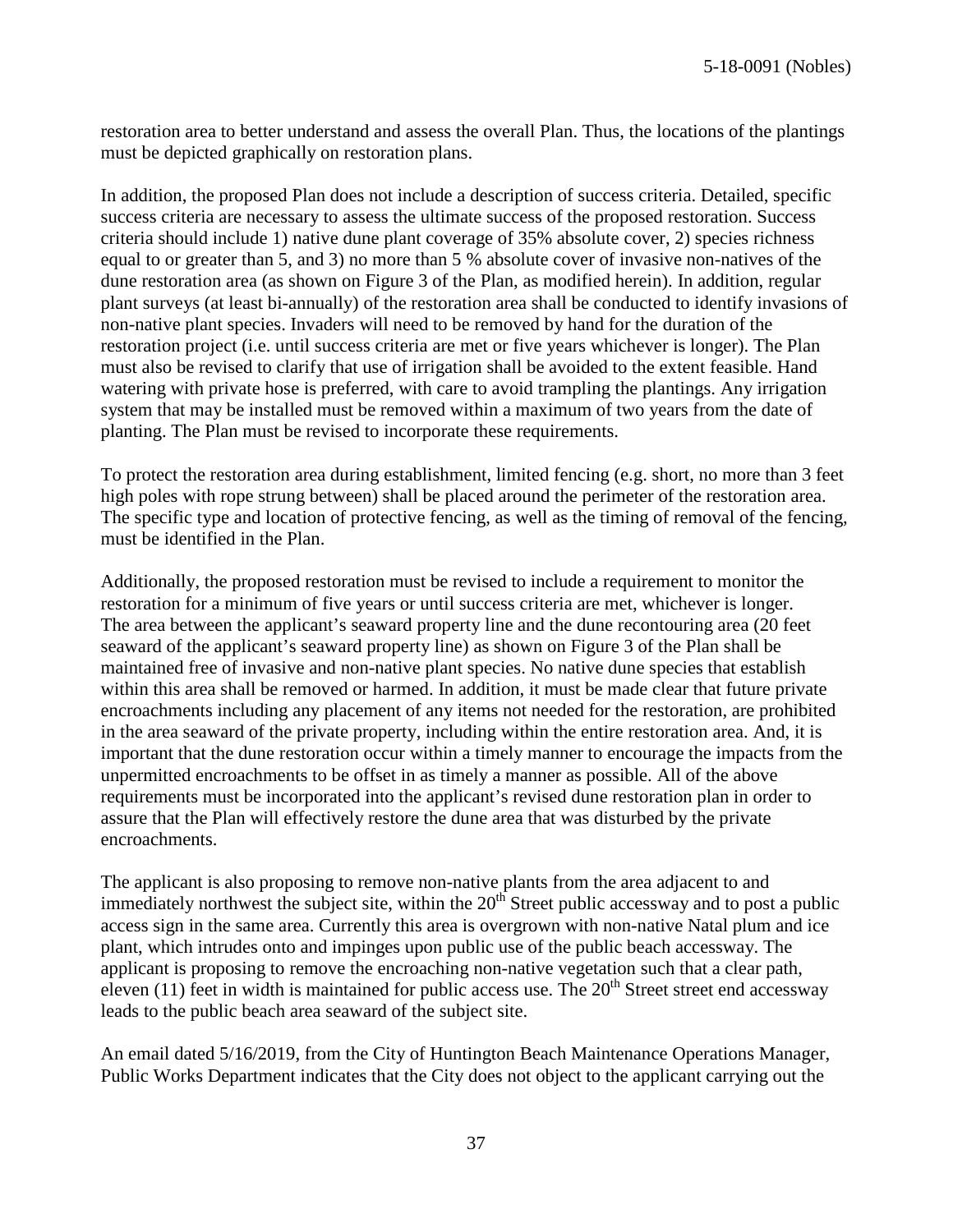restoration area to better understand and assess the overall Plan. Thus, the locations of the plantings must be depicted graphically on restoration plans.

In addition, the proposed Plan does not include a description of success criteria. Detailed, specific success criteria are necessary to assess the ultimate success of the proposed restoration. Success criteria should include 1) native dune plant coverage of 35% absolute cover, 2) species richness equal to or greater than 5, and 3) no more than 5 % absolute cover of invasive non-natives of the dune restoration area (as shown on Figure 3 of the Plan, as modified herein). In addition, regular plant surveys (at least bi-annually) of the restoration area shall be conducted to identify invasions of non-native plant species. Invaders will need to be removed by hand for the duration of the restoration project (i.e. until success criteria are met or five years whichever is longer). The Plan must also be revised to clarify that use of irrigation shall be avoided to the extent feasible. Hand watering with private hose is preferred, with care to avoid trampling the plantings. Any irrigation system that may be installed must be removed within a maximum of two years from the date of planting. The Plan must be revised to incorporate these requirements.

To protect the restoration area during establishment, limited fencing (e.g. short, no more than 3 feet high poles with rope strung between) shall be placed around the perimeter of the restoration area. The specific type and location of protective fencing, as well as the timing of removal of the fencing, must be identified in the Plan.

Additionally, the proposed restoration must be revised to include a requirement to monitor the restoration for a minimum of five years or until success criteria are met, whichever is longer. The area between the applicant's seaward property line and the dune recontouring area (20 feet seaward of the applicant's seaward property line) as shown on Figure 3 of the Plan shall be maintained free of invasive and non-native plant species. No native dune species that establish within this area shall be removed or harmed. In addition, it must be made clear that future private encroachments including any placement of any items not needed for the restoration, are prohibited in the area seaward of the private property, including within the entire restoration area. And, it is important that the dune restoration occur within a timely manner to encourage the impacts from the unpermitted encroachments to be offset in as timely a manner as possible. All of the above requirements must be incorporated into the applicant's revised dune restoration plan in order to assure that the Plan will effectively restore the dune area that was disturbed by the private encroachments.

The applicant is also proposing to remove non-native plants from the area adjacent to and immediately northwest the subject site, within the 20th Street public accessway and to post a public access sign in the same area. Currently this area is overgrown with non-native Natal plum and ice plant, which intrudes onto and impinges upon public use of the public beach accessway. The applicant is proposing to remove the encroaching non-native vegetation such that a clear path, eleven (11) feet in width is maintained for public access use. The 20th Street street end accessway leads to the public beach area seaward of the subject site.

An email dated 5/16/2019, from the City of Huntington Beach Maintenance Operations Manager, Public Works Department indicates that the City does not object to the applicant carrying out the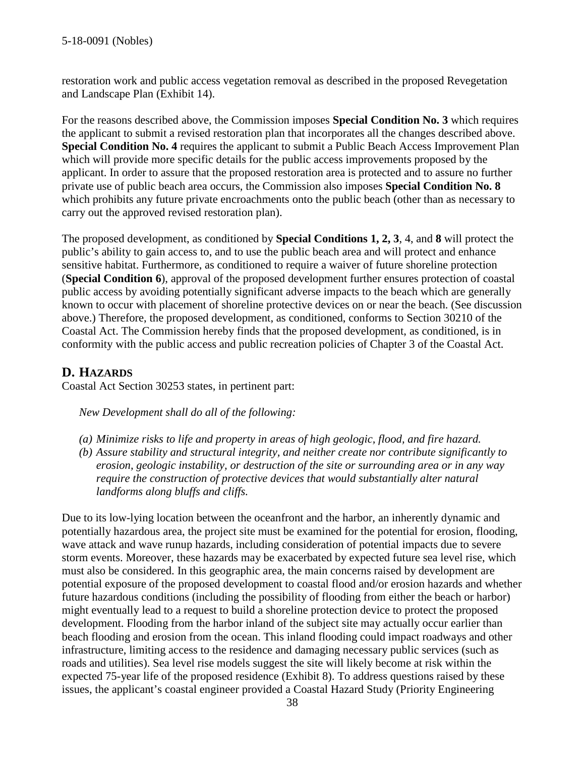restoration work and public access vegetation removal as described in the proposed Revegetation and Landscape Plan (Exhibit 14).

For the reasons described above, the Commission imposes **Special Condition No. 3** which requires the applicant to submit a revised restoration plan that incorporates all the changes described above. **Special Condition No. 4** requires the applicant to submit a Public Beach Access Improvement Plan which will provide more specific details for the public access improvements proposed by the applicant. In order to assure that the proposed restoration area is protected and to assure no further private use of public beach area occurs, the Commission also imposes **Special Condition No. 8** which prohibits any future private encroachments onto the public beach (other than as necessary to carry out the approved revised restoration plan).

The proposed development, as conditioned by **Special Conditions 1, 2, 3**, 4, and **8** will protect the public's ability to gain access to, and to use the public beach area and will protect and enhance sensitive habitat. Furthermore, as conditioned to require a waiver of future shoreline protection (**Special Condition 6**), approval of the proposed development further ensures protection of coastal public access by avoiding potentially significant adverse impacts to the beach which are generally known to occur with placement of shoreline protective devices on or near the beach. (See discussion above.) Therefore, the proposed development, as conditioned, conforms to Section 30210 of the Coastal Act. The Commission hereby finds that the proposed development, as conditioned, is in conformity with the public access and public recreation policies of Chapter 3 of the Coastal Act.

## D. HAZARDS

Coastal Act Section 30253 states, in pertinent part:

> *New Development shall do all of the following:*
>
> *(a) Minimize risks to life and property in areas of high geologic, flood, and fire hazard.*
> *(b) Assure stability and structural integrity, and neither create nor contribute significantly to erosion, geologic instability, or destruction of the site or surrounding area or in any way require the construction of protective devices that would substantially alter natural landforms along bluffs and cliffs.*

Due to its low-lying location between the oceanfront and the harbor, an inherently dynamic and potentially hazardous area, the project site must be examined for the potential for erosion, flooding, wave attack and wave runup hazards, including consideration of potential impacts due to severe storm events. Moreover, these hazards may be exacerbated by expected future sea level rise, which must also be considered. In this geographic area, the main concerns raised by development are potential exposure of the proposed development to coastal flood and/or erosion hazards and whether future hazardous conditions (including the possibility of flooding from either the beach or harbor) might eventually lead to a request to build a shoreline protection device to protect the proposed development. Flooding from the harbor inland of the subject site may actually occur earlier than beach flooding and erosion from the ocean. This inland flooding could impact roadways and other infrastructure, limiting access to the residence and damaging necessary public services (such as roads and utilities). Sea level rise models suggest the site will likely become at risk within the expected 75-year life of the proposed residence (Exhibit 8). To address questions raised by these issues, the applicant's coastal engineer provided a Coastal Hazard Study (Priority Engineering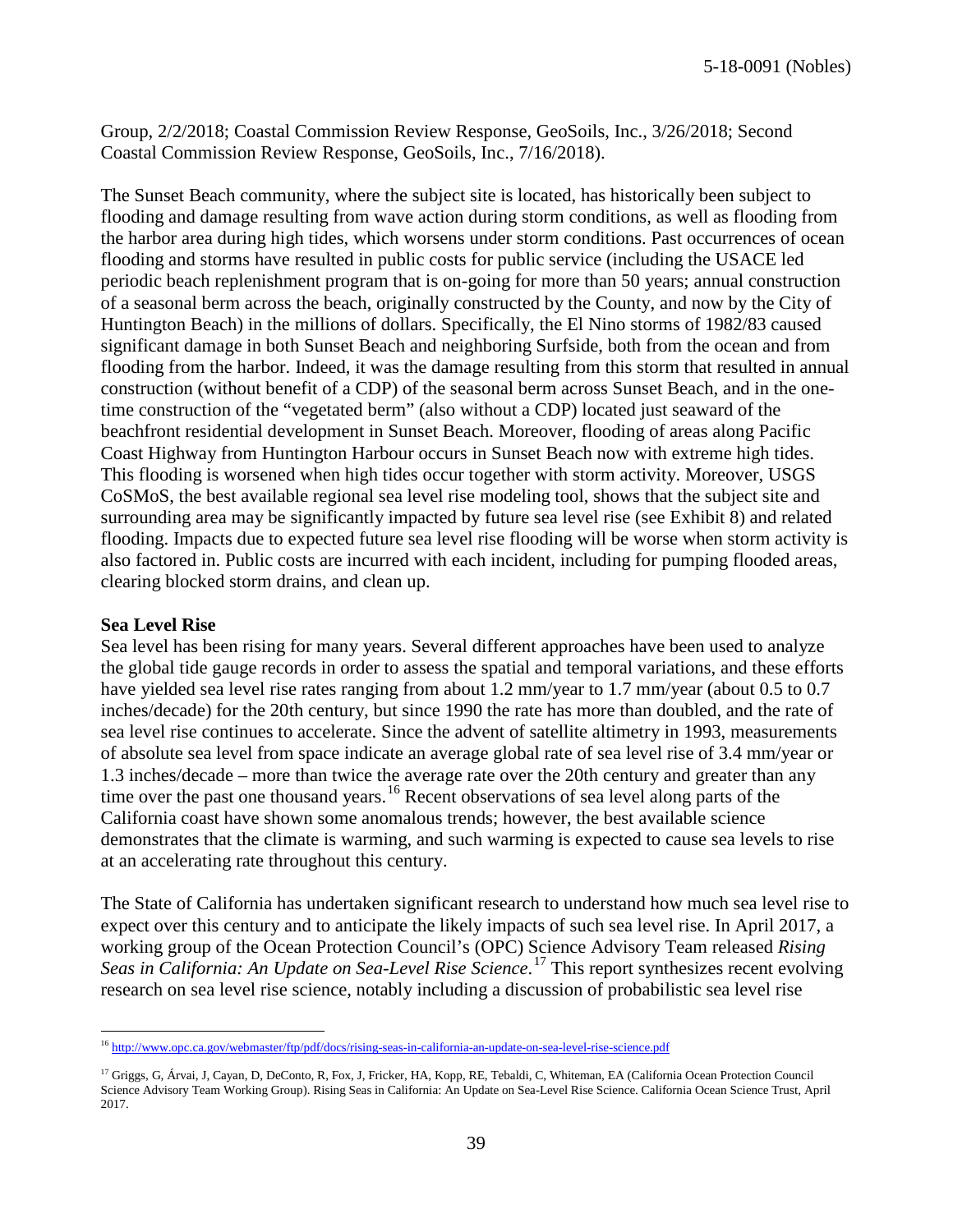Group, 2/2/2018; Coastal Commission Review Response, GeoSoils, Inc., 3/26/2018; Second Coastal Commission Review Response, GeoSoils, Inc., 7/16/2018).

The Sunset Beach community, where the subject site is located, has historically been subject to flooding and damage resulting from wave action during storm conditions, as well as flooding from the harbor area during high tides, which worsens under storm conditions. Past occurrences of ocean flooding and storms have resulted in public costs for public service (including the USACE led periodic beach replenishment program that is on-going for more than 50 years; annual construction of a seasonal berm across the beach, originally constructed by the County, and now by the City of Huntington Beach) in the millions of dollars. Specifically, the El Nino storms of 1982/83 caused significant damage in both Sunset Beach and neighboring Surfside, both from the ocean and from flooding from the harbor. Indeed, it was the damage resulting from this storm that resulted in annual construction (without benefit of a CDP) of the seasonal berm across Sunset Beach, and in the one-time construction of the "vegetated berm" (also without a CDP) located just seaward of the beachfront residential development in Sunset Beach. Moreover, flooding of areas along Pacific Coast Highway from Huntington Harbour occurs in Sunset Beach now with extreme high tides. This flooding is worsened when high tides occur together with storm activity. Moreover, USGS CoSMoS, the best available regional sea level rise modeling tool, shows that the subject site and surrounding area may be significantly impacted by future sea level rise (see Exhibit 8) and related flooding. Impacts due to expected future sea level rise flooding will be worse when storm activity is also factored in. Public costs are incurred with each incident, including for pumping flooded areas, clearing blocked storm drains, and clean up.

**Sea Level Rise**

Sea level has been rising for many years. Several different approaches have been used to analyze the global tide gauge records in order to assess the spatial and temporal variations, and these efforts have yielded sea level rise rates ranging from about 1.2 mm/year to 1.7 mm/year (about 0.5 to 0.7 inches/decade) for the 20th century, but since 1990 the rate has more than doubled, and the rate of sea level rise continues to accelerate. Since the advent of satellite altimetry in 1993, measurements of absolute sea level from space indicate an average global rate of sea level rise of 3.4 mm/year or 1.3 inches/decade – more than twice the average rate over the 20th century and greater than any time over the past one thousand years.[16] Recent observations of sea level along parts of the California coast have shown some anomalous trends; however, the best available science demonstrates that the climate is warming, and such warming is expected to cause sea levels to rise at an accelerating rate throughout this century.

The State of California has undertaken significant research to understand how much sea level rise to expect over this century and to anticipate the likely impacts of such sea level rise. In April 2017, a working group of the Ocean Protection Council's (OPC) Science Advisory Team released *Rising Seas in California: An Update on Sea-Level Rise Science*.[17] This report synthesizes recent evolving research on sea level rise science, notably including a discussion of probabilistic sea level rise

---

[16] http://www.opc.ca.gov/webmaster/ftp/pdf/docs/rising-seas-in-california-an-update-on-sea-level-rise-science.pdf

[17] Griggs, G, Árvai, J, Cayan, D, DeConto, R, Fox, J, Fricker, HA, Kopp, RE, Tebaldi, C, Whiteman, EA (California Ocean Protection Council Science Advisory Team Working Group). Rising Seas in California: An Update on Sea-Level Rise Science. California Ocean Science Trust, April 2017.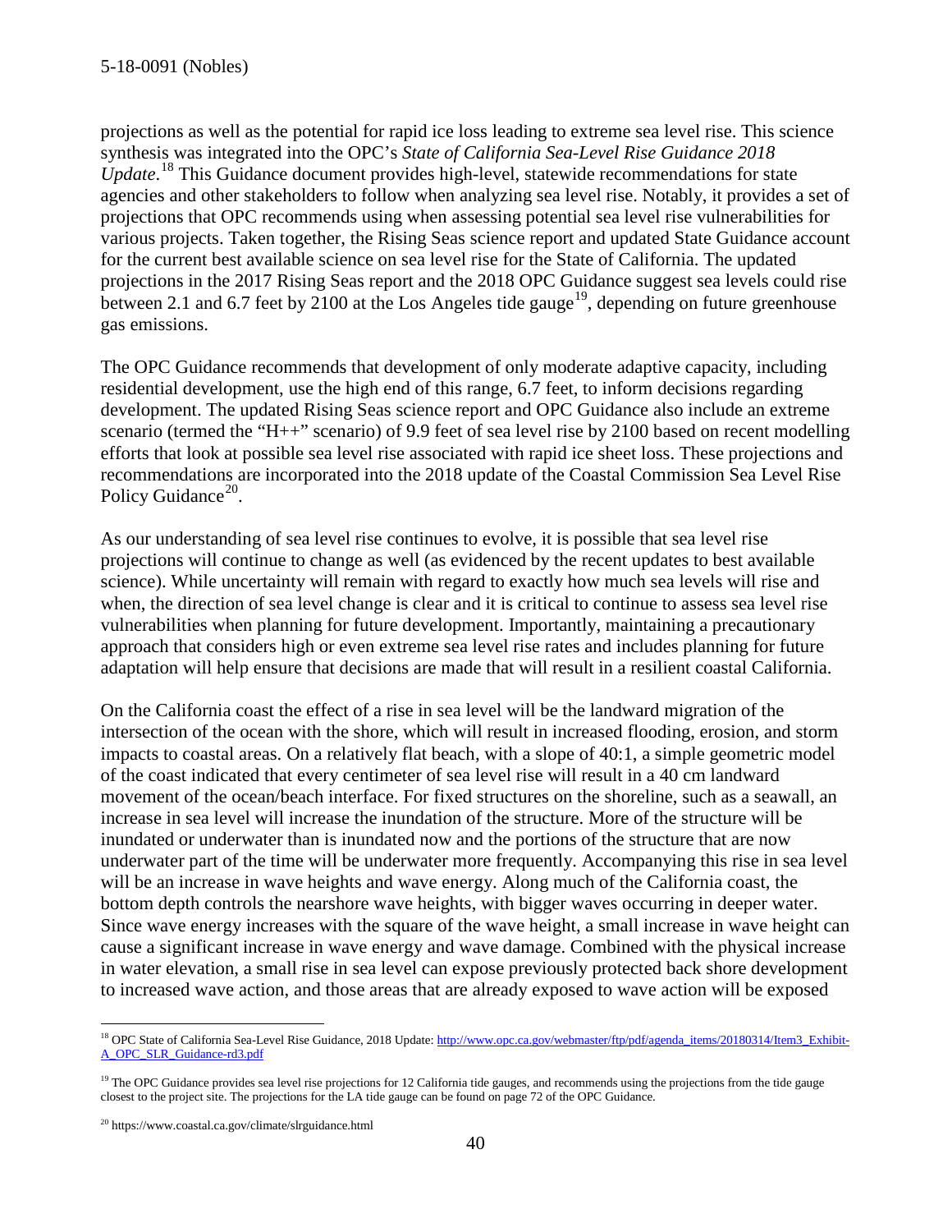projections as well as the potential for rapid ice loss leading to extreme sea level rise. This science synthesis was integrated into the OPC's *State of California Sea-Level Rise Guidance 2018 Update*.[18] This Guidance document provides high-level, statewide recommendations for state agencies and other stakeholders to follow when analyzing sea level rise. Notably, it provides a set of projections that OPC recommends using when assessing potential sea level rise vulnerabilities for various projects. Taken together, the Rising Seas science report and updated State Guidance account for the current best available science on sea level rise for the State of California. The updated projections in the 2017 Rising Seas report and the 2018 OPC Guidance suggest sea levels could rise between 2.1 and 6.7 feet by 2100 at the Los Angeles tide gauge[19], depending on future greenhouse gas emissions.

The OPC Guidance recommends that development of only moderate adaptive capacity, including residential development, use the high end of this range, 6.7 feet, to inform decisions regarding development. The updated Rising Seas science report and OPC Guidance also include an extreme scenario (termed the "H++" scenario) of 9.9 feet of sea level rise by 2100 based on recent modelling efforts that look at possible sea level rise associated with rapid ice sheet loss. These projections and recommendations are incorporated into the 2018 update of the Coastal Commission Sea Level Rise Policy Guidance[20].

As our understanding of sea level rise continues to evolve, it is possible that sea level rise projections will continue to change as well (as evidenced by the recent updates to best available science). While uncertainty will remain with regard to exactly how much sea levels will rise and when, the direction of sea level change is clear and it is critical to continue to assess sea level rise vulnerabilities when planning for future development. Importantly, maintaining a precautionary approach that considers high or even extreme sea level rise rates and includes planning for future adaptation will help ensure that decisions are made that will result in a resilient coastal California.

On the California coast the effect of a rise in sea level will be the landward migration of the intersection of the ocean with the shore, which will result in increased flooding, erosion, and storm impacts to coastal areas. On a relatively flat beach, with a slope of 40:1, a simple geometric model of the coast indicated that every centimeter of sea level rise will result in a 40 cm landward movement of the ocean/beach interface. For fixed structures on the shoreline, such as a seawall, an increase in sea level will increase the inundation of the structure. More of the structure will be inundated or underwater than is inundated now and the portions of the structure that are now underwater part of the time will be underwater more frequently. Accompanying this rise in sea level will be an increase in wave heights and wave energy. Along much of the California coast, the bottom depth controls the nearshore wave heights, with bigger waves occurring in deeper water. Since wave energy increases with the square of the wave height, a small increase in wave height can cause a significant increase in wave energy and wave damage. Combined with the physical increase in water elevation, a small rise in sea level can expose previously protected back shore development to increased wave action, and those areas that are already exposed to wave action will be exposed

---

[18] OPC State of California Sea-Level Rise Guidance, 2018 Update: http://www.opc.ca.gov/webmaster/ftp/pdf/agenda_items/20180314/Item3_Exhibit-A_OPC_SLR_Guidance-rd3.pdf

[19] The OPC Guidance provides sea level rise projections for 12 California tide gauges, and recommends using the projections from the tide gauge closest to the project site. The projections for the LA tide gauge can be found on page 72 of the OPC Guidance.

[20] https://www.coastal.ca.gov/climate/slrguidance.html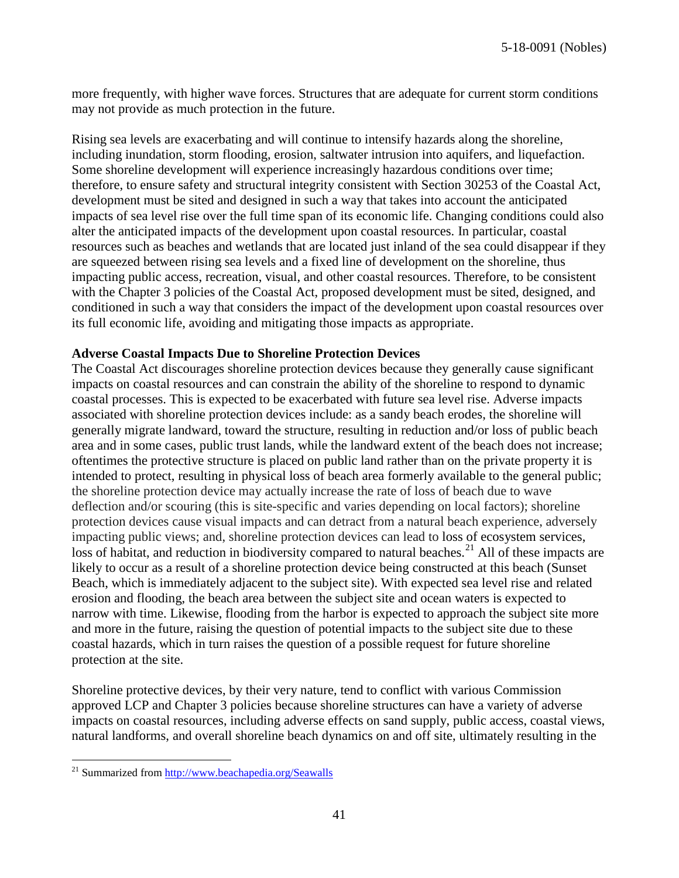more frequently, with higher wave forces. Structures that are adequate for current storm conditions may not provide as much protection in the future.

Rising sea levels are exacerbating and will continue to intensify hazards along the shoreline, including inundation, storm flooding, erosion, saltwater intrusion into aquifers, and liquefaction. Some shoreline development will experience increasingly hazardous conditions over time; therefore, to ensure safety and structural integrity consistent with Section 30253 of the Coastal Act, development must be sited and designed in such a way that takes into account the anticipated impacts of sea level rise over the full time span of its economic life. Changing conditions could also alter the anticipated impacts of the development upon coastal resources. In particular, coastal resources such as beaches and wetlands that are located just inland of the sea could disappear if they are squeezed between rising sea levels and a fixed line of development on the shoreline, thus impacting public access, recreation, visual, and other coastal resources. Therefore, to be consistent with the Chapter 3 policies of the Coastal Act, proposed development must be sited, designed, and conditioned in such a way that considers the impact of the development upon coastal resources over its full economic life, avoiding and mitigating those impacts as appropriate.

**Adverse Coastal Impacts Due to Shoreline Protection Devices**

The Coastal Act discourages shoreline protection devices because they generally cause significant impacts on coastal resources and can constrain the ability of the shoreline to respond to dynamic coastal processes. This is expected to be exacerbated with future sea level rise. Adverse impacts associated with shoreline protection devices include: as a sandy beach erodes, the shoreline will generally migrate landward, toward the structure, resulting in reduction and/or loss of public beach area and in some cases, public trust lands, while the landward extent of the beach does not increase; oftentimes the protective structure is placed on public land rather than on the private property it is intended to protect, resulting in physical loss of beach area formerly available to the general public; the shoreline protection device may actually increase the rate of loss of beach due to wave deflection and/or scouring (this is site-specific and varies depending on local factors); shoreline protection devices cause visual impacts and can detract from a natural beach experience, adversely impacting public views; and, shoreline protection devices can lead to loss of ecosystem services, loss of habitat, and reduction in biodiversity compared to natural beaches.[21] All of these impacts are likely to occur as a result of a shoreline protection device being constructed at this beach (Sunset Beach, which is immediately adjacent to the subject site). With expected sea level rise and related erosion and flooding, the beach area between the subject site and ocean waters is expected to narrow with time. Likewise, flooding from the harbor is expected to approach the subject site more and more in the future, raising the question of potential impacts to the subject site due to these coastal hazards, which in turn raises the question of a possible request for future shoreline protection at the site.

Shoreline protective devices, by their very nature, tend to conflict with various Commission approved LCP and Chapter 3 policies because shoreline structures can have a variety of adverse impacts on coastal resources, including adverse effects on sand supply, public access, coastal views, natural landforms, and overall shoreline beach dynamics on and off site, ultimately resulting in the

---

[21] Summarized from http://www.beachapedia.org/Seawalls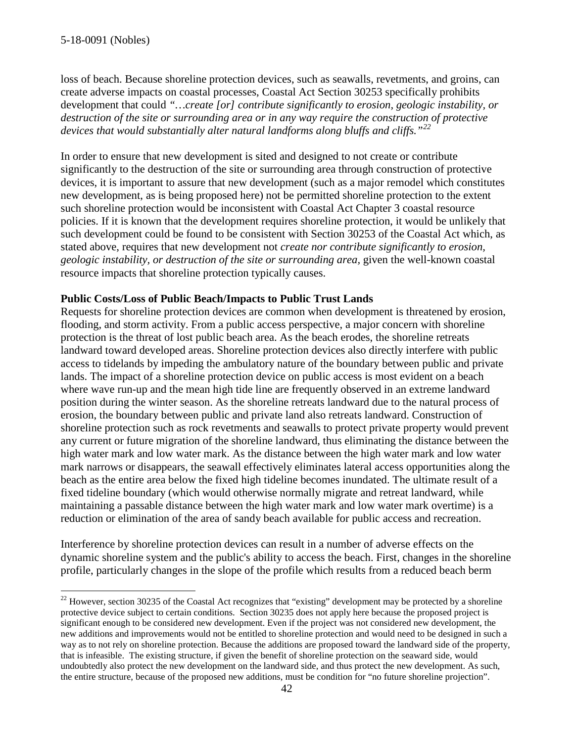loss of beach. Because shoreline protection devices, such as seawalls, revetments, and groins, can create adverse impacts on coastal processes, Coastal Act Section 30253 specifically prohibits development that could *"…create [or] contribute significantly to erosion, geologic instability, or destruction of the site or surrounding area or in any way require the construction of protective devices that would substantially alter natural landforms along bluffs and cliffs."*[22]

In order to ensure that new development is sited and designed to not create or contribute significantly to the destruction of the site or surrounding area through construction of protective devices, it is important to assure that new development (such as a major remodel which constitutes new development, as is being proposed here) not be permitted shoreline protection to the extent such shoreline protection would be inconsistent with Coastal Act Chapter 3 coastal resource policies. If it is known that the development requires shoreline protection, it would be unlikely that such development could be found to be consistent with Section 30253 of the Coastal Act which, as stated above, requires that new development not *create nor contribute significantly to erosion, geologic instability, or destruction of the site or surrounding area,* given the well-known coastal resource impacts that shoreline protection typically causes.

**Public Costs/Loss of Public Beach/Impacts to Public Trust Lands**

Requests for shoreline protection devices are common when development is threatened by erosion, flooding, and storm activity. From a public access perspective, a major concern with shoreline protection is the threat of lost public beach area. As the beach erodes, the shoreline retreats landward toward developed areas. Shoreline protection devices also directly interfere with public access to tidelands by impeding the ambulatory nature of the boundary between public and private lands. The impact of a shoreline protection device on public access is most evident on a beach where wave run-up and the mean high tide line are frequently observed in an extreme landward position during the winter season. As the shoreline retreats landward due to the natural process of erosion, the boundary between public and private land also retreats landward. Construction of shoreline protection such as rock revetments and seawalls to protect private property would prevent any current or future migration of the shoreline landward, thus eliminating the distance between the high water mark and low water mark. As the distance between the high water mark and low water mark narrows or disappears, the seawall effectively eliminates lateral access opportunities along the beach as the entire area below the fixed high tideline becomes inundated. The ultimate result of a fixed tideline boundary (which would otherwise normally migrate and retreat landward, while maintaining a passable distance between the high water mark and low water mark overtime) is a reduction or elimination of the area of sandy beach available for public access and recreation.

Interference by shoreline protection devices can result in a number of adverse effects on the dynamic shoreline system and the public's ability to access the beach. First, changes in the shoreline profile, particularly changes in the slope of the profile which results from a reduced beach berm

---

[22] However, section 30235 of the Coastal Act recognizes that "existing" development may be protected by a shoreline protective device subject to certain conditions. Section 30235 does not apply here because the proposed project is significant enough to be considered new development. Even if the project was not considered new development, the new additions and improvements would not be entitled to shoreline protection and would need to be designed in such a way as to not rely on shoreline protection. Because the additions are proposed toward the landward side of the property, that is infeasible. The existing structure, if given the benefit of shoreline protection on the seaward side, would undoubtedly also protect the new development on the landward side, and thus protect the new development. As such, the entire structure, because of the proposed new additions, must be condition for "no future shoreline projection".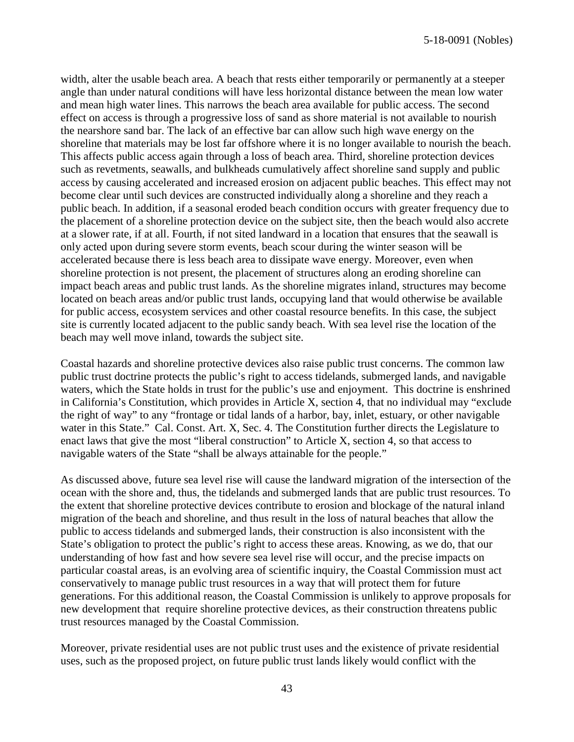width, alter the usable beach area. A beach that rests either temporarily or permanently at a steeper angle than under natural conditions will have less horizontal distance between the mean low water and mean high water lines. This narrows the beach area available for public access. The second effect on access is through a progressive loss of sand as shore material is not available to nourish the nearshore sand bar. The lack of an effective bar can allow such high wave energy on the shoreline that materials may be lost far offshore where it is no longer available to nourish the beach. This affects public access again through a loss of beach area. Third, shoreline protection devices such as revetments, seawalls, and bulkheads cumulatively affect shoreline sand supply and public access by causing accelerated and increased erosion on adjacent public beaches. This effect may not become clear until such devices are constructed individually along a shoreline and they reach a public beach. In addition, if a seasonal eroded beach condition occurs with greater frequency due to the placement of a shoreline protection device on the subject site, then the beach would also accrete at a slower rate, if at all. Fourth, if not sited landward in a location that ensures that the seawall is only acted upon during severe storm events, beach scour during the winter season will be accelerated because there is less beach area to dissipate wave energy. Moreover, even when shoreline protection is not present, the placement of structures along an eroding shoreline can impact beach areas and public trust lands. As the shoreline migrates inland, structures may become located on beach areas and/or public trust lands, occupying land that would otherwise be available for public access, ecosystem services and other coastal resource benefits. In this case, the subject site is currently located adjacent to the public sandy beach. With sea level rise the location of the beach may well move inland, towards the subject site.

Coastal hazards and shoreline protective devices also raise public trust concerns. The common law public trust doctrine protects the public's right to access tidelands, submerged lands, and navigable waters, which the State holds in trust for the public's use and enjoyment. This doctrine is enshrined in California's Constitution, which provides in Article X, section 4, that no individual may "exclude the right of way" to any "frontage or tidal lands of a harbor, bay, inlet, estuary, or other navigable water in this State." Cal. Const. Art. X, Sec. 4. The Constitution further directs the Legislature to enact laws that give the most "liberal construction" to Article X, section 4, so that access to navigable waters of the State "shall be always attainable for the people."

As discussed above, future sea level rise will cause the landward migration of the intersection of the ocean with the shore and, thus, the tidelands and submerged lands that are public trust resources. To the extent that shoreline protective devices contribute to erosion and blockage of the natural inland migration of the beach and shoreline, and thus result in the loss of natural beaches that allow the public to access tidelands and submerged lands, their construction is also inconsistent with the State's obligation to protect the public's right to access these areas. Knowing, as we do, that our understanding of how fast and how severe sea level rise will occur, and the precise impacts on particular coastal areas, is an evolving area of scientific inquiry, the Coastal Commission must act conservatively to manage public trust resources in a way that will protect them for future generations. For this additional reason, the Coastal Commission is unlikely to approve proposals for new development that require shoreline protective devices, as their construction threatens public trust resources managed by the Coastal Commission.

Moreover, private residential uses are not public trust uses and the existence of private residential uses, such as the proposed project, on future public trust lands likely would conflict with the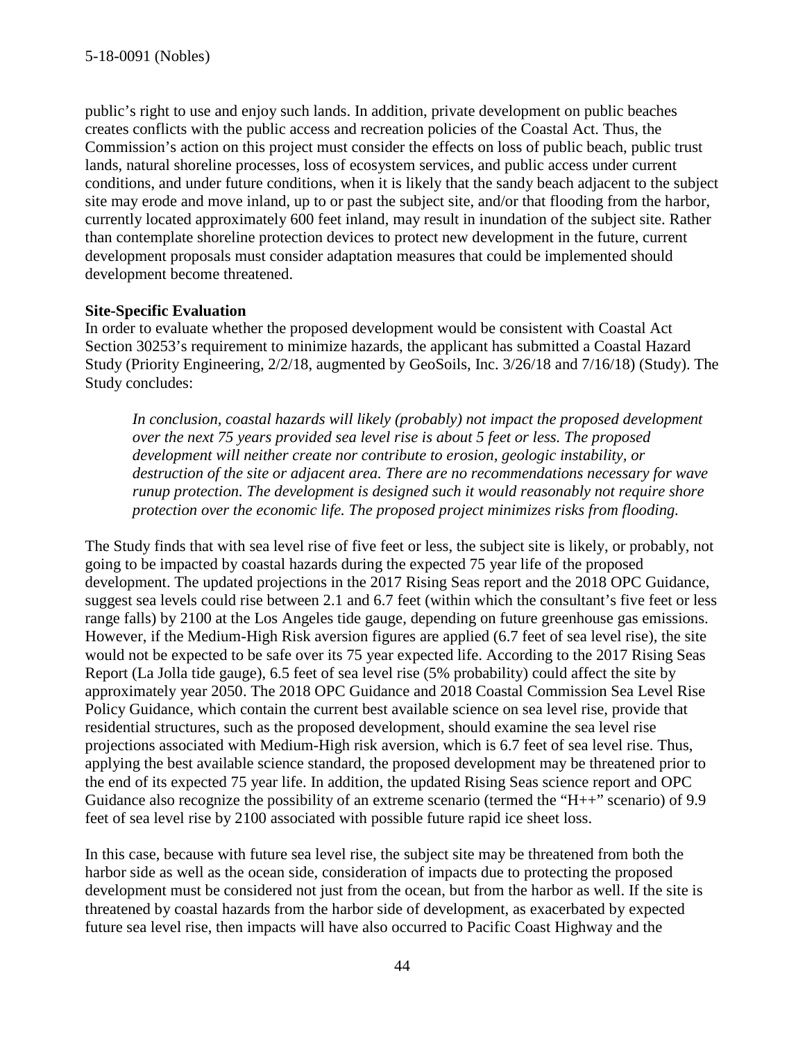public's right to use and enjoy such lands. In addition, private development on public beaches creates conflicts with the public access and recreation policies of the Coastal Act. Thus, the Commission's action on this project must consider the effects on loss of public beach, public trust lands, natural shoreline processes, loss of ecosystem services, and public access under current conditions, and under future conditions, when it is likely that the sandy beach adjacent to the subject site may erode and move inland, up to or past the subject site, and/or that flooding from the harbor, currently located approximately 600 feet inland, may result in inundation of the subject site. Rather than contemplate shoreline protection devices to protect new development in the future, current development proposals must consider adaptation measures that could be implemented should development become threatened.

**Site-Specific Evaluation**

In order to evaluate whether the proposed development would be consistent with Coastal Act Section 30253's requirement to minimize hazards, the applicant has submitted a Coastal Hazard Study (Priority Engineering, 2/2/18, augmented by GeoSoils, Inc. 3/26/18 and 7/16/18) (Study). The Study concludes:

> *In conclusion, coastal hazards will likely (probably) not impact the proposed development over the next 75 years provided sea level rise is about 5 feet or less. The proposed development will neither create nor contribute to erosion, geologic instability, or destruction of the site or adjacent area. There are no recommendations necessary for wave runup protection. The development is designed such it would reasonably not require shore protection over the economic life. The proposed project minimizes risks from flooding.*

The Study finds that with sea level rise of five feet or less, the subject site is likely, or probably, not going to be impacted by coastal hazards during the expected 75 year life of the proposed development. The updated projections in the 2017 Rising Seas report and the 2018 OPC Guidance, suggest sea levels could rise between 2.1 and 6.7 feet (within which the consultant's five feet or less range falls) by 2100 at the Los Angeles tide gauge, depending on future greenhouse gas emissions. However, if the Medium-High Risk aversion figures are applied (6.7 feet of sea level rise), the site would not be expected to be safe over its 75 year expected life. According to the 2017 Rising Seas Report (La Jolla tide gauge), 6.5 feet of sea level rise (5% probability) could affect the site by approximately year 2050. The 2018 OPC Guidance and 2018 Coastal Commission Sea Level Rise Policy Guidance, which contain the current best available science on sea level rise, provide that residential structures, such as the proposed development, should examine the sea level rise projections associated with Medium-High risk aversion, which is 6.7 feet of sea level rise. Thus, applying the best available science standard, the proposed development may be threatened prior to the end of its expected 75 year life. In addition, the updated Rising Seas science report and OPC Guidance also recognize the possibility of an extreme scenario (termed the "H++" scenario) of 9.9 feet of sea level rise by 2100 associated with possible future rapid ice sheet loss.

In this case, because with future sea level rise, the subject site may be threatened from both the harbor side as well as the ocean side, consideration of impacts due to protecting the proposed development must be considered not just from the ocean, but from the harbor as well. If the site is threatened by coastal hazards from the harbor side of development, as exacerbated by expected future sea level rise, then impacts will have also occurred to Pacific Coast Highway and the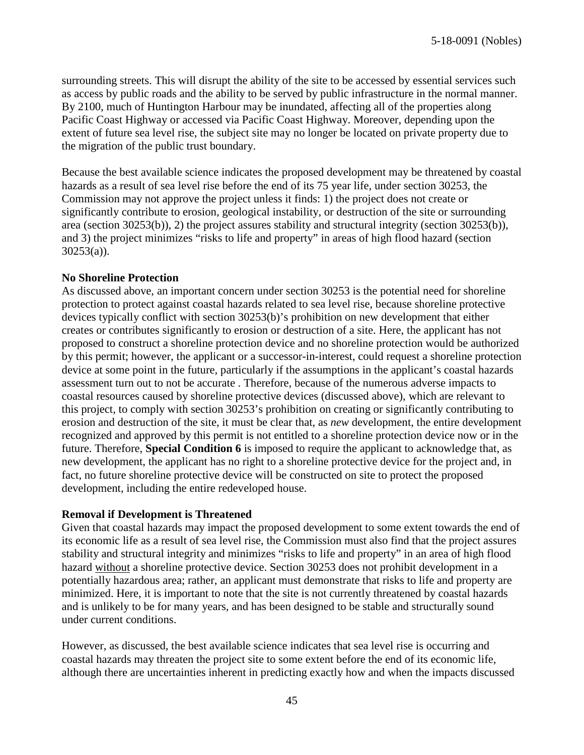surrounding streets. This will disrupt the ability of the site to be accessed by essential services such as access by public roads and the ability to be served by public infrastructure in the normal manner. By 2100, much of Huntington Harbour may be inundated, affecting all of the properties along Pacific Coast Highway or accessed via Pacific Coast Highway. Moreover, depending upon the extent of future sea level rise, the subject site may no longer be located on private property due to the migration of the public trust boundary.

Because the best available science indicates the proposed development may be threatened by coastal hazards as a result of sea level rise before the end of its 75 year life, under section 30253, the Commission may not approve the project unless it finds: 1) the project does not create or significantly contribute to erosion, geological instability, or destruction of the site or surrounding area (section 30253(b)), 2) the project assures stability and structural integrity (section 30253(b)), and 3) the project minimizes "risks to life and property" in areas of high flood hazard (section 30253(a)).

**No Shoreline Protection**

As discussed above, an important concern under section 30253 is the potential need for shoreline protection to protect against coastal hazards related to sea level rise, because shoreline protective devices typically conflict with section 30253(b)'s prohibition on new development that either creates or contributes significantly to erosion or destruction of a site. Here, the applicant has not proposed to construct a shoreline protection device and no shoreline protection would be authorized by this permit; however, the applicant or a successor-in-interest, could request a shoreline protection device at some point in the future, particularly if the assumptions in the applicant's coastal hazards assessment turn out to not be accurate . Therefore, because of the numerous adverse impacts to coastal resources caused by shoreline protective devices (discussed above), which are relevant to this project, to comply with section 30253's prohibition on creating or significantly contributing to erosion and destruction of the site, it must be clear that, as *new* development, the entire development recognized and approved by this permit is not entitled to a shoreline protection device now or in the future. Therefore, **Special Condition 6** is imposed to require the applicant to acknowledge that, as new development, the applicant has no right to a shoreline protective device for the project and, in fact, no future shoreline protective device will be constructed on site to protect the proposed development, including the entire redeveloped house.

**Removal if Development is Threatened**

Given that coastal hazards may impact the proposed development to some extent towards the end of its economic life as a result of sea level rise, the Commission must also find that the project assures stability and structural integrity and minimizes "risks to life and property" in an area of high flood hazard without a shoreline protective device. Section 30253 does not prohibit development in a potentially hazardous area; rather, an applicant must demonstrate that risks to life and property are minimized. Here, it is important to note that the site is not currently threatened by coastal hazards and is unlikely to be for many years, and has been designed to be stable and structurally sound under current conditions.

However, as discussed, the best available science indicates that sea level rise is occurring and coastal hazards may threaten the project site to some extent before the end of its economic life, although there are uncertainties inherent in predicting exactly how and when the impacts discussed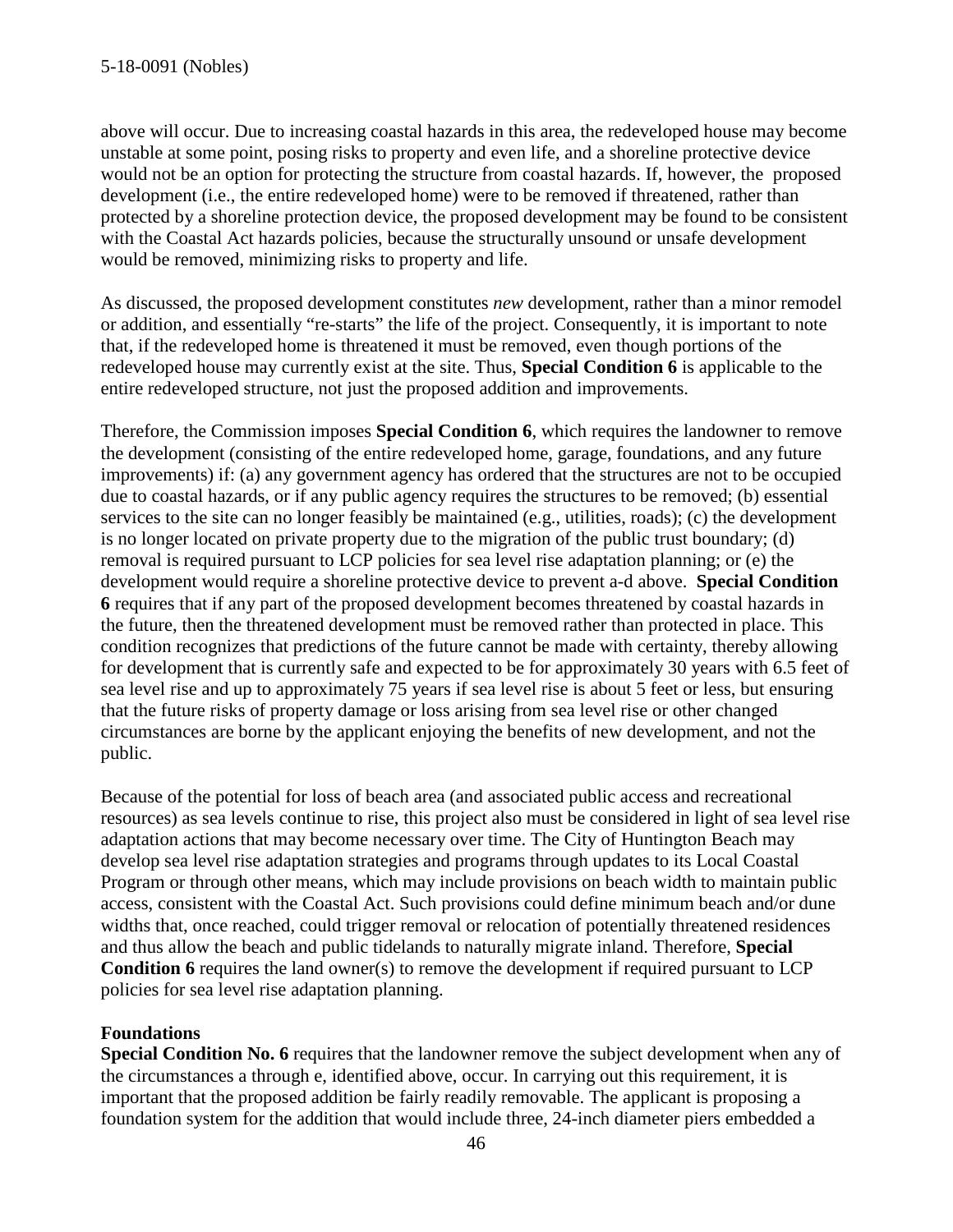above will occur. Due to increasing coastal hazards in this area, the redeveloped house may become unstable at some point, posing risks to property and even life, and a shoreline protective device would not be an option for protecting the structure from coastal hazards. If, however, the proposed development (i.e., the entire redeveloped home) were to be removed if threatened, rather than protected by a shoreline protection device, the proposed development may be found to be consistent with the Coastal Act hazards policies, because the structurally unsound or unsafe development would be removed, minimizing risks to property and life.

As discussed, the proposed development constitutes *new* development, rather than a minor remodel or addition, and essentially "re-starts" the life of the project. Consequently, it is important to note that, if the redeveloped home is threatened it must be removed, even though portions of the redeveloped house may currently exist at the site. Thus, **Special Condition 6** is applicable to the entire redeveloped structure, not just the proposed addition and improvements.

Therefore, the Commission imposes **Special Condition 6**, which requires the landowner to remove the development (consisting of the entire redeveloped home, garage, foundations, and any future improvements) if: (a) any government agency has ordered that the structures are not to be occupied due to coastal hazards, or if any public agency requires the structures to be removed; (b) essential services to the site can no longer feasibly be maintained (e.g., utilities, roads); (c) the development is no longer located on private property due to the migration of the public trust boundary; (d) removal is required pursuant to LCP policies for sea level rise adaptation planning; or (e) the development would require a shoreline protective device to prevent a-d above. **Special Condition 6** requires that if any part of the proposed development becomes threatened by coastal hazards in the future, then the threatened development must be removed rather than protected in place. This condition recognizes that predictions of the future cannot be made with certainty, thereby allowing for development that is currently safe and expected to be for approximately 30 years with 6.5 feet of sea level rise and up to approximately 75 years if sea level rise is about 5 feet or less, but ensuring that the future risks of property damage or loss arising from sea level rise or other changed circumstances are borne by the applicant enjoying the benefits of new development, and not the public.

Because of the potential for loss of beach area (and associated public access and recreational resources) as sea levels continue to rise, this project also must be considered in light of sea level rise adaptation actions that may become necessary over time. The City of Huntington Beach may develop sea level rise adaptation strategies and programs through updates to its Local Coastal Program or through other means, which may include provisions on beach width to maintain public access, consistent with the Coastal Act. Such provisions could define minimum beach and/or dune widths that, once reached, could trigger removal or relocation of potentially threatened residences and thus allow the beach and public tidelands to naturally migrate inland. Therefore, **Special Condition 6** requires the land owner(s) to remove the development if required pursuant to LCP policies for sea level rise adaptation planning.

**Foundations**

**Special Condition No. 6** requires that the landowner remove the subject development when any of the circumstances a through e, identified above, occur. In carrying out this requirement, it is important that the proposed addition be fairly readily removable. The applicant is proposing a foundation system for the addition that would include three, 24-inch diameter piers embedded a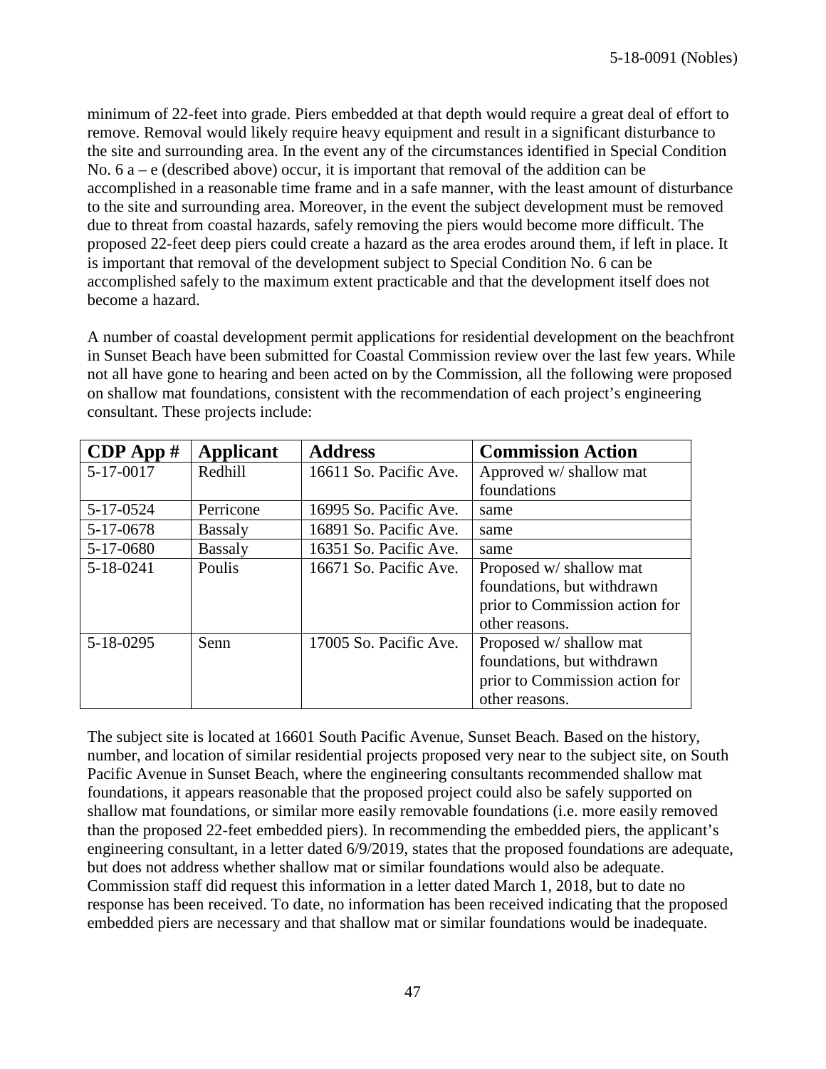minimum of 22-feet into grade. Piers embedded at that depth would require a great deal of effort to remove. Removal would likely require heavy equipment and result in a significant disturbance to the site and surrounding area. In the event any of the circumstances identified in Special Condition No. 6 a – e (described above) occur, it is important that removal of the addition can be accomplished in a reasonable time frame and in a safe manner, with the least amount of disturbance to the site and surrounding area. Moreover, in the event the subject development must be removed due to threat from coastal hazards, safely removing the piers would become more difficult. The proposed 22-feet deep piers could create a hazard as the area erodes around them, if left in place. It is important that removal of the development subject to Special Condition No. 6 can be accomplished safely to the maximum extent practicable and that the development itself does not become a hazard.

A number of coastal development permit applications for residential development on the beachfront in Sunset Beach have been submitted for Coastal Commission review over the last few years. While not all have gone to hearing and been acted on by the Commission, all the following were proposed on shallow mat foundations, consistent with the recommendation of each project's engineering consultant. These projects include:

| CDP App # | Applicant | Address | Commission Action |
|---|---|---|---|
| 5-17-0017 | Redhill | 16611 So. Pacific Ave. | Approved w/ shallow mat foundations |
| 5-17-0524 | Perricone | 16995 So. Pacific Ave. | same |
| 5-17-0678 | Bassaly | 16891 So. Pacific Ave. | same |
| 5-17-0680 | Bassaly | 16351 So. Pacific Ave. | same |
| 5-18-0241 | Poulis | 16671 So. Pacific Ave. | Proposed w/ shallow mat foundations, but withdrawn prior to Commission action for other reasons. |
| 5-18-0295 | Senn | 17005 So. Pacific Ave. | Proposed w/ shallow mat foundations, but withdrawn prior to Commission action for other reasons. |

The subject site is located at 16601 South Pacific Avenue, Sunset Beach. Based on the history, number, and location of similar residential projects proposed very near to the subject site, on South Pacific Avenue in Sunset Beach, where the engineering consultants recommended shallow mat foundations, it appears reasonable that the proposed project could also be safely supported on shallow mat foundations, or similar more easily removable foundations (i.e. more easily removed than the proposed 22-feet embedded piers). In recommending the embedded piers, the applicant's engineering consultant, in a letter dated 6/9/2019, states that the proposed foundations are adequate, but does not address whether shallow mat or similar foundations would also be adequate. Commission staff did request this information in a letter dated March 1, 2018, but to date no response has been received. To date, no information has been received indicating that the proposed embedded piers are necessary and that shallow mat or similar foundations would be inadequate.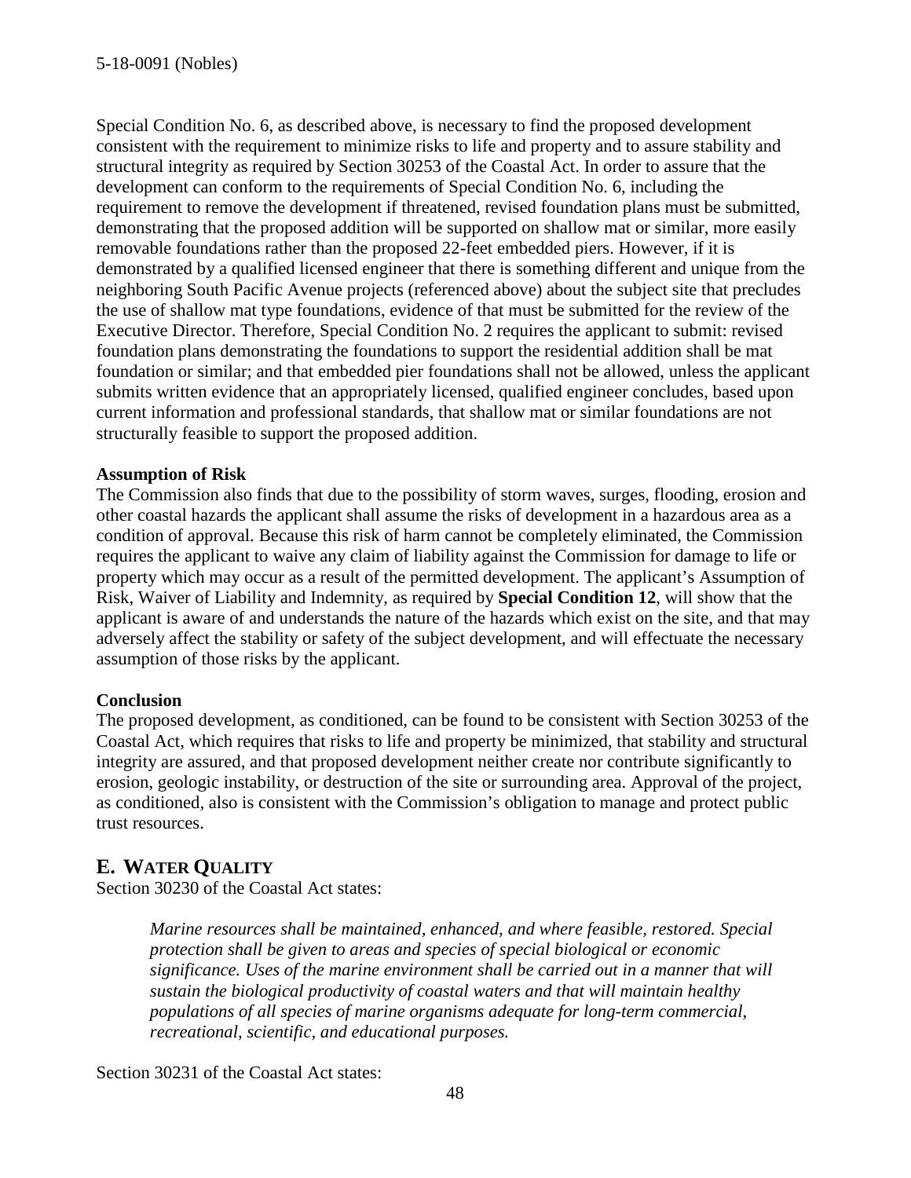Special Condition No. 6, as described above, is necessary to find the proposed development consistent with the requirement to minimize risks to life and property and to assure stability and structural integrity as required by Section 30253 of the Coastal Act. In order to assure that the development can conform to the requirements of Special Condition No. 6, including the requirement to remove the development if threatened, revised foundation plans must be submitted, demonstrating that the proposed addition will be supported on shallow mat or similar, more easily removable foundations rather than the proposed 22-feet embedded piers. However, if it is demonstrated by a qualified licensed engineer that there is something different and unique from the neighboring South Pacific Avenue projects (referenced above) about the subject site that precludes the use of shallow mat type foundations, evidence of that must be submitted for the review of the Executive Director. Therefore, Special Condition No. 2 requires the applicant to submit: revised foundation plans demonstrating the foundations to support the residential addition shall be mat foundation or similar; and that embedded pier foundations shall not be allowed, unless the applicant submits written evidence that an appropriately licensed, qualified engineer concludes, based upon current information and professional standards, that shallow mat or similar foundations are not structurally feasible to support the proposed addition.

**Assumption of Risk**

The Commission also finds that due to the possibility of storm waves, surges, flooding, erosion and other coastal hazards the applicant shall assume the risks of development in a hazardous area as a condition of approval. Because this risk of harm cannot be completely eliminated, the Commission requires the applicant to waive any claim of liability against the Commission for damage to life or property which may occur as a result of the permitted development. The applicant's Assumption of Risk, Waiver of Liability and Indemnity, as required by **Special Condition 12**, will show that the applicant is aware of and understands the nature of the hazards which exist on the site, and that may adversely affect the stability or safety of the subject development, and will effectuate the necessary assumption of those risks by the applicant.

**Conclusion**

The proposed development, as conditioned, can be found to be consistent with Section 30253 of the Coastal Act, which requires that risks to life and property be minimized, that stability and structural integrity are assured, and that proposed development neither create nor contribute significantly to erosion, geologic instability, or destruction of the site or surrounding area. Approval of the project, as conditioned, also is consistent with the Commission's obligation to manage and protect public trust resources.

## E. WATER QUALITY

Section 30230 of the Coastal Act states:

> *Marine resources shall be maintained, enhanced, and where feasible, restored. Special protection shall be given to areas and species of special biological or economic significance. Uses of the marine environment shall be carried out in a manner that will sustain the biological productivity of coastal waters and that will maintain healthy populations of all species of marine organisms adequate for long-term commercial, recreational, scientific, and educational purposes.*

Section 30231 of the Coastal Act states: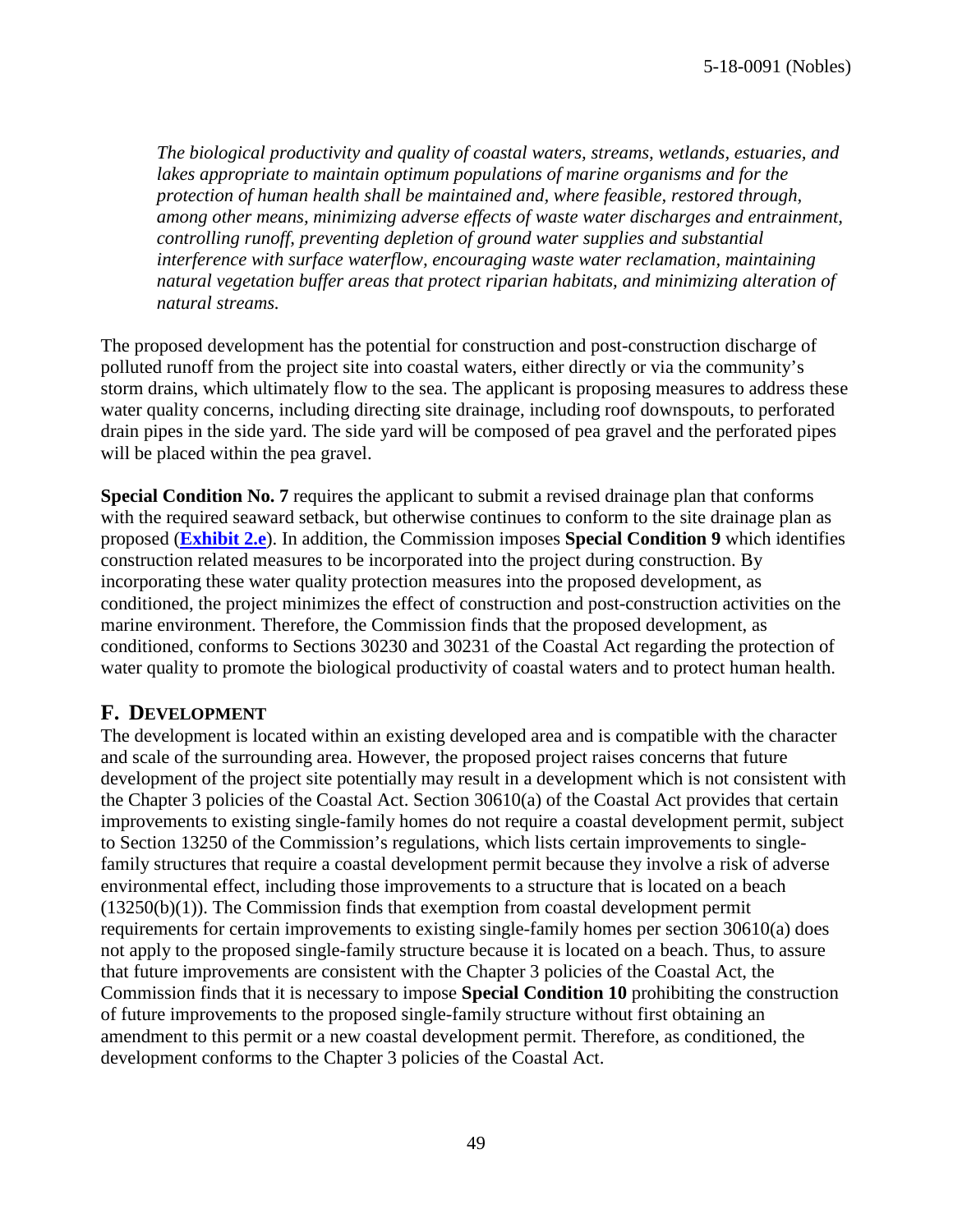*The biological productivity and quality of coastal waters, streams, wetlands, estuaries, and lakes appropriate to maintain optimum populations of marine organisms and for the protection of human health shall be maintained and, where feasible, restored through, among other means, minimizing adverse effects of waste water discharges and entrainment, controlling runoff, preventing depletion of ground water supplies and substantial interference with surface waterflow, encouraging waste water reclamation, maintaining natural vegetation buffer areas that protect riparian habitats, and minimizing alteration of natural streams.*

The proposed development has the potential for construction and post-construction discharge of polluted runoff from the project site into coastal waters, either directly or via the community's storm drains, which ultimately flow to the sea. The applicant is proposing measures to address these water quality concerns, including directing site drainage, including roof downspouts, to perforated drain pipes in the side yard. The side yard will be composed of pea gravel and the perforated pipes will be placed within the pea gravel.

**Special Condition No. 7** requires the applicant to submit a revised drainage plan that conforms with the required seaward setback, but otherwise continues to conform to the site drainage plan as proposed (**Exhibit 2.e**). In addition, the Commission imposes **Special Condition 9** which identifies construction related measures to be incorporated into the project during construction. By incorporating these water quality protection measures into the proposed development, as conditioned, the project minimizes the effect of construction and post-construction activities on the marine environment. Therefore, the Commission finds that the proposed development, as conditioned, conforms to Sections 30230 and 30231 of the Coastal Act regarding the protection of water quality to promote the biological productivity of coastal waters and to protect human health.

## F. DEVELOPMENT

The development is located within an existing developed area and is compatible with the character and scale of the surrounding area. However, the proposed project raises concerns that future development of the project site potentially may result in a development which is not consistent with the Chapter 3 policies of the Coastal Act. Section 30610(a) of the Coastal Act provides that certain improvements to existing single-family homes do not require a coastal development permit, subject to Section 13250 of the Commission's regulations, which lists certain improvements to single-family structures that require a coastal development permit because they involve a risk of adverse environmental effect, including those improvements to a structure that is located on a beach (13250(b)(1)). The Commission finds that exemption from coastal development permit requirements for certain improvements to existing single-family homes per section 30610(a) does not apply to the proposed single-family structure because it is located on a beach. Thus, to assure that future improvements are consistent with the Chapter 3 policies of the Coastal Act, the Commission finds that it is necessary to impose **Special Condition 10** prohibiting the construction of future improvements to the proposed single-family structure without first obtaining an amendment to this permit or a new coastal development permit. Therefore, as conditioned, the development conforms to the Chapter 3 policies of the Coastal Act.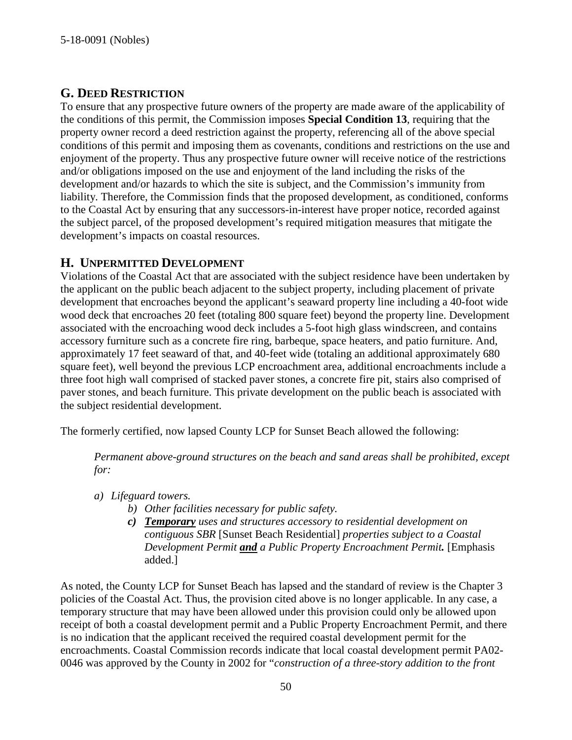## G. DEED RESTRICTION

To ensure that any prospective future owners of the property are made aware of the applicability of the conditions of this permit, the Commission imposes **Special Condition 13**, requiring that the property owner record a deed restriction against the property, referencing all of the above special conditions of this permit and imposing them as covenants, conditions and restrictions on the use and enjoyment of the property. Thus any prospective future owner will receive notice of the restrictions and/or obligations imposed on the use and enjoyment of the land including the risks of the development and/or hazards to which the site is subject, and the Commission's immunity from liability. Therefore, the Commission finds that the proposed development, as conditioned, conforms to the Coastal Act by ensuring that any successors-in-interest have proper notice, recorded against the subject parcel, of the proposed development's required mitigation measures that mitigate the development's impacts on coastal resources.

## H. UNPERMITTED DEVELOPMENT

Violations of the Coastal Act that are associated with the subject residence have been undertaken by the applicant on the public beach adjacent to the subject property, including placement of private development that encroaches beyond the applicant's seaward property line including a 40-foot wide wood deck that encroaches 20 feet (totaling 800 square feet) beyond the property line. Development associated with the encroaching wood deck includes a 5-foot high glass windscreen, and contains accessory furniture such as a concrete fire ring, barbeque, space heaters, and patio furniture. And, approximately 17 feet seaward of that, and 40-feet wide (totaling an additional approximately 680 square feet), well beyond the previous LCP encroachment area, additional encroachments include a three foot high wall comprised of stacked paver stones, a concrete fire pit, stairs also comprised of paver stones, and beach furniture. This private development on the public beach is associated with the subject residential development.

The formerly certified, now lapsed County LCP for Sunset Beach allowed the following:

> *Permanent above-ground structures on the beach and sand areas shall be prohibited, except for:*
>
> *a) Lifeguard towers.*
>
> *b) Other facilities necessary for public safety.*
>
> ***c) Temporary** uses and structures accessory to residential development on contiguous SBR* [Sunset Beach Residential] *properties subject to a Coastal Development Permit **and** a Public Property Encroachment Permit.* [Emphasis added.]

As noted, the County LCP for Sunset Beach has lapsed and the standard of review is the Chapter 3 policies of the Coastal Act. Thus, the provision cited above is no longer applicable. In any case, a temporary structure that may have been allowed under this provision could only be allowed upon receipt of both a coastal development permit and a Public Property Encroachment Permit, and there is no indication that the applicant received the required coastal development permit for the encroachments. Coastal Commission records indicate that local coastal development permit PA02-0046 was approved by the County in 2002 for "*construction of a three-story addition to the front*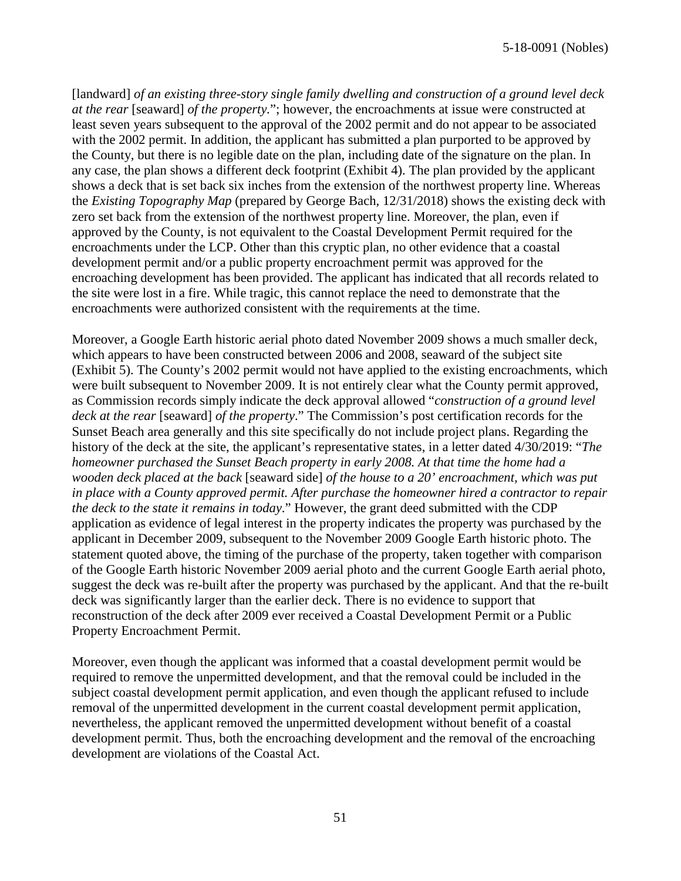[landward] *of an existing three-story single family dwelling and construction of a ground level deck at the rear* [seaward] *of the property.*"; however, the encroachments at issue were constructed at least seven years subsequent to the approval of the 2002 permit and do not appear to be associated with the 2002 permit. In addition, the applicant has submitted a plan purported to be approved by the County, but there is no legible date on the plan, including date of the signature on the plan. In any case, the plan shows a different deck footprint (Exhibit 4). The plan provided by the applicant shows a deck that is set back six inches from the extension of the northwest property line. Whereas the *Existing Topography Map* (prepared by George Bach, 12/31/2018) shows the existing deck with zero set back from the extension of the northwest property line. Moreover, the plan, even if approved by the County, is not equivalent to the Coastal Development Permit required for the encroachments under the LCP. Other than this cryptic plan, no other evidence that a coastal development permit and/or a public property encroachment permit was approved for the encroaching development has been provided. The applicant has indicated that all records related to the site were lost in a fire. While tragic, this cannot replace the need to demonstrate that the encroachments were authorized consistent with the requirements at the time.

Moreover, a Google Earth historic aerial photo dated November 2009 shows a much smaller deck, which appears to have been constructed between 2006 and 2008, seaward of the subject site (Exhibit 5). The County's 2002 permit would not have applied to the existing encroachments, which were built subsequent to November 2009. It is not entirely clear what the County permit approved, as Commission records simply indicate the deck approval allowed "*construction of a ground level deck at the rear* [seaward] *of the property*." The Commission's post certification records for the Sunset Beach area generally and this site specifically do not include project plans. Regarding the history of the deck at the site, the applicant's representative states, in a letter dated 4/30/2019: "*The homeowner purchased the Sunset Beach property in early 2008. At that time the home had a wooden deck placed at the back* [seaward side] *of the house to a 20' encroachment, which was put in place with a County approved permit. After purchase the homeowner hired a contractor to repair the deck to the state it remains in today*." However, the grant deed submitted with the CDP application as evidence of legal interest in the property indicates the property was purchased by the applicant in December 2009, subsequent to the November 2009 Google Earth historic photo. The statement quoted above, the timing of the purchase of the property, taken together with comparison of the Google Earth historic November 2009 aerial photo and the current Google Earth aerial photo, suggest the deck was re-built after the property was purchased by the applicant. And that the re-built deck was significantly larger than the earlier deck. There is no evidence to support that reconstruction of the deck after 2009 ever received a Coastal Development Permit or a Public Property Encroachment Permit.

Moreover, even though the applicant was informed that a coastal development permit would be required to remove the unpermitted development, and that the removal could be included in the subject coastal development permit application, and even though the applicant refused to include removal of the unpermitted development in the current coastal development permit application, nevertheless, the applicant removed the unpermitted development without benefit of a coastal development permit. Thus, both the encroaching development and the removal of the encroaching development are violations of the Coastal Act.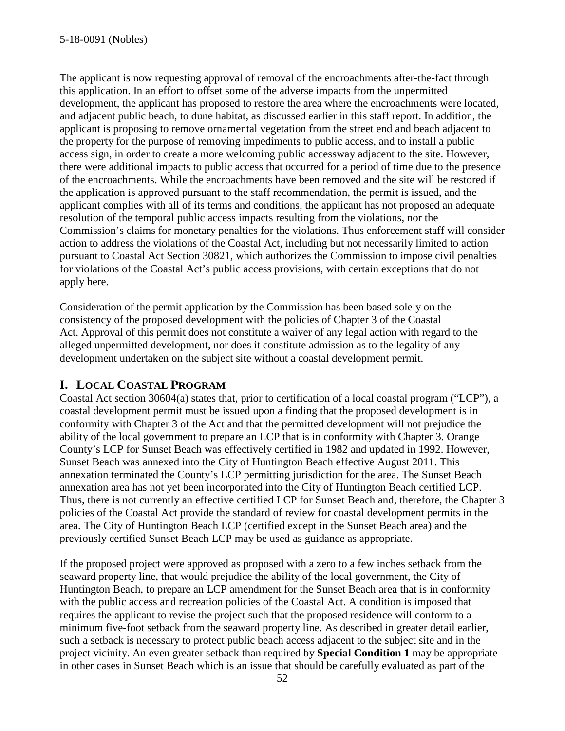The applicant is now requesting approval of removal of the encroachments after-the-fact through this application. In an effort to offset some of the adverse impacts from the unpermitted development, the applicant has proposed to restore the area where the encroachments were located, and adjacent public beach, to dune habitat, as discussed earlier in this staff report. In addition, the applicant is proposing to remove ornamental vegetation from the street end and beach adjacent to the property for the purpose of removing impediments to public access, and to install a public access sign, in order to create a more welcoming public accessway adjacent to the site. However, there were additional impacts to public access that occurred for a period of time due to the presence of the encroachments. While the encroachments have been removed and the site will be restored if the application is approved pursuant to the staff recommendation, the permit is issued, and the applicant complies with all of its terms and conditions, the applicant has not proposed an adequate resolution of the temporal public access impacts resulting from the violations, nor the Commission's claims for monetary penalties for the violations. Thus enforcement staff will consider action to address the violations of the Coastal Act, including but not necessarily limited to action pursuant to Coastal Act Section 30821, which authorizes the Commission to impose civil penalties for violations of the Coastal Act's public access provisions, with certain exceptions that do not apply here.

Consideration of the permit application by the Commission has been based solely on the consistency of the proposed development with the policies of Chapter 3 of the Coastal Act. Approval of this permit does not constitute a waiver of any legal action with regard to the alleged unpermitted development, nor does it constitute admission as to the legality of any development undertaken on the subject site without a coastal development permit.

## I. LOCAL COASTAL PROGRAM

Coastal Act section 30604(a) states that, prior to certification of a local coastal program ("LCP"), a coastal development permit must be issued upon a finding that the proposed development is in conformity with Chapter 3 of the Act and that the permitted development will not prejudice the ability of the local government to prepare an LCP that is in conformity with Chapter 3. Orange County's LCP for Sunset Beach was effectively certified in 1982 and updated in 1992. However, Sunset Beach was annexed into the City of Huntington Beach effective August 2011. This annexation terminated the County's LCP permitting jurisdiction for the area. The Sunset Beach annexation area has not yet been incorporated into the City of Huntington Beach certified LCP. Thus, there is not currently an effective certified LCP for Sunset Beach and, therefore, the Chapter 3 policies of the Coastal Act provide the standard of review for coastal development permits in the area. The City of Huntington Beach LCP (certified except in the Sunset Beach area) and the previously certified Sunset Beach LCP may be used as guidance as appropriate.

If the proposed project were approved as proposed with a zero to a few inches setback from the seaward property line, that would prejudice the ability of the local government, the City of Huntington Beach, to prepare an LCP amendment for the Sunset Beach area that is in conformity with the public access and recreation policies of the Coastal Act. A condition is imposed that requires the applicant to revise the project such that the proposed residence will conform to a minimum five-foot setback from the seaward property line. As described in greater detail earlier, such a setback is necessary to protect public beach access adjacent to the subject site and in the project vicinity. An even greater setback than required by **Special Condition 1** may be appropriate in other cases in Sunset Beach which is an issue that should be carefully evaluated as part of the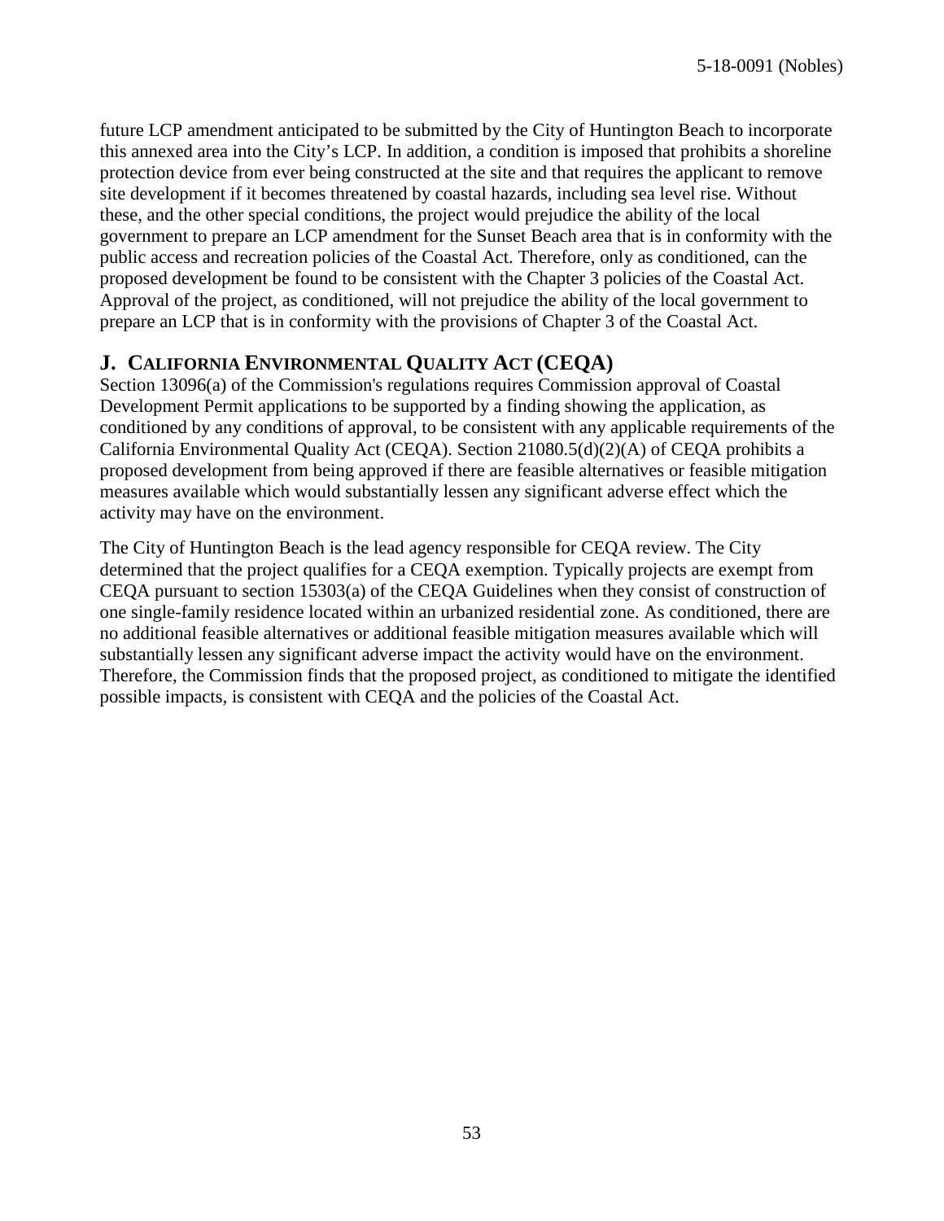future LCP amendment anticipated to be submitted by the City of Huntington Beach to incorporate this annexed area into the City's LCP. In addition, a condition is imposed that prohibits a shoreline protection device from ever being constructed at the site and that requires the applicant to remove site development if it becomes threatened by coastal hazards, including sea level rise. Without these, and the other special conditions, the project would prejudice the ability of the local government to prepare an LCP amendment for the Sunset Beach area that is in conformity with the public access and recreation policies of the Coastal Act. Therefore, only as conditioned, can the proposed development be found to be consistent with the Chapter 3 policies of the Coastal Act. Approval of the project, as conditioned, will not prejudice the ability of the local government to prepare an LCP that is in conformity with the provisions of Chapter 3 of the Coastal Act.

## J. CALIFORNIA ENVIRONMENTAL QUALITY ACT (CEQA)

Section 13096(a) of the Commission's regulations requires Commission approval of Coastal Development Permit applications to be supported by a finding showing the application, as conditioned by any conditions of approval, to be consistent with any applicable requirements of the California Environmental Quality Act (CEQA). Section 21080.5(d)(2)(A) of CEQA prohibits a proposed development from being approved if there are feasible alternatives or feasible mitigation measures available which would substantially lessen any significant adverse effect which the activity may have on the environment.

The City of Huntington Beach is the lead agency responsible for CEQA review. The City determined that the project qualifies for a CEQA exemption. Typically projects are exempt from CEQA pursuant to section 15303(a) of the CEQA Guidelines when they consist of construction of one single-family residence located within an urbanized residential zone. As conditioned, there are no additional feasible alternatives or additional feasible mitigation measures available which will substantially lessen any significant adverse impact the activity would have on the environment. Therefore, the Commission finds that the proposed project, as conditioned to mitigate the identified possible impacts, is consistent with CEQA and the policies of the Coastal Act.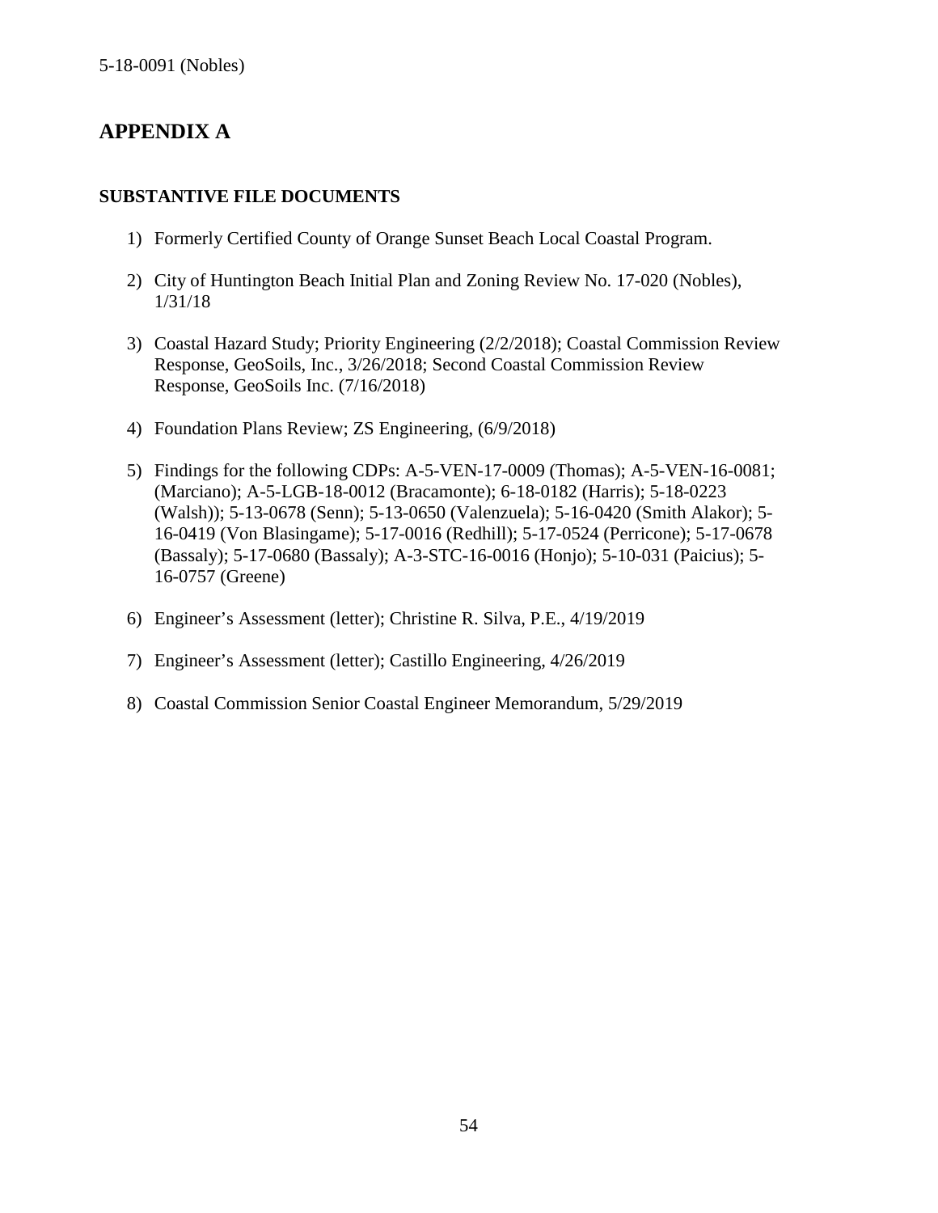# APPENDIX A

### SUBSTANTIVE FILE DOCUMENTS

1) Formerly Certified County of Orange Sunset Beach Local Coastal Program.
2) City of Huntington Beach Initial Plan and Zoning Review No. 17-020 (Nobles), 1/31/18
3) Coastal Hazard Study; Priority Engineering (2/2/2018); Coastal Commission Review Response, GeoSoils, Inc., 3/26/2018; Second Coastal Commission Review Response, GeoSoils Inc. (7/16/2018)
4) Foundation Plans Review; ZS Engineering, (6/9/2018)
5) Findings for the following CDPs: A-5-VEN-17-0009 (Thomas); A-5-VEN-16-0081; (Marciano); A-5-LGB-18-0012 (Bracamonte); 6-18-0182 (Harris); 5-18-0223 (Walsh)); 5-13-0678 (Senn); 5-13-0650 (Valenzuela); 5-16-0420 (Smith Alakor); 5-16-0419 (Von Blasingame); 5-17-0016 (Redhill); 5-17-0524 (Perricone); 5-17-0678 (Bassaly); 5-17-0680 (Bassaly); A-3-STC-16-0016 (Honjo); 5-10-031 (Paicius); 5-16-0757 (Greene)
6) Engineer's Assessment (letter); Christine R. Silva, P.E., 4/19/2019
7) Engineer's Assessment (letter); Castillo Engineering, 4/26/2019
8) Coastal Commission Senior Coastal Engineer Memorandum, 5/29/2019